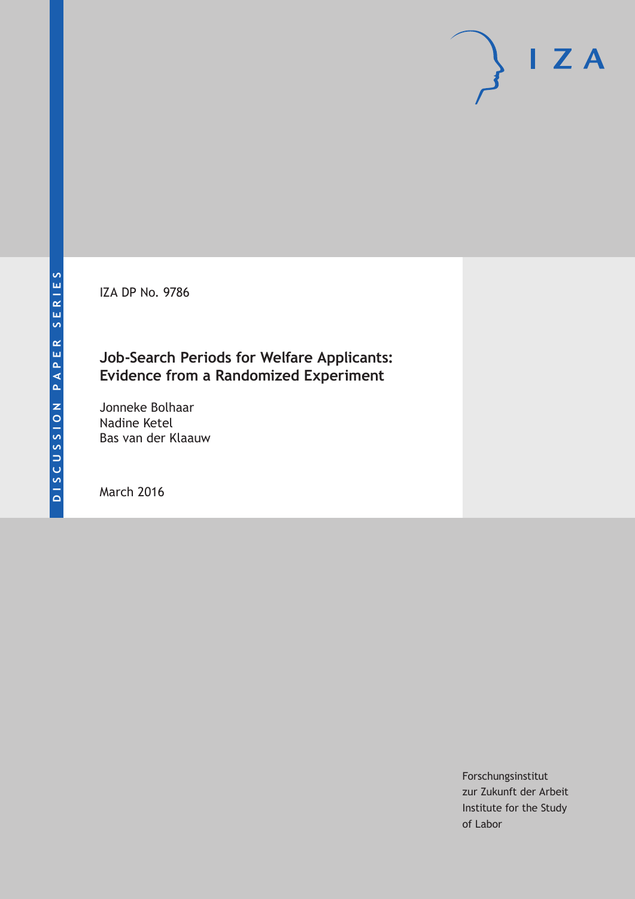DISCUSSION PAPER SERIES

IZA DP No. 9786

# Job-Search Periods for Welfare Applicants: Evidence from a Randomized Experiment

Jonneke Bolhaar
Nadine Ketel
Bas van der Klaauw

March 2016

Forschungsinstitut
zur Zukunft der Arbeit
Institute for the Study
of Labor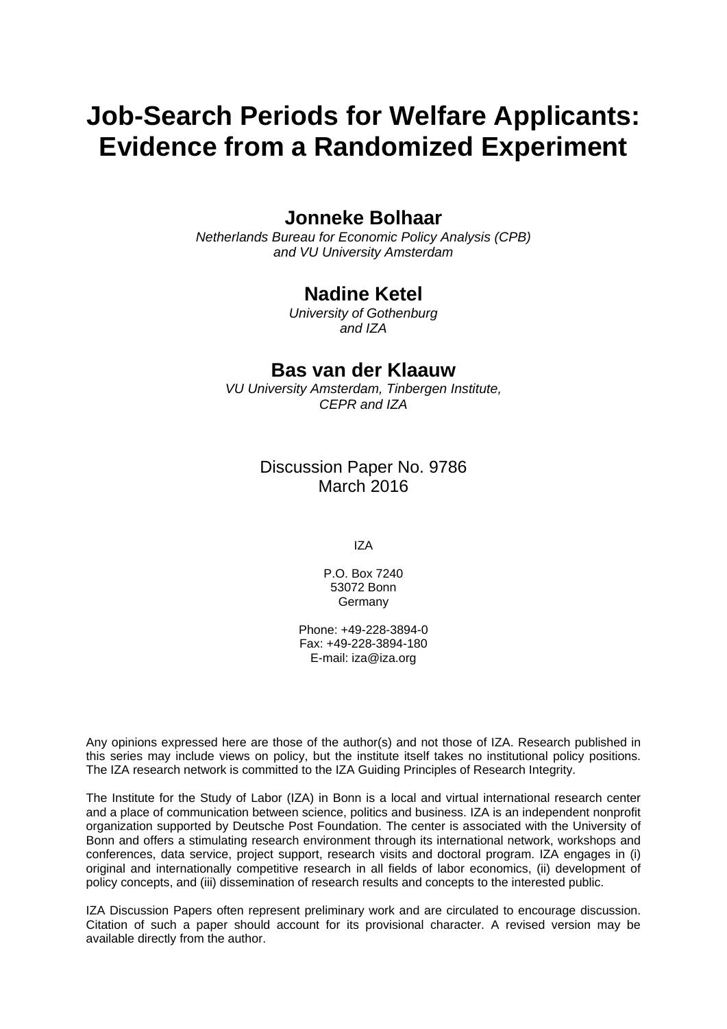# Job-Search Periods for Welfare Applicants: Evidence from a Randomized Experiment

**Jonneke Bolhaar**

*Netherlands Bureau for Economic Policy Analysis (CPB) and VU University Amsterdam*

**Nadine Ketel**

*University of Gothenburg and IZA*

**Bas van der Klaauw**

*VU University Amsterdam, Tinbergen Institute, CEPR and IZA*

Discussion Paper No. 9786
March 2016

IZA

P.O. Box 7240
53072 Bonn
Germany

Phone: +49-228-3894-0
Fax: +49-228-3894-180
E-mail: iza@iza.org

Any opinions expressed here are those of the author(s) and not those of IZA. Research published in this series may include views on policy, but the institute itself takes no institutional policy positions. The IZA research network is committed to the IZA Guiding Principles of Research Integrity.

The Institute for the Study of Labor (IZA) in Bonn is a local and virtual international research center and a place of communication between science, politics and business. IZA is an independent nonprofit organization supported by Deutsche Post Foundation. The center is associated with the University of Bonn and offers a stimulating research environment through its international network, workshops and conferences, data service, project support, research visits and doctoral program. IZA engages in (i) original and internationally competitive research in all fields of labor economics, (ii) development of policy concepts, and (iii) dissemination of research results and concepts to the interested public.

IZA Discussion Papers often represent preliminary work and are circulated to encourage discussion. Citation of such a paper should account for its provisional character. A revised version may be available directly from the author.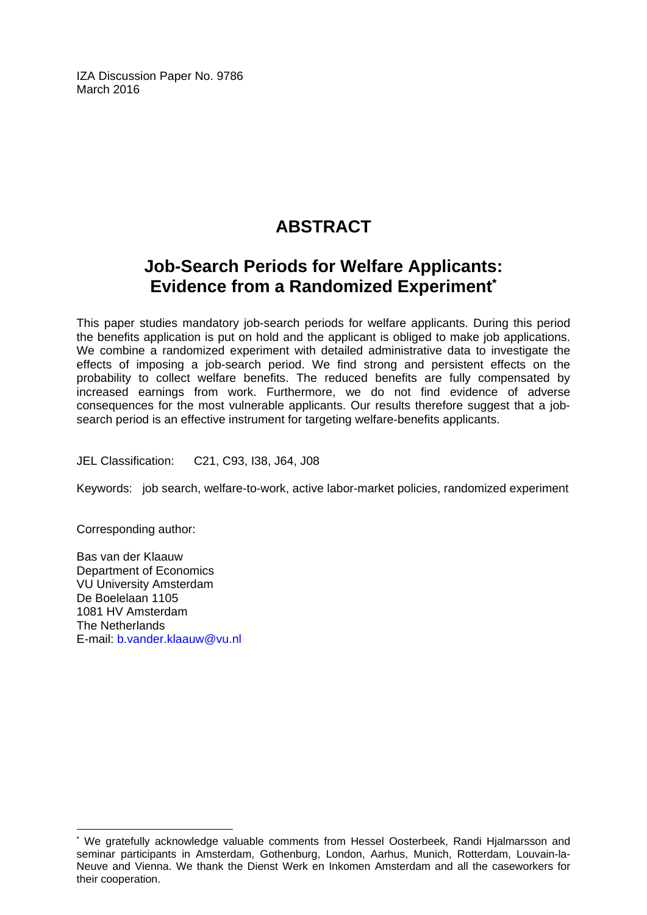IZA Discussion Paper No. 9786
March 2016

# ABSTRACT

## Job-Search Periods for Welfare Applicants: Evidence from a Randomized Experiment*

This paper studies mandatory job-search periods for welfare applicants. During this period the benefits application is put on hold and the applicant is obliged to make job applications. We combine a randomized experiment with detailed administrative data to investigate the effects of imposing a job-search period. We find strong and persistent effects on the probability to collect welfare benefits. The reduced benefits are fully compensated by increased earnings from work. Furthermore, we do not find evidence of adverse consequences for the most vulnerable applicants. Our results therefore suggest that a job-search period is an effective instrument for targeting welfare-benefits applicants.

JEL Classification: C21, C93, I38, J64, J08

Keywords: job search, welfare-to-work, active labor-market policies, randomized experiment

Corresponding author:

Bas van der Klaauw
Department of Economics
VU University Amsterdam
De Boelelaan 1105
1081 HV Amsterdam
The Netherlands
E-mail: b.vander.klaauw@vu.nl

---

* We gratefully acknowledge valuable comments from Hessel Oosterbeek, Randi Hjalmarsson and seminar participants in Amsterdam, Gothenburg, London, Aarhus, Munich, Rotterdam, Louvain-la-Neuve and Vienna. We thank the Dienst Werk en Inkomen Amsterdam and all the caseworkers for their cooperation.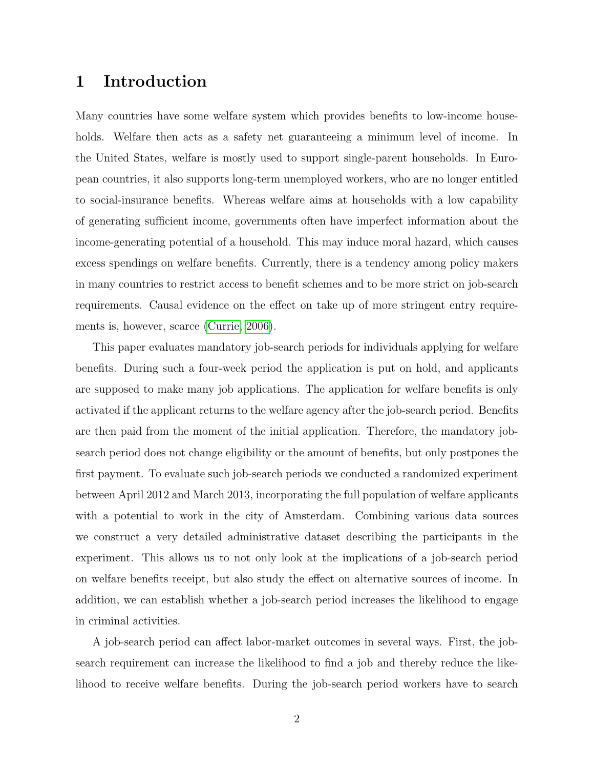# 1 Introduction

Many countries have some welfare system which provides benefits to low-income households. Welfare then acts as a safety net guaranteeing a minimum level of income. In the United States, welfare is mostly used to support single-parent households. In European countries, it also supports long-term unemployed workers, who are no longer entitled to social-insurance benefits. Whereas welfare aims at households with a low capability of generating sufficient income, governments often have imperfect information about the income-generating potential of a household. This may induce moral hazard, which causes excess spendings on welfare benefits. Currently, there is a tendency among policy makers in many countries to restrict access to benefit schemes and to be more strict on job-search requirements. Causal evidence on the effect on take up of more stringent entry requirements is, however, scarce (Currie, 2006).

This paper evaluates mandatory job-search periods for individuals applying for welfare benefits. During such a four-week period the application is put on hold, and applicants are supposed to make many job applications. The application for welfare benefits is only activated if the applicant returns to the welfare agency after the job-search period. Benefits are then paid from the moment of the initial application. Therefore, the mandatory job-search period does not change eligibility or the amount of benefits, but only postpones the first payment. To evaluate such job-search periods we conducted a randomized experiment between April 2012 and March 2013, incorporating the full population of welfare applicants with a potential to work in the city of Amsterdam. Combining various data sources we construct a very detailed administrative dataset describing the participants in the experiment. This allows us to not only look at the implications of a job-search period on welfare benefits receipt, but also study the effect on alternative sources of income. In addition, we can establish whether a job-search period increases the likelihood to engage in criminal activities.

A job-search period can affect labor-market outcomes in several ways. First, the job-search requirement can increase the likelihood to find a job and thereby reduce the likelihood to receive welfare benefits. During the job-search period workers have to search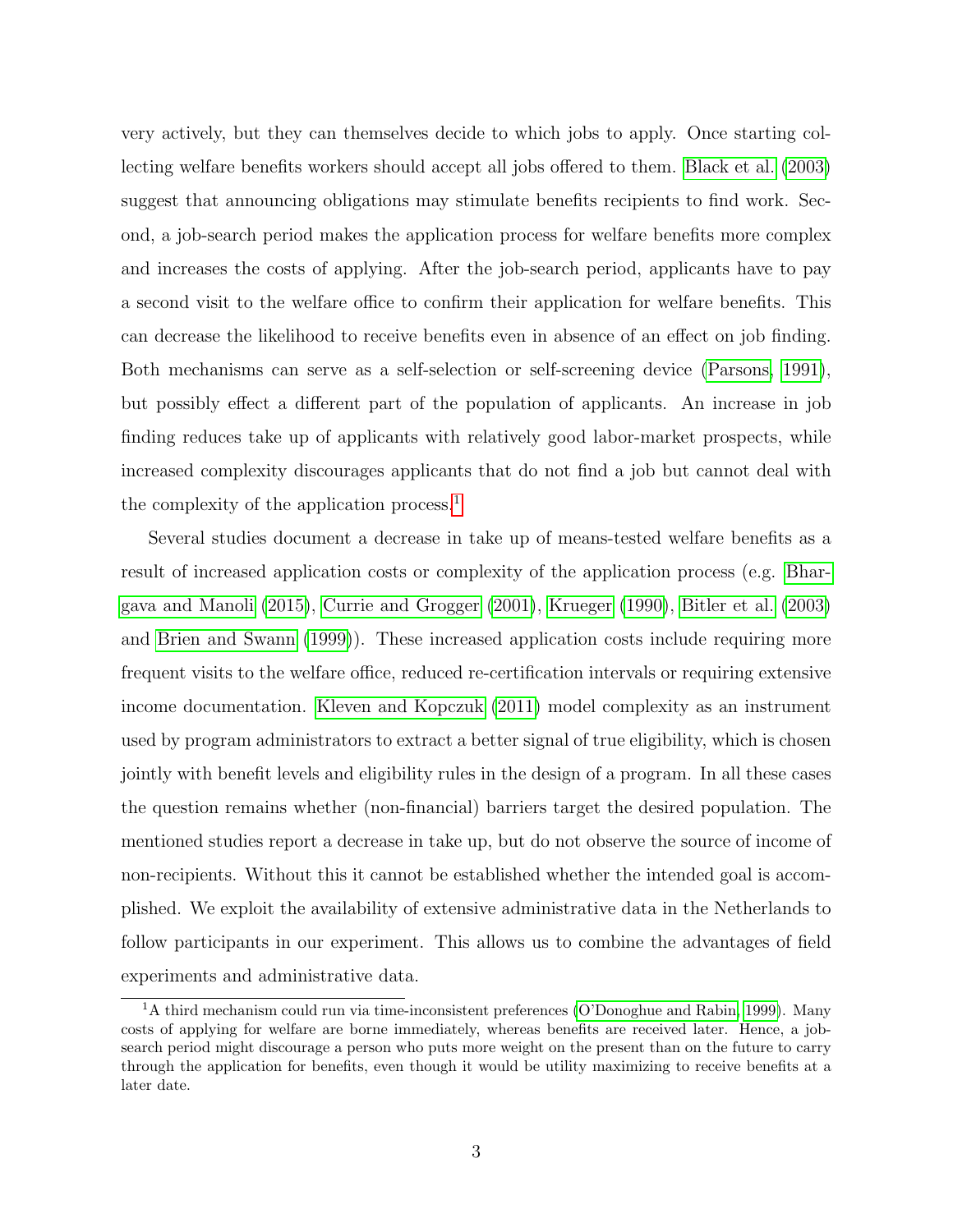very actively, but they can themselves decide to which jobs to apply. Once starting collecting welfare benefits workers should accept all jobs offered to them. Black et al. (2003) suggest that announcing obligations may stimulate benefits recipients to find work. Second, a job-search period makes the application process for welfare benefits more complex and increases the costs of applying. After the job-search period, applicants have to pay a second visit to the welfare office to confirm their application for welfare benefits. This can decrease the likelihood to receive benefits even in absence of an effect on job finding. Both mechanisms can serve as a self-selection or self-screening device (Parsons, 1991), but possibly effect a different part of the population of applicants. An increase in job finding reduces take up of applicants with relatively good labor-market prospects, while increased complexity discourages applicants that do not find a job but cannot deal with the complexity of the application process.[1]

Several studies document a decrease in take up of means-tested welfare benefits as a result of increased application costs or complexity of the application process (e.g. Bhargava and Manoli (2015), Currie and Grogger (2001), Krueger (1990), Bitler et al. (2003) and Brien and Swann (1999)). These increased application costs include requiring more frequent visits to the welfare office, reduced re-certification intervals or requiring extensive income documentation. Kleven and Kopczuk (2011) model complexity as an instrument used by program administrators to extract a better signal of true eligibility, which is chosen jointly with benefit levels and eligibility rules in the design of a program. In all these cases the question remains whether (non-financial) barriers target the desired population. The mentioned studies report a decrease in take up, but do not observe the source of income of non-recipients. Without this it cannot be established whether the intended goal is accomplished. We exploit the availability of extensive administrative data in the Netherlands to follow participants in our experiment. This allows us to combine the advantages of field experiments and administrative data.

[1] A third mechanism could run via time-inconsistent preferences (O'Donoghue and Rabin, 1999). Many costs of applying for welfare are borne immediately, whereas benefits are received later. Hence, a job-search period might discourage a person who puts more weight on the present than on the future to carry through the application for benefits, even though it would be utility maximizing to receive benefits at a later date.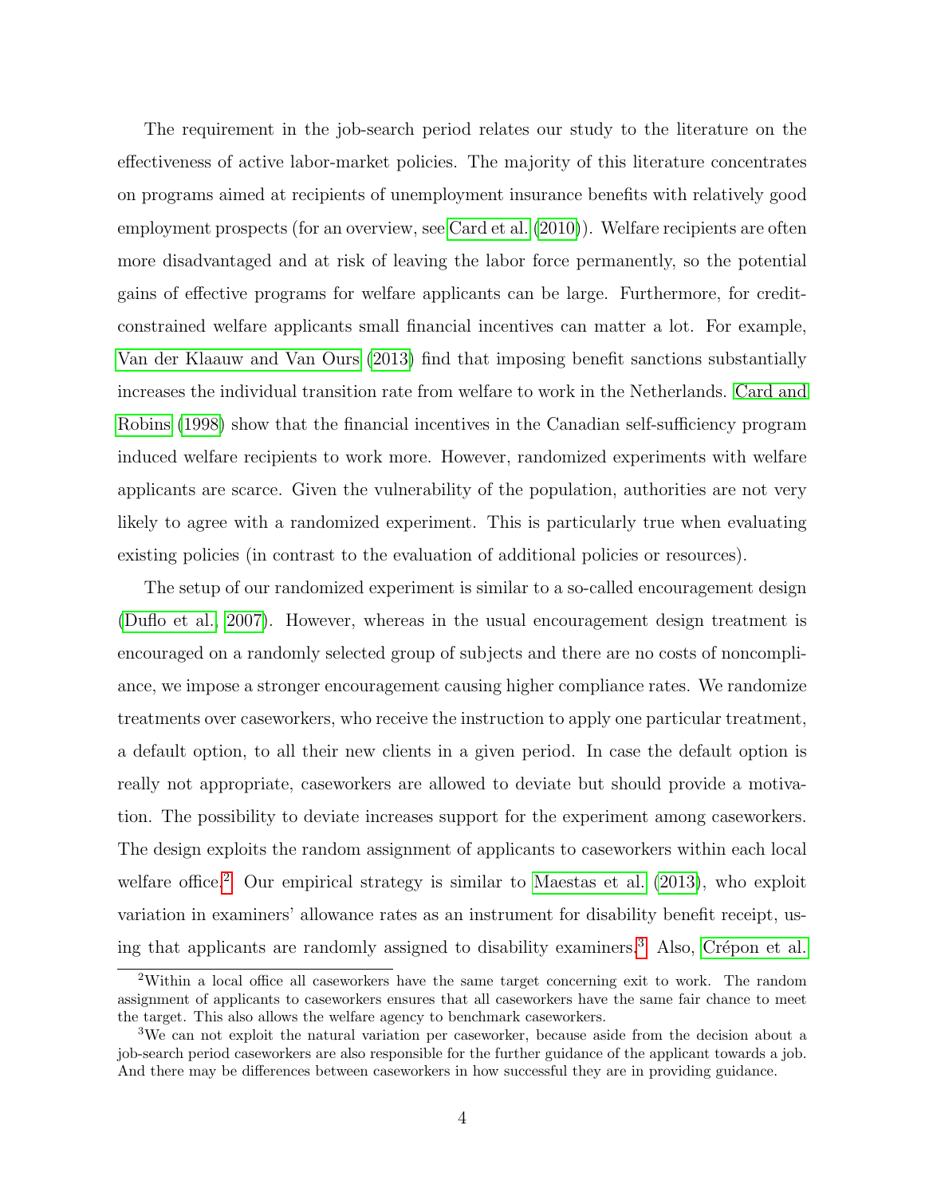The requirement in the job-search period relates our study to the literature on the effectiveness of active labor-market policies. The majority of this literature concentrates on programs aimed at recipients of unemployment insurance benefits with relatively good employment prospects (for an overview, see Card et al. (2010)). Welfare recipients are often more disadvantaged and at risk of leaving the labor force permanently, so the potential gains of effective programs for welfare applicants can be large. Furthermore, for credit-constrained welfare applicants small financial incentives can matter a lot. For example, Van der Klaauw and Van Ours (2013) find that imposing benefit sanctions substantially increases the individual transition rate from welfare to work in the Netherlands. Card and Robins (1998) show that the financial incentives in the Canadian self-sufficiency program induced welfare recipients to work more. However, randomized experiments with welfare applicants are scarce. Given the vulnerability of the population, authorities are not very likely to agree with a randomized experiment. This is particularly true when evaluating existing policies (in contrast to the evaluation of additional policies or resources).

The setup of our randomized experiment is similar to a so-called encouragement design (Duflo et al., 2007). However, whereas in the usual encouragement design treatment is encouraged on a randomly selected group of subjects and there are no costs of noncompliance, we impose a stronger encouragement causing higher compliance rates. We randomize treatments over caseworkers, who receive the instruction to apply one particular treatment, a default option, to all their new clients in a given period. In case the default option is really not appropriate, caseworkers are allowed to deviate but should provide a motivation. The possibility to deviate increases support for the experiment among caseworkers. The design exploits the random assignment of applicants to caseworkers within each local welfare office.[2] Our empirical strategy is similar to Maestas et al. (2013), who exploit variation in examiners' allowance rates as an instrument for disability benefit receipt, using that applicants are randomly assigned to disability examiners.[3] Also, Crépon et al.

[2]Within a local office all caseworkers have the same target concerning exit to work. The random assignment of applicants to caseworkers ensures that all caseworkers have the same fair chance to meet the target. This also allows the welfare agency to benchmark caseworkers.

[3]We can not exploit the natural variation per caseworker, because aside from the decision about a job-search period caseworkers are also responsible for the further guidance of the applicant towards a job. And there may be differences between caseworkers in how successful they are in providing guidance.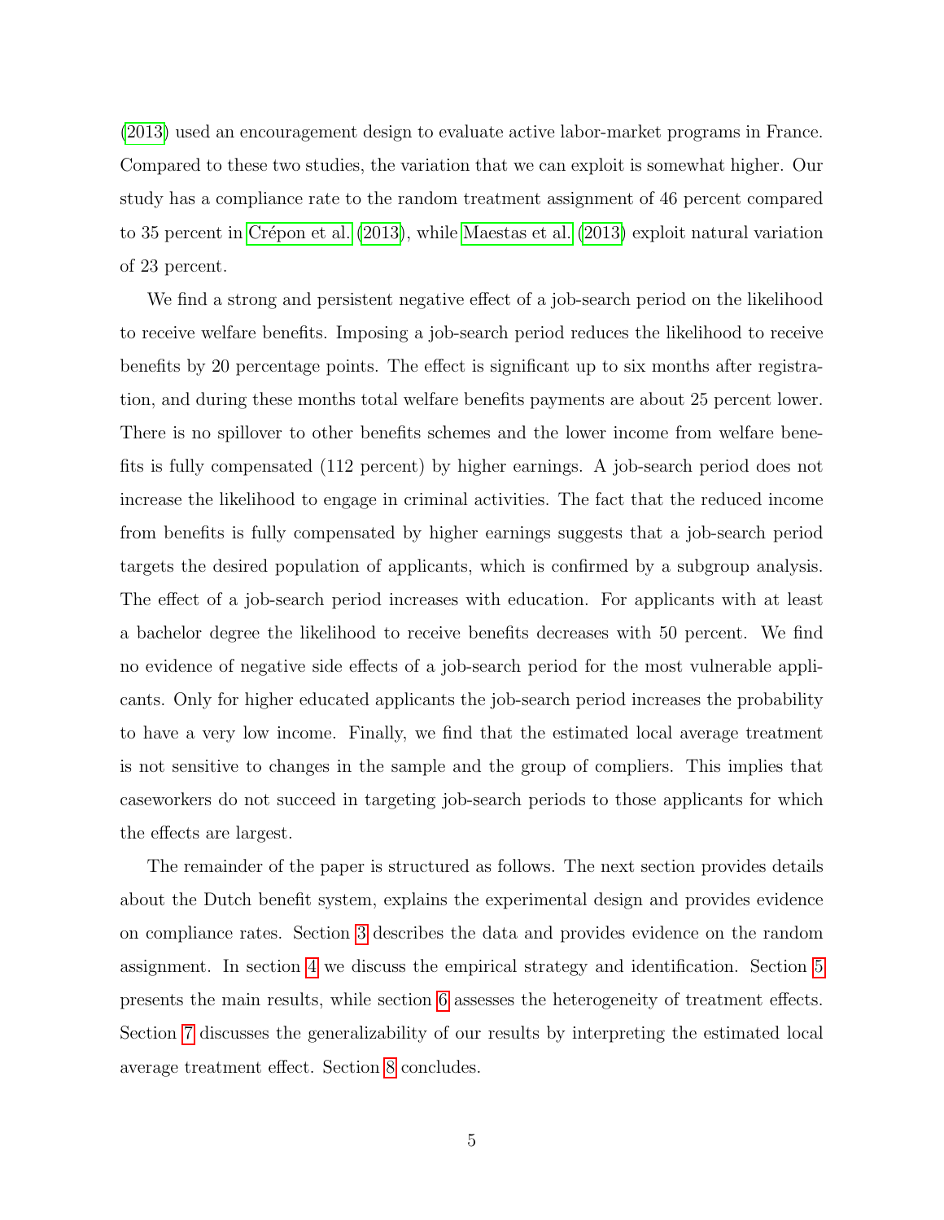(2013) used an encouragement design to evaluate active labor-market programs in France. Compared to these two studies, the variation that we can exploit is somewhat higher. Our study has a compliance rate to the random treatment assignment of 46 percent compared to 35 percent in Crépon et al. (2013), while Maestas et al. (2013) exploit natural variation of 23 percent.

We find a strong and persistent negative effect of a job-search period on the likelihood to receive welfare benefits. Imposing a job-search period reduces the likelihood to receive benefits by 20 percentage points. The effect is significant up to six months after registration, and during these months total welfare benefits payments are about 25 percent lower. There is no spillover to other benefits schemes and the lower income from welfare benefits is fully compensated (112 percent) by higher earnings. A job-search period does not increase the likelihood to engage in criminal activities. The fact that the reduced income from benefits is fully compensated by higher earnings suggests that a job-search period targets the desired population of applicants, which is confirmed by a subgroup analysis. The effect of a job-search period increases with education. For applicants with at least a bachelor degree the likelihood to receive benefits decreases with 50 percent. We find no evidence of negative side effects of a job-search period for the most vulnerable applicants. Only for higher educated applicants the job-search period increases the probability to have a very low income. Finally, we find that the estimated local average treatment is not sensitive to changes in the sample and the group of compliers. This implies that caseworkers do not succeed in targeting job-search periods to those applicants for which the effects are largest.

The remainder of the paper is structured as follows. The next section provides details about the Dutch benefit system, explains the experimental design and provides evidence on compliance rates. Section 3 describes the data and provides evidence on the random assignment. In section 4 we discuss the empirical strategy and identification. Section 5 presents the main results, while section 6 assesses the heterogeneity of treatment effects. Section 7 discusses the generalizability of our results by interpreting the estimated local average treatment effect. Section 8 concludes.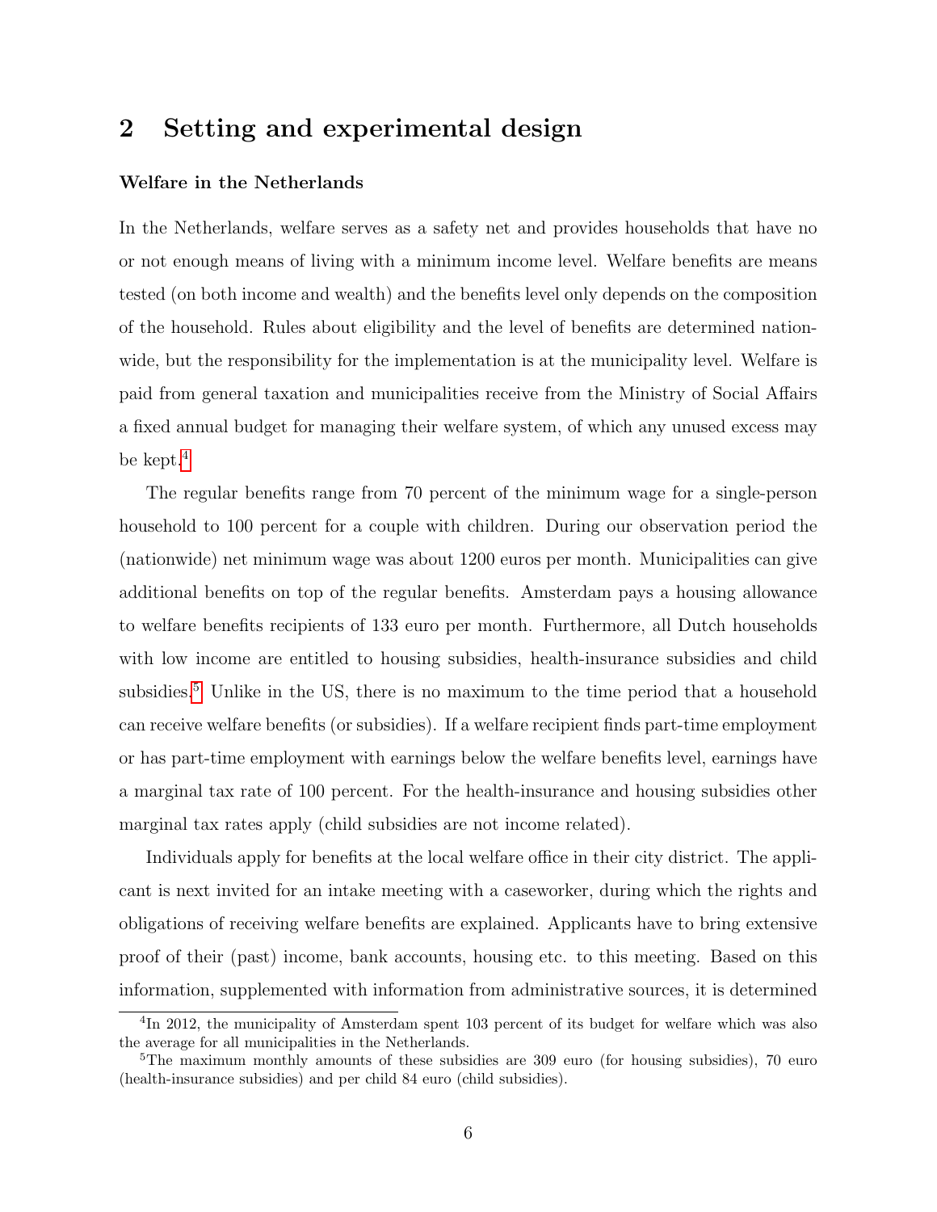## 2 Setting and experimental design

**Welfare in the Netherlands**

In the Netherlands, welfare serves as a safety net and provides households that have no or not enough means of living with a minimum income level. Welfare benefits are means tested (on both income and wealth) and the benefits level only depends on the composition of the household. Rules about eligibility and the level of benefits are determined nationwide, but the responsibility for the implementation is at the municipality level. Welfare is paid from general taxation and municipalities receive from the Ministry of Social Affairs a fixed annual budget for managing their welfare system, of which any unused excess may be kept.[4]

The regular benefits range from 70 percent of the minimum wage for a single-person household to 100 percent for a couple with children. During our observation period the (nationwide) net minimum wage was about 1200 euros per month. Municipalities can give additional benefits on top of the regular benefits. Amsterdam pays a housing allowance to welfare benefits recipients of 133 euro per month. Furthermore, all Dutch households with low income are entitled to housing subsidies, health-insurance subsidies and child subsidies.[5] Unlike in the US, there is no maximum to the time period that a household can receive welfare benefits (or subsidies). If a welfare recipient finds part-time employment or has part-time employment with earnings below the welfare benefits level, earnings have a marginal tax rate of 100 percent. For the health-insurance and housing subsidies other marginal tax rates apply (child subsidies are not income related).

Individuals apply for benefits at the local welfare office in their city district. The applicant is next invited for an intake meeting with a caseworker, during which the rights and obligations of receiving welfare benefits are explained. Applicants have to bring extensive proof of their (past) income, bank accounts, housing etc. to this meeting. Based on this information, supplemented with information from administrative sources, it is determined

[4] In 2012, the municipality of Amsterdam spent 103 percent of its budget for welfare which was also the average for all municipalities in the Netherlands.

[5] The maximum monthly amounts of these subsidies are 309 euro (for housing subsidies), 70 euro (health-insurance subsidies) and per child 84 euro (child subsidies).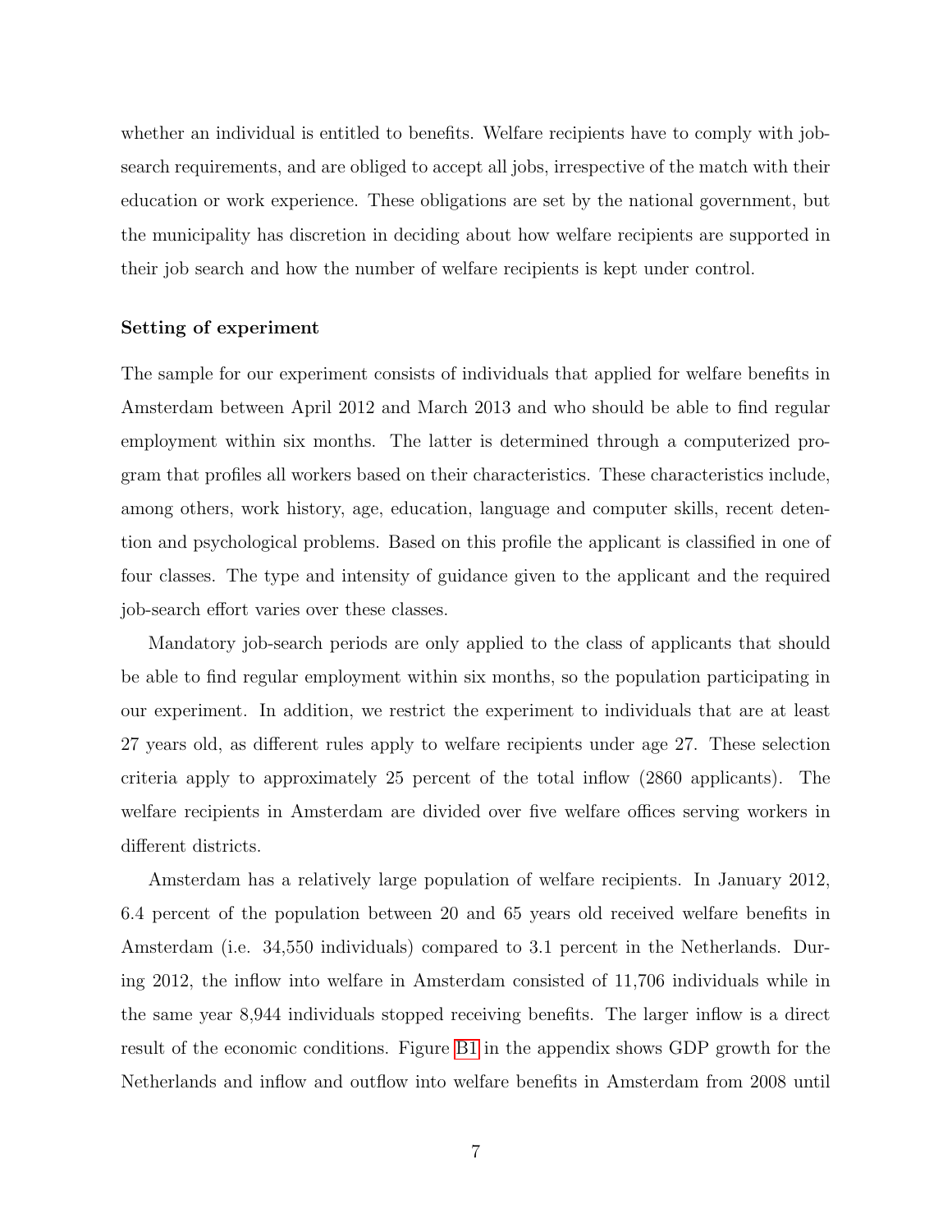whether an individual is entitled to benefits. Welfare recipients have to comply with job-search requirements, and are obliged to accept all jobs, irrespective of the match with their education or work experience. These obligations are set by the national government, but the municipality has discretion in deciding about how welfare recipients are supported in their job search and how the number of welfare recipients is kept under control.

### Setting of experiment

The sample for our experiment consists of individuals that applied for welfare benefits in Amsterdam between April 2012 and March 2013 and who should be able to find regular employment within six months. The latter is determined through a computerized program that profiles all workers based on their characteristics. These characteristics include, among others, work history, age, education, language and computer skills, recent detention and psychological problems. Based on this profile the applicant is classified in one of four classes. The type and intensity of guidance given to the applicant and the required job-search effort varies over these classes.

Mandatory job-search periods are only applied to the class of applicants that should be able to find regular employment within six months, so the population participating in our experiment. In addition, we restrict the experiment to individuals that are at least 27 years old, as different rules apply to welfare recipients under age 27. These selection criteria apply to approximately 25 percent of the total inflow (2860 applicants). The welfare recipients in Amsterdam are divided over five welfare offices serving workers in different districts.

Amsterdam has a relatively large population of welfare recipients. In January 2012, 6.4 percent of the population between 20 and 65 years old received welfare benefits in Amsterdam (i.e. 34,550 individuals) compared to 3.1 percent in the Netherlands. During 2012, the inflow into welfare in Amsterdam consisted of 11,706 individuals while in the same year 8,944 individuals stopped receiving benefits. The larger inflow is a direct result of the economic conditions. Figure B1 in the appendix shows GDP growth for the Netherlands and inflow and outflow into welfare benefits in Amsterdam from 2008 until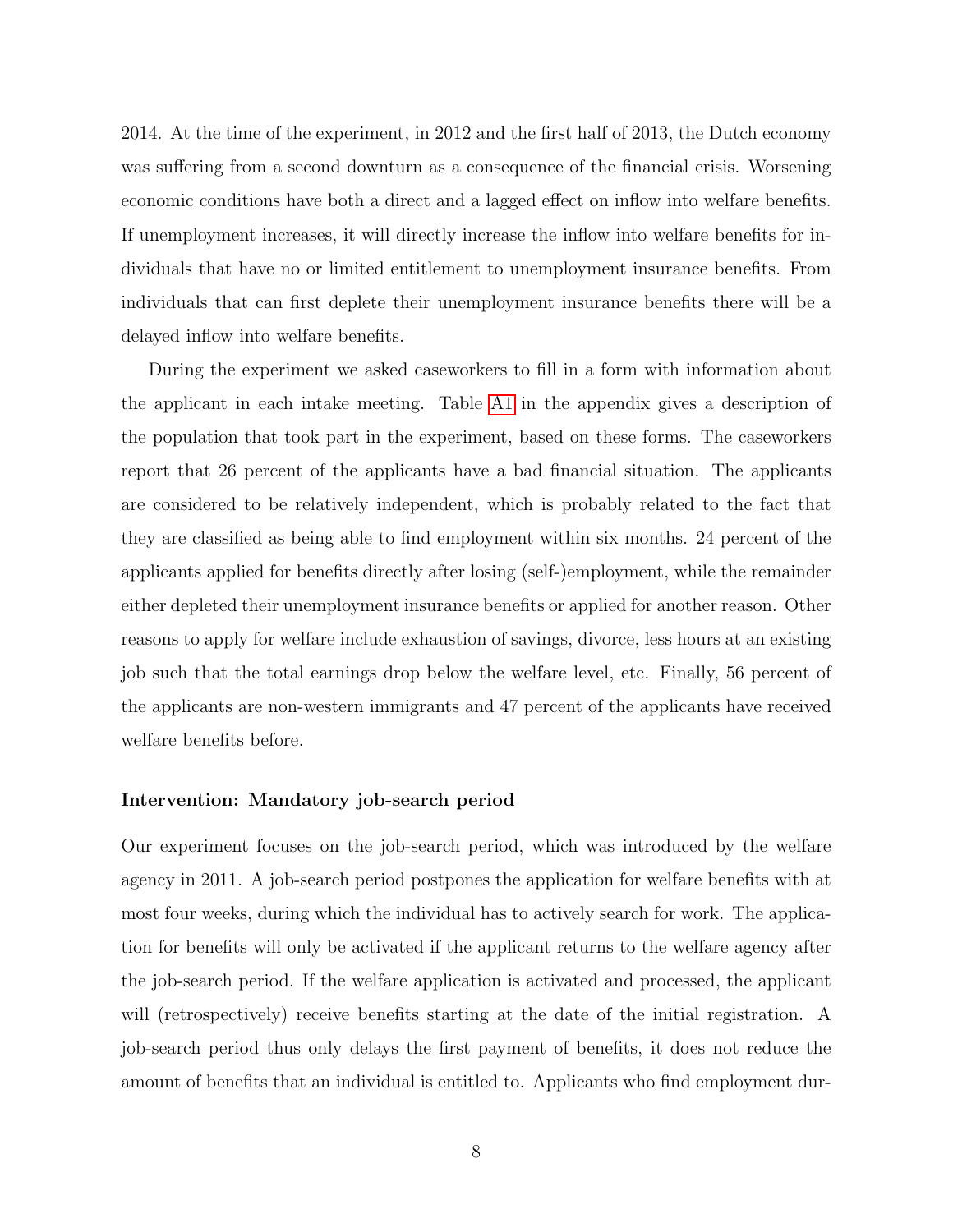2014. At the time of the experiment, in 2012 and the first half of 2013, the Dutch economy was suffering from a second downturn as a consequence of the financial crisis. Worsening economic conditions have both a direct and a lagged effect on inflow into welfare benefits. If unemployment increases, it will directly increase the inflow into welfare benefits for individuals that have no or limited entitlement to unemployment insurance benefits. From individuals that can first deplete their unemployment insurance benefits there will be a delayed inflow into welfare benefits.

During the experiment we asked caseworkers to fill in a form with information about the applicant in each intake meeting. Table A1 in the appendix gives a description of the population that took part in the experiment, based on these forms. The caseworkers report that 26 percent of the applicants have a bad financial situation. The applicants are considered to be relatively independent, which is probably related to the fact that they are classified as being able to find employment within six months. 24 percent of the applicants applied for benefits directly after losing (self-)employment, while the remainder either depleted their unemployment insurance benefits or applied for another reason. Other reasons to apply for welfare include exhaustion of savings, divorce, less hours at an existing job such that the total earnings drop below the welfare level, etc. Finally, 56 percent of the applicants are non-western immigrants and 47 percent of the applicants have received welfare benefits before.

**Intervention: Mandatory job-search period**

Our experiment focuses on the job-search period, which was introduced by the welfare agency in 2011. A job-search period postpones the application for welfare benefits with at most four weeks, during which the individual has to actively search for work. The application for benefits will only be activated if the applicant returns to the welfare agency after the job-search period. If the welfare application is activated and processed, the applicant will (retrospectively) receive benefits starting at the date of the initial registration. A job-search period thus only delays the first payment of benefits, it does not reduce the amount of benefits that an individual is entitled to. Applicants who find employment dur-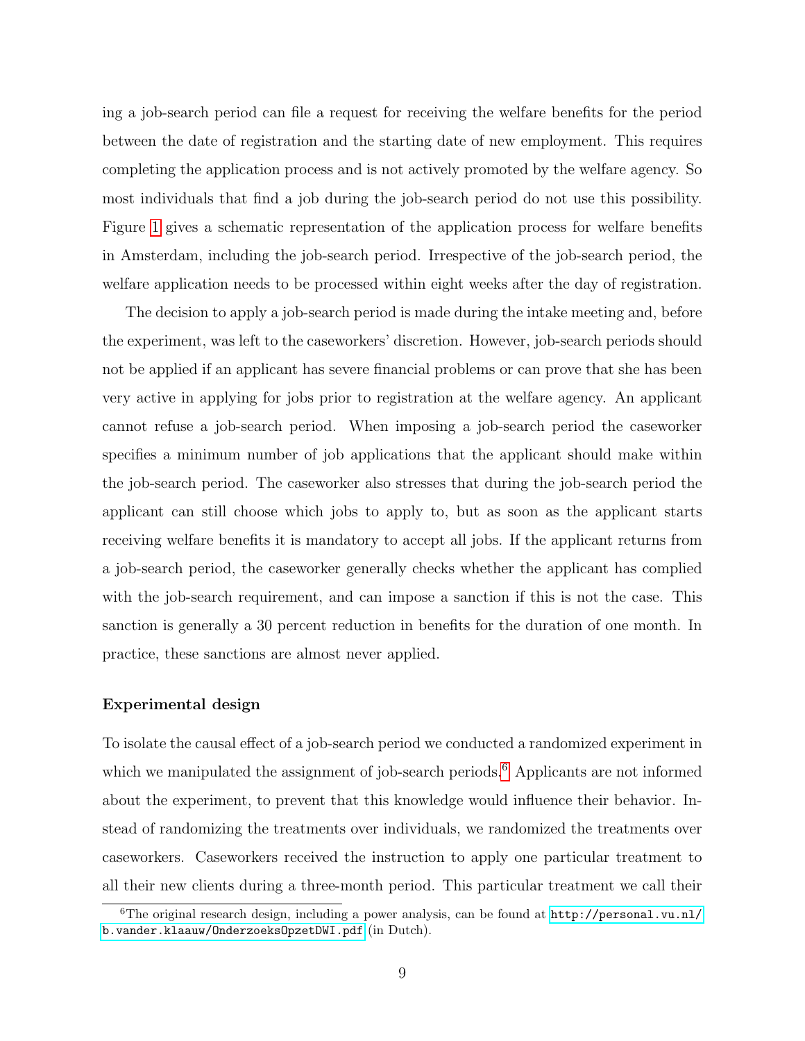ing a job-search period can file a request for receiving the welfare benefits for the period between the date of registration and the starting date of new employment. This requires completing the application process and is not actively promoted by the welfare agency. So most individuals that find a job during the job-search period do not use this possibility. Figure 1 gives a schematic representation of the application process for welfare benefits in Amsterdam, including the job-search period. Irrespective of the job-search period, the welfare application needs to be processed within eight weeks after the day of registration.

The decision to apply a job-search period is made during the intake meeting and, before the experiment, was left to the caseworkers' discretion. However, job-search periods should not be applied if an applicant has severe financial problems or can prove that she has been very active in applying for jobs prior to registration at the welfare agency. An applicant cannot refuse a job-search period. When imposing a job-search period the caseworker specifies a minimum number of job applications that the applicant should make within the job-search period. The caseworker also stresses that during the job-search period the applicant can still choose which jobs to apply to, but as soon as the applicant starts receiving welfare benefits it is mandatory to accept all jobs. If the applicant returns from a job-search period, the caseworker generally checks whether the applicant has complied with the job-search requirement, and can impose a sanction if this is not the case. This sanction is generally a 30 percent reduction in benefits for the duration of one month. In practice, these sanctions are almost never applied.

**Experimental design**

To isolate the causal effect of a job-search period we conducted a randomized experiment in which we manipulated the assignment of job-search periods.[6] Applicants are not informed about the experiment, to prevent that this knowledge would influence their behavior. Instead of randomizing the treatments over individuals, we randomized the treatments over caseworkers. Caseworkers received the instruction to apply one particular treatment to all their new clients during a three-month period. This particular treatment we call their

[6] The original research design, including a power analysis, can be found at http://personal.vu.nl/b.vander.klaauw/OnderzoeksOpzetDWI.pdf (in Dutch).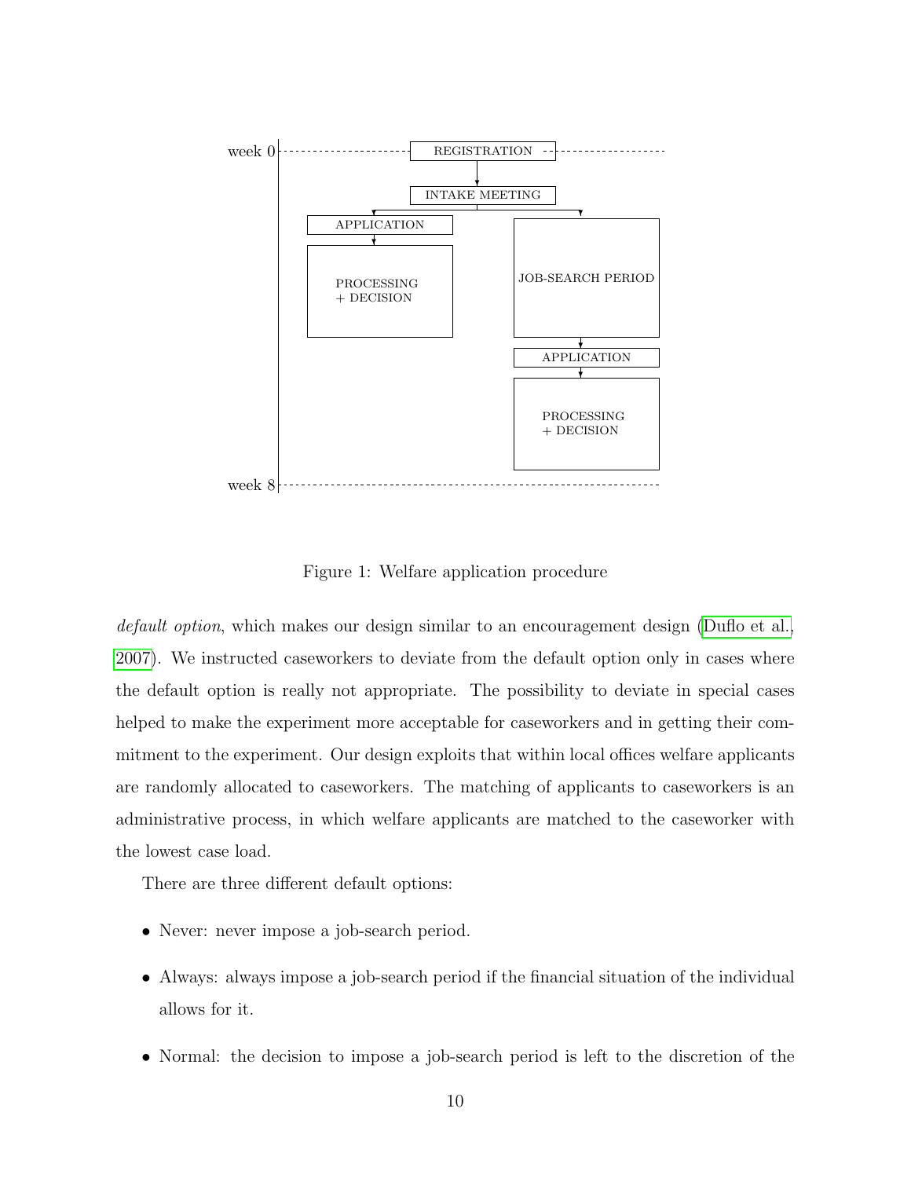Figure 1: Welfare application procedure

*default option*, which makes our design similar to an encouragement design (Duflo et al., 2007). We instructed caseworkers to deviate from the default option only in cases where the default option is really not appropriate. The possibility to deviate in special cases helped to make the experiment more acceptable for caseworkers and in getting their commitment to the experiment. Our design exploits that within local offices welfare applicants are randomly allocated to caseworkers. The matching of applicants to caseworkers is an administrative process, in which welfare applicants are matched to the caseworker with the lowest case load.

There are three different default options:

- Never: never impose a job-search period.
- Always: always impose a job-search period if the financial situation of the individual allows for it.
- Normal: the decision to impose a job-search period is left to the discretion of the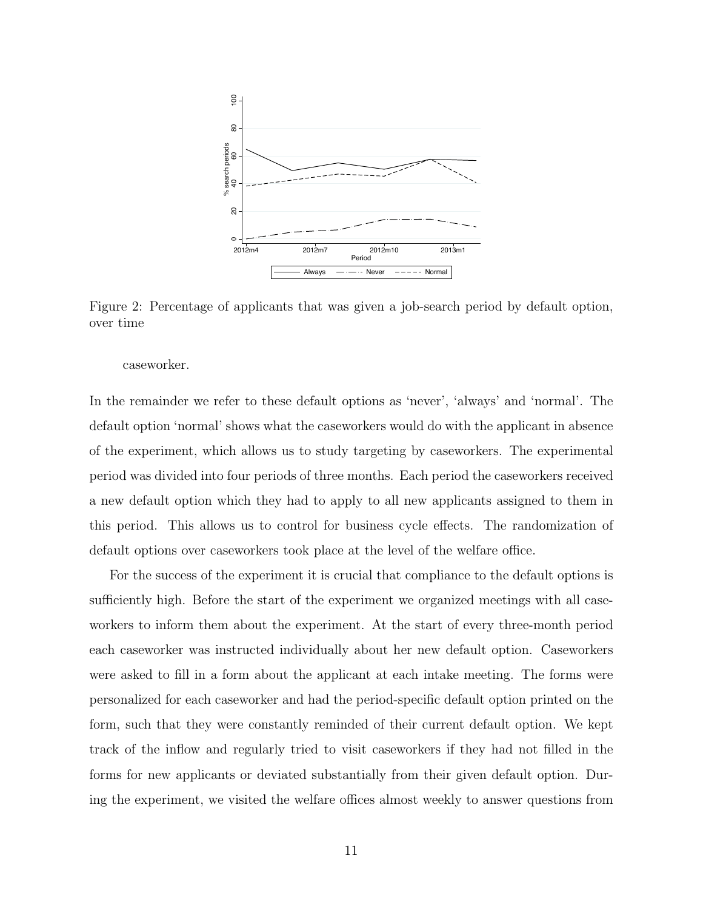Figure 2: Percentage of applicants that was given a job-search period by default option, over time

caseworker.

In the remainder we refer to these default options as 'never', 'always' and 'normal'. The default option 'normal' shows what the caseworkers would do with the applicant in absence of the experiment, which allows us to study targeting by caseworkers. The experimental period was divided into four periods of three months. Each period the caseworkers received a new default option which they had to apply to all new applicants assigned to them in this period. This allows us to control for business cycle effects. The randomization of default options over caseworkers took place at the level of the welfare office.

For the success of the experiment it is crucial that compliance to the default options is sufficiently high. Before the start of the experiment we organized meetings with all caseworkers to inform them about the experiment. At the start of every three-month period each caseworker was instructed individually about her new default option. Caseworkers were asked to fill in a form about the applicant at each intake meeting. The forms were personalized for each caseworker and had the period-specific default option printed on the form, such that they were constantly reminded of their current default option. We kept track of the inflow and regularly tried to visit caseworkers if they had not filled in the forms for new applicants or deviated substantially from their given default option. During the experiment, we visited the welfare offices almost weekly to answer questions from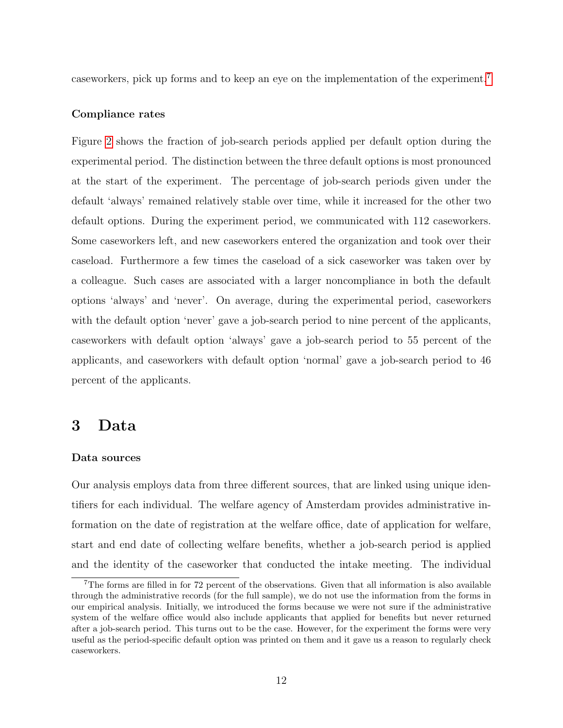caseworkers, pick up forms and to keep an eye on the implementation of the experiment.[7]

#### Compliance rates

Figure 2 shows the fraction of job-search periods applied per default option during the experimental period. The distinction between the three default options is most pronounced at the start of the experiment. The percentage of job-search periods given under the default 'always' remained relatively stable over time, while it increased for the other two default options. During the experiment period, we communicated with 112 caseworkers. Some caseworkers left, and new caseworkers entered the organization and took over their caseload. Furthermore a few times the caseload of a sick caseworker was taken over by a colleague. Such cases are associated with a larger noncompliance in both the default options 'always' and 'never'. On average, during the experimental period, caseworkers with the default option 'never' gave a job-search period to nine percent of the applicants, caseworkers with default option 'always' gave a job-search period to 55 percent of the applicants, and caseworkers with default option 'normal' gave a job-search period to 46 percent of the applicants.

## 3 Data

#### Data sources

Our analysis employs data from three different sources, that are linked using unique identifiers for each individual. The welfare agency of Amsterdam provides administrative information on the date of registration at the welfare office, date of application for welfare, start and end date of collecting welfare benefits, whether a job-search period is applied and the identity of the caseworker that conducted the intake meeting. The individual

[7] The forms are filled in for 72 percent of the observations. Given that all information is also available through the administrative records (for the full sample), we do not use the information from the forms in our empirical analysis. Initially, we introduced the forms because we were not sure if the administrative system of the welfare office would also include applicants that applied for benefits but never returned after a job-search period. This turns out to be the case. However, for the experiment the forms were very useful as the period-specific default option was printed on them and it gave us a reason to regularly check caseworkers.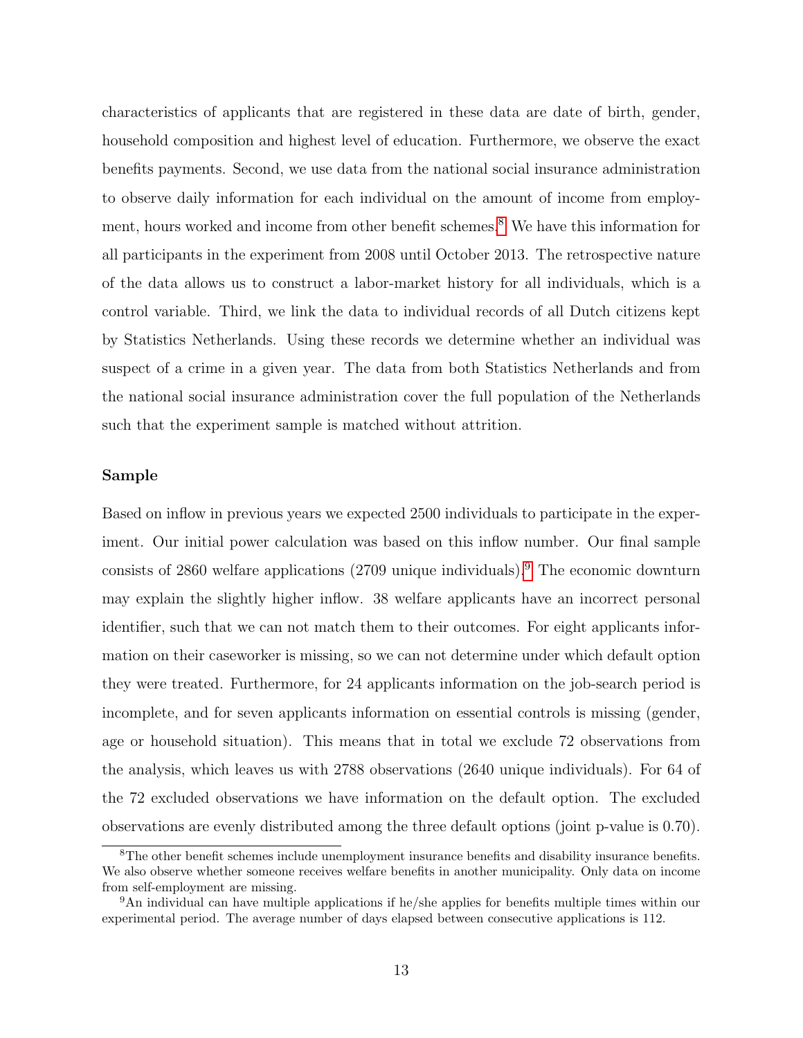characteristics of applicants that are registered in these data are date of birth, gender, household composition and highest level of education. Furthermore, we observe the exact benefits payments. Second, we use data from the national social insurance administration to observe daily information for each individual on the amount of income from employment, hours worked and income from other benefit schemes.[8] We have this information for all participants in the experiment from 2008 until October 2013. The retrospective nature of the data allows us to construct a labor-market history for all individuals, which is a control variable. Third, we link the data to individual records of all Dutch citizens kept by Statistics Netherlands. Using these records we determine whether an individual was suspect of a crime in a given year. The data from both Statistics Netherlands and from the national social insurance administration cover the full population of the Netherlands such that the experiment sample is matched without attrition.

### Sample

Based on inflow in previous years we expected 2500 individuals to participate in the experiment. Our initial power calculation was based on this inflow number. Our final sample consists of 2860 welfare applications (2709 unique individuals).[9] The economic downturn may explain the slightly higher inflow. 38 welfare applicants have an incorrect personal identifier, such that we can not match them to their outcomes. For eight applicants information on their caseworker is missing, so we can not determine under which default option they were treated. Furthermore, for 24 applicants information on the job-search period is incomplete, and for seven applicants information on essential controls is missing (gender, age or household situation). This means that in total we exclude 72 observations from the analysis, which leaves us with 2788 observations (2640 unique individuals). For 64 of the 72 excluded observations we have information on the default option. The excluded observations are evenly distributed among the three default options (joint p-value is 0.70).

---

[8] The other benefit schemes include unemployment insurance benefits and disability insurance benefits. We also observe whether someone receives welfare benefits in another municipality. Only data on income from self-employment are missing.

[9] An individual can have multiple applications if he/she applies for benefits multiple times within our experimental period. The average number of days elapsed between consecutive applications is 112.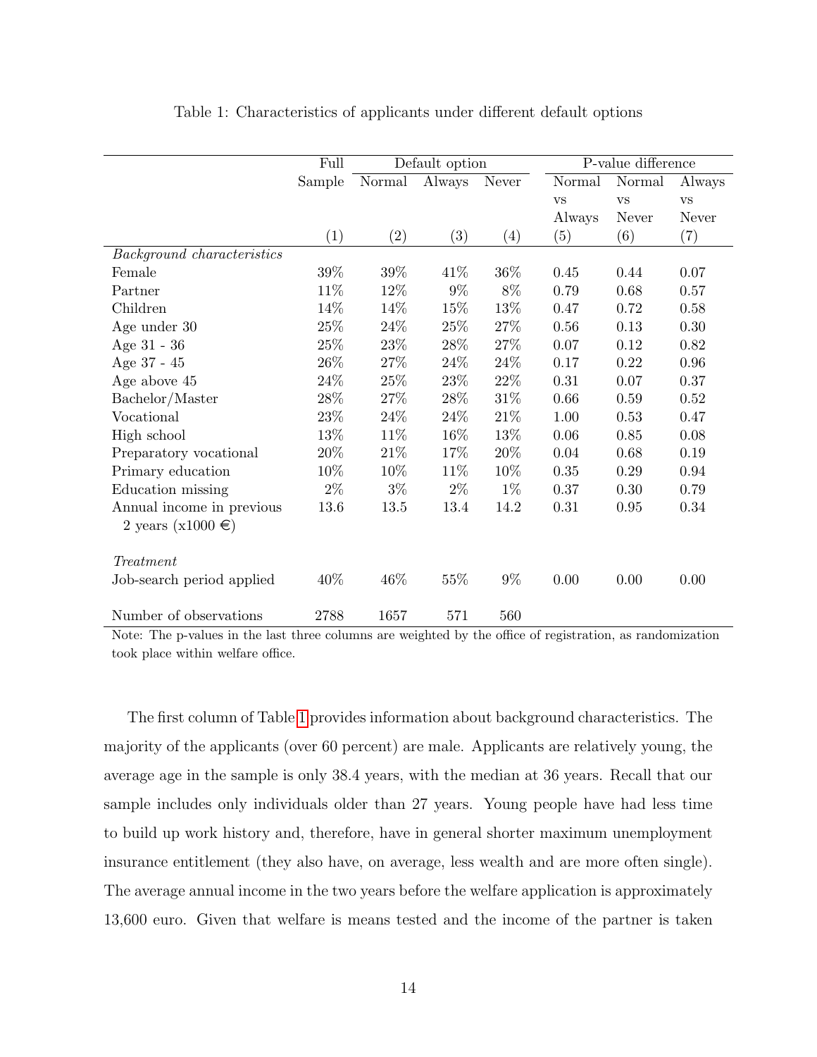Table 1: Characteristics of applicants under different default options

| | Full Sample | Default option | | | P-value difference | | |
|---|---|---|---|---|---|---|---|
| | | Normal | Always | Never | Normal vs Always | Normal vs Never | Always vs Never |
| | (1) | (2) | (3) | (4) | (5) | (6) | (7) |
| *Background characteristics* | | | | | | | |
| Female | 39% | 39% | 41% | 36% | 0.45 | 0.44 | 0.07 |
| Partner | 11% | 12% | 9% | 8% | 0.79 | 0.68 | 0.57 |
| Children | 14% | 14% | 15% | 13% | 0.47 | 0.72 | 0.58 |
| Age under 30 | 25% | 24% | 25% | 27% | 0.56 | 0.13 | 0.30 |
| Age 31 - 36 | 25% | 23% | 28% | 27% | 0.07 | 0.12 | 0.82 |
| Age 37 - 45 | 26% | 27% | 24% | 24% | 0.17 | 0.22 | 0.96 |
| Age above 45 | 24% | 25% | 23% | 22% | 0.31 | 0.07 | 0.37 |
| Bachelor/Master | 28% | 27% | 28% | 31% | 0.66 | 0.59 | 0.52 |
| Vocational | 23% | 24% | 24% | 21% | 1.00 | 0.53 | 0.47 |
| High school | 13% | 11% | 16% | 13% | 0.06 | 0.85 | 0.08 |
| Preparatory vocational | 20% | 21% | 17% | 20% | 0.04 | 0.68 | 0.19 |
| Primary education | 10% | 10% | 11% | 10% | 0.35 | 0.29 | 0.94 |
| Education missing | 2% | 3% | 2% | 1% | 0.37 | 0.30 | 0.79 |
| Annual income in previous 2 years (x1000 €) | 13.6 | 13.5 | 13.4 | 14.2 | 0.31 | 0.95 | 0.34 |
| *Treatment* | | | | | | | |
| Job-search period applied | 40% | 46% | 55% | 9% | 0.00 | 0.00 | 0.00 |
| Number of observations | 2788 | 1657 | 571 | 560 | | | |

Note: The p-values in the last three columns are weighted by the office of registration, as randomization took place within welfare office.

The first column of Table 1 provides information about background characteristics. The majority of the applicants (over 60 percent) are male. Applicants are relatively young, the average age in the sample is only 38.4 years, with the median at 36 years. Recall that our sample includes only individuals older than 27 years. Young people have had less time to build up work history and, therefore, have in general shorter maximum unemployment insurance entitlement (they also have, on average, less wealth and are more often single). The average annual income in the two years before the welfare application is approximately 13,600 euro. Given that welfare is means tested and the income of the partner is taken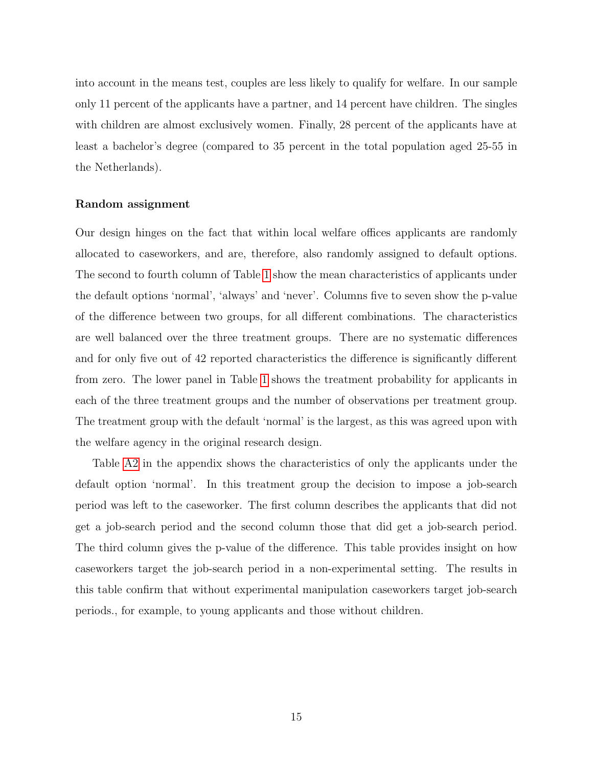into account in the means test, couples are less likely to qualify for welfare. In our sample only 11 percent of the applicants have a partner, and 14 percent have children. The singles with children are almost exclusively women. Finally, 28 percent of the applicants have at least a bachelor's degree (compared to 35 percent in the total population aged 25-55 in the Netherlands).

### Random assignment

Our design hinges on the fact that within local welfare offices applicants are randomly allocated to caseworkers, and are, therefore, also randomly assigned to default options. The second to fourth column of Table 1 show the mean characteristics of applicants under the default options 'normal', 'always' and 'never'. Columns five to seven show the p-value of the difference between two groups, for all different combinations. The characteristics are well balanced over the three treatment groups. There are no systematic differences and for only five out of 42 reported characteristics the difference is significantly different from zero. The lower panel in Table 1 shows the treatment probability for applicants in each of the three treatment groups and the number of observations per treatment group. The treatment group with the default 'normal' is the largest, as this was agreed upon with the welfare agency in the original research design.

Table A2 in the appendix shows the characteristics of only the applicants under the default option 'normal'. In this treatment group the decision to impose a job-search period was left to the caseworker. The first column describes the applicants that did not get a job-search period and the second column those that did get a job-search period. The third column gives the p-value of the difference. This table provides insight on how caseworkers target the job-search period in a non-experimental setting. The results in this table confirm that without experimental manipulation caseworkers target job-search periods., for example, to young applicants and those without children.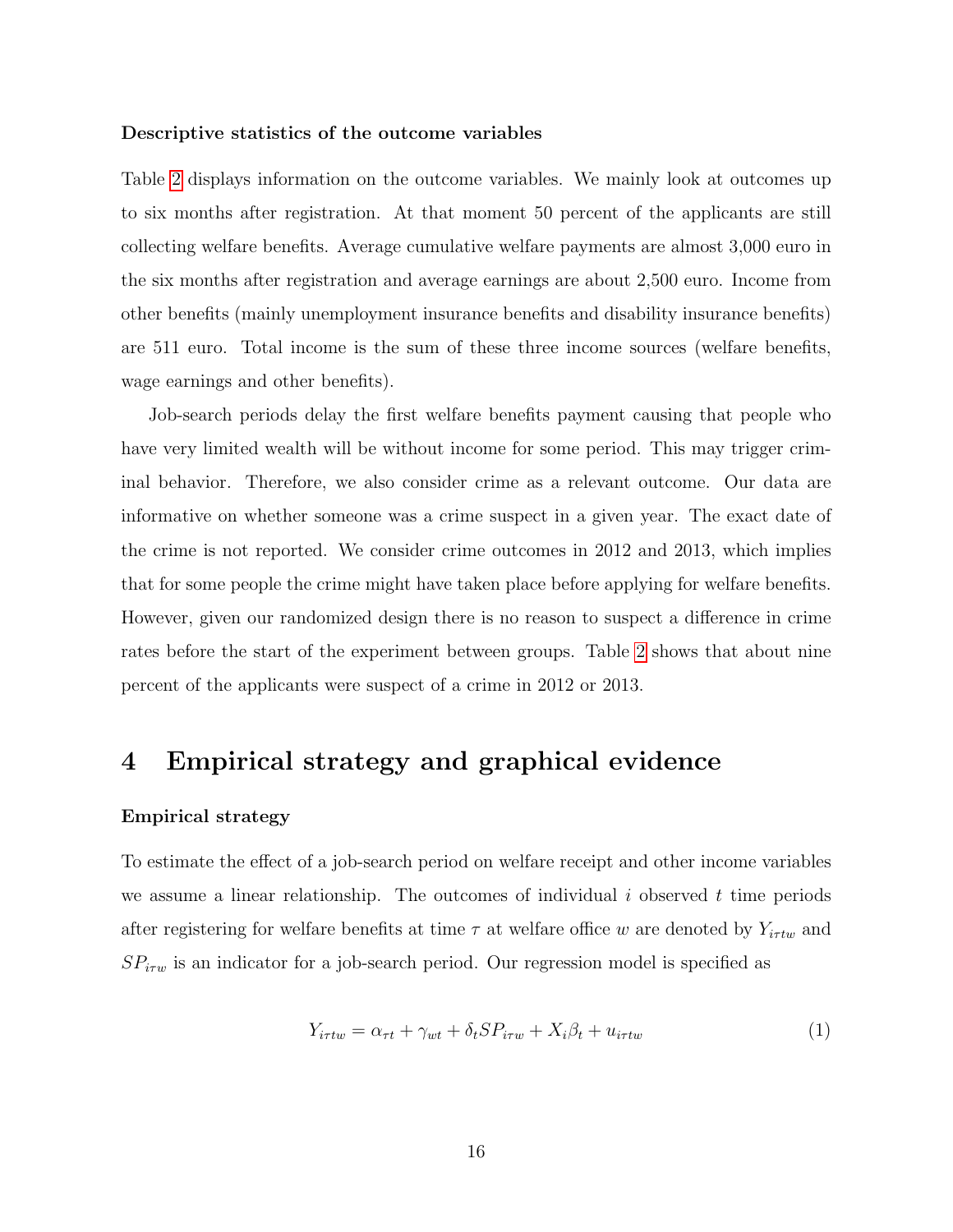**Descriptive statistics of the outcome variables**

Table 2 displays information on the outcome variables. We mainly look at outcomes up to six months after registration. At that moment 50 percent of the applicants are still collecting welfare benefits. Average cumulative welfare payments are almost 3,000 euro in the six months after registration and average earnings are about 2,500 euro. Income from other benefits (mainly unemployment insurance benefits and disability insurance benefits) are 511 euro. Total income is the sum of these three income sources (welfare benefits, wage earnings and other benefits).

Job-search periods delay the first welfare benefits payment causing that people who have very limited wealth will be without income for some period. This may trigger criminal behavior. Therefore, we also consider crime as a relevant outcome. Our data are informative on whether someone was a crime suspect in a given year. The exact date of the crime is not reported. We consider crime outcomes in 2012 and 2013, which implies that for some people the crime might have taken place before applying for welfare benefits. However, given our randomized design there is no reason to suspect a difference in crime rates before the start of the experiment between groups. Table 2 shows that about nine percent of the applicants were suspect of a crime in 2012 or 2013.

# 4 Empirical strategy and graphical evidence

**Empirical strategy**

To estimate the effect of a job-search period on welfare receipt and other income variables we assume a linear relationship. The outcomes of individual $i$ observed $t$ time periods after registering for welfare benefits at time $\tau$ at welfare office $w$ are denoted by $Y_{i\tau tw}$ and $SP_{i\tau w}$ is an indicator for a job-search period. Our regression model is specified as

$$Y_{i\tau tw} = \alpha_{\tau t} + \gamma_{wt} + \delta_t SP_{i\tau w} + X_i\beta_t + u_{i\tau tw} \tag{1}$$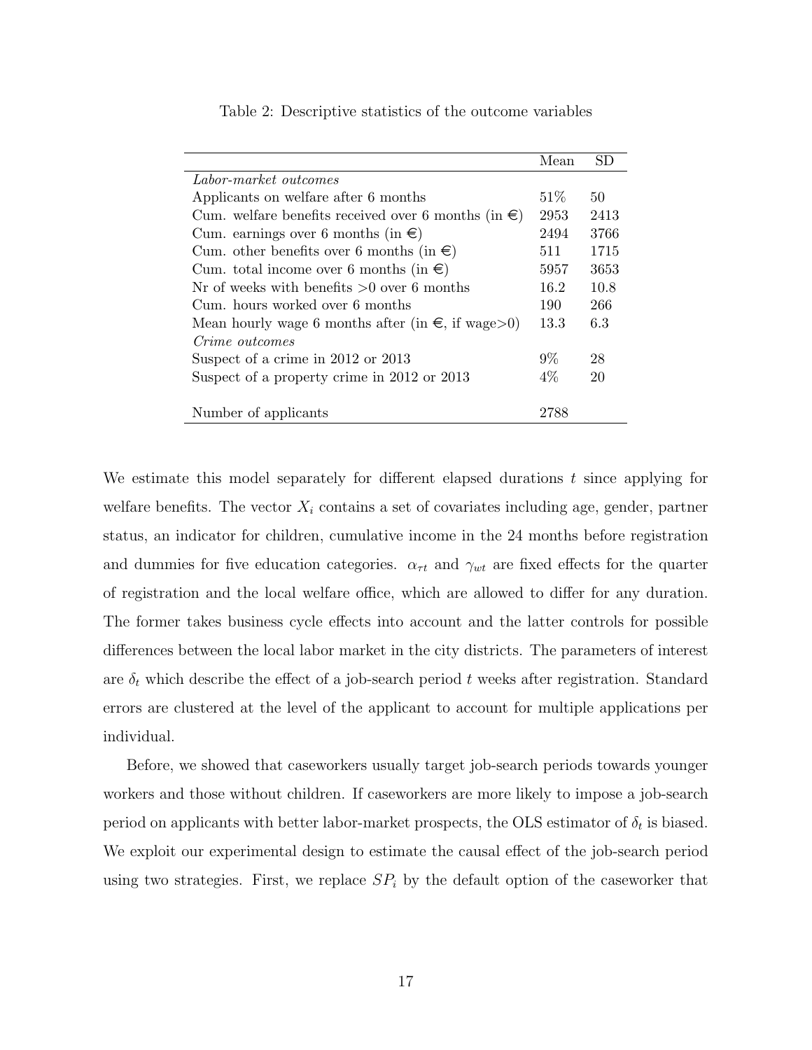Table 2: Descriptive statistics of the outcome variables

| | Mean | SD |
|---|---|---|
| *Labor-market outcomes* | | |
| Applicants on welfare after 6 months | 51% | 50 |
| Cum. welfare benefits received over 6 months (in €) | 2953 | 2413 |
| Cum. earnings over 6 months (in €) | 2494 | 3766 |
| Cum. other benefits over 6 months (in €) | 511 | 1715 |
| Cum. total income over 6 months (in €) | 5957 | 3653 |
| Nr of weeks with benefits >0 over 6 months | 16.2 | 10.8 |
| Cum. hours worked over 6 months | 190 | 266 |
| Mean hourly wage 6 months after (in €, if wage>0) | 13.3 | 6.3 |
| *Crime outcomes* | | |
| Suspect of a crime in 2012 or 2013 | 9% | 28 |
| Suspect of a property crime in 2012 or 2013 | 4% | 20 |
| | | |
| Number of applicants | 2788 | |

We estimate this model separately for different elapsed durations $t$ since applying for welfare benefits. The vector $X_i$ contains a set of covariates including age, gender, partner status, an indicator for children, cumulative income in the 24 months before registration and dummies for five education categories. $\alpha_{\tau t}$ and $\gamma_{wt}$ are fixed effects for the quarter of registration and the local welfare office, which are allowed to differ for any duration. The former takes business cycle effects into account and the latter controls for possible differences between the local labor market in the city districts. The parameters of interest are $\delta_t$ which describe the effect of a job-search period $t$ weeks after registration. Standard errors are clustered at the level of the applicant to account for multiple applications per individual.

Before, we showed that caseworkers usually target job-search periods towards younger workers and those without children. If caseworkers are more likely to impose a job-search period on applicants with better labor-market prospects, the OLS estimator of $\delta_t$ is biased. We exploit our experimental design to estimate the causal effect of the job-search period using two strategies. First, we replace $SP_i$ by the default option of the caseworker that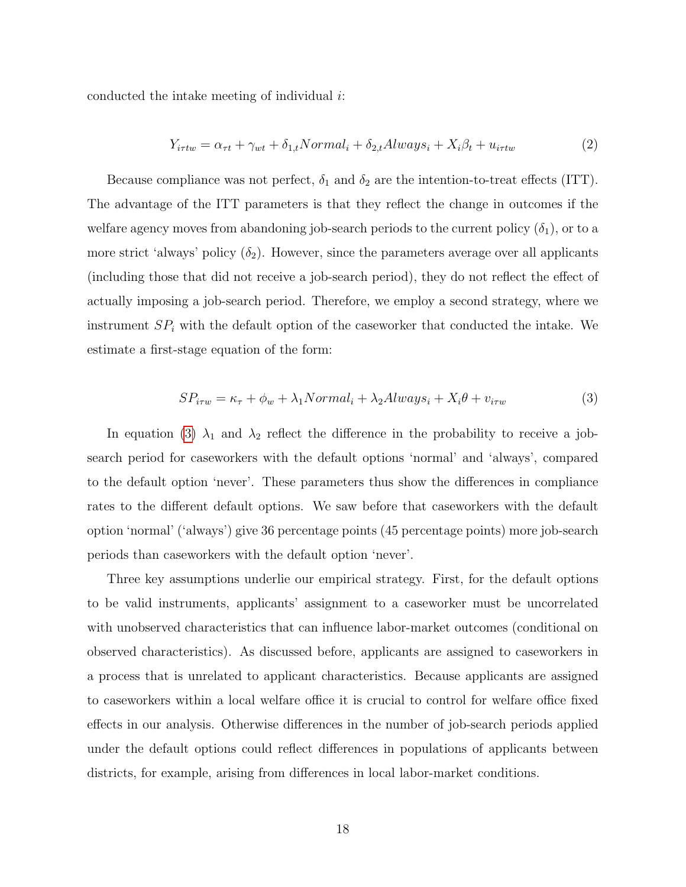conducted the intake meeting of individual $i$:

$$Y_{i\tau tw} = \alpha_{\tau t} + \gamma_{wt} + \delta_{1,t} Normal_i + \delta_{2,t} Always_i + X_i \beta_t + u_{i\tau tw} \tag{2}$$

Because compliance was not perfect, $\delta_1$ and $\delta_2$ are the intention-to-treat effects (ITT). The advantage of the ITT parameters is that they reflect the change in outcomes if the welfare agency moves from abandoning job-search periods to the current policy ($\delta_1$), or to a more strict 'always' policy ($\delta_2$). However, since the parameters average over all applicants (including those that did not receive a job-search period), they do not reflect the effect of actually imposing a job-search period. Therefore, we employ a second strategy, where we instrument $SP_i$ with the default option of the caseworker that conducted the intake. We estimate a first-stage equation of the form:

$$SP_{i\tau w} = \kappa_\tau + \phi_w + \lambda_1 Normal_i + \lambda_2 Always_i + X_i \theta + v_{i\tau w} \tag{3}$$

In equation (3) $\lambda_1$ and $\lambda_2$ reflect the difference in the probability to receive a job-search period for caseworkers with the default options 'normal' and 'always', compared to the default option 'never'. These parameters thus show the differences in compliance rates to the different default options. We saw before that caseworkers with the default option 'normal' ('always') give 36 percentage points (45 percentage points) more job-search periods than caseworkers with the default option 'never'.

Three key assumptions underlie our empirical strategy. First, for the default options to be valid instruments, applicants' assignment to a caseworker must be uncorrelated with unobserved characteristics that can influence labor-market outcomes (conditional on observed characteristics). As discussed before, applicants are assigned to caseworkers in a process that is unrelated to applicant characteristics. Because applicants are assigned to caseworkers within a local welfare office it is crucial to control for welfare office fixed effects in our analysis. Otherwise differences in the number of job-search periods applied under the default options could reflect differences in populations of applicants between districts, for example, arising from differences in local labor-market conditions.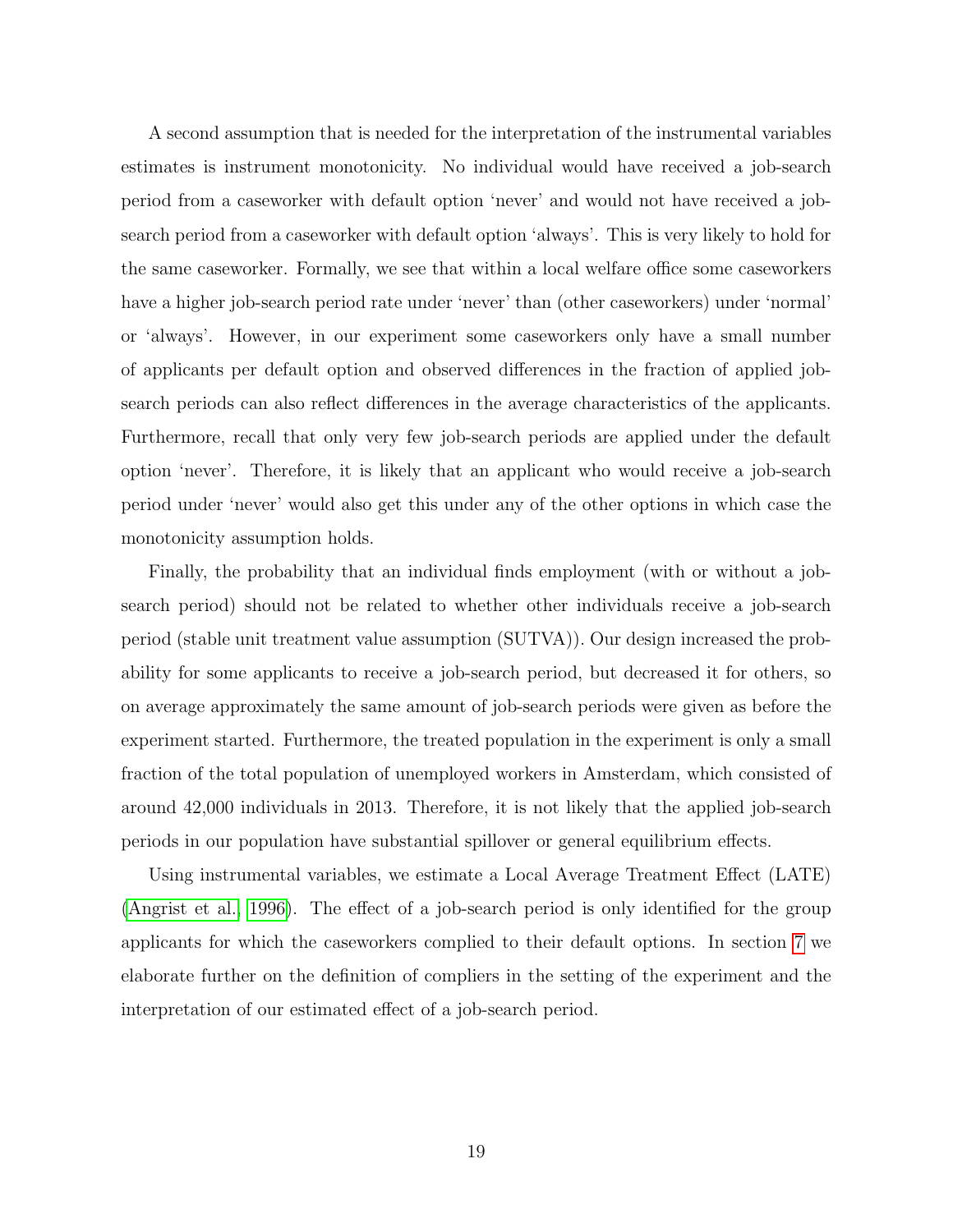A second assumption that is needed for the interpretation of the instrumental variables estimates is instrument monotonicity. No individual would have received a job-search period from a caseworker with default option 'never' and would not have received a job-search period from a caseworker with default option 'always'. This is very likely to hold for the same caseworker. Formally, we see that within a local welfare office some caseworkers have a higher job-search period rate under 'never' than (other caseworkers) under 'normal' or 'always'. However, in our experiment some caseworkers only have a small number of applicants per default option and observed differences in the fraction of applied job-search periods can also reflect differences in the average characteristics of the applicants. Furthermore, recall that only very few job-search periods are applied under the default option 'never'. Therefore, it is likely that an applicant who would receive a job-search period under 'never' would also get this under any of the other options in which case the monotonicity assumption holds.

Finally, the probability that an individual finds employment (with or without a job-search period) should not be related to whether other individuals receive a job-search period (stable unit treatment value assumption (SUTVA)). Our design increased the probability for some applicants to receive a job-search period, but decreased it for others, so on average approximately the same amount of job-search periods were given as before the experiment started. Furthermore, the treated population in the experiment is only a small fraction of the total population of unemployed workers in Amsterdam, which consisted of around 42,000 individuals in 2013. Therefore, it is not likely that the applied job-search periods in our population have substantial spillover or general equilibrium effects.

Using instrumental variables, we estimate a Local Average Treatment Effect (LATE) (Angrist et al., 1996). The effect of a job-search period is only identified for the group applicants for which the caseworkers complied to their default options. In section 7 we elaborate further on the definition of compliers in the setting of the experiment and the interpretation of our estimated effect of a job-search period.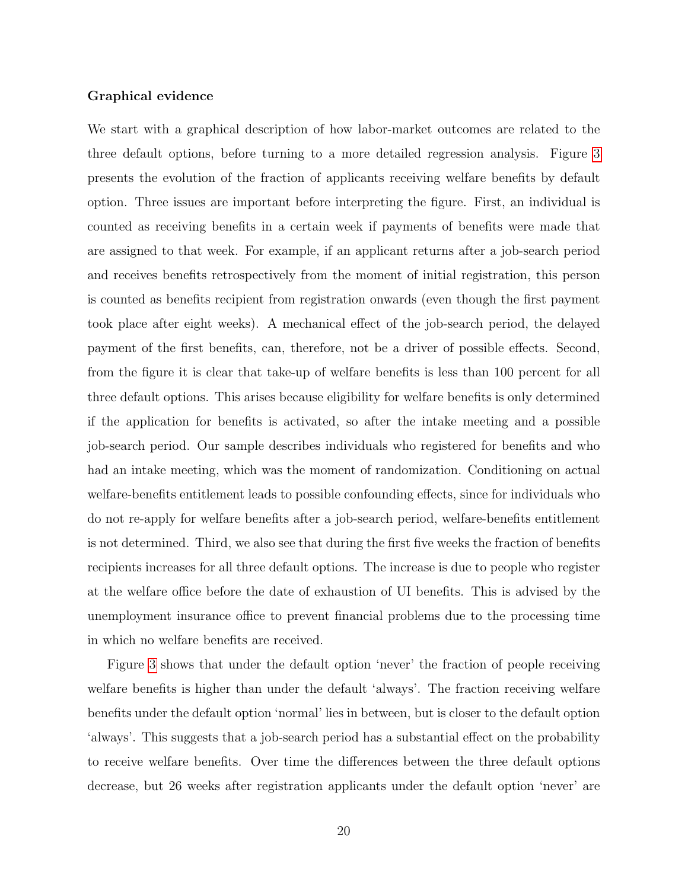### Graphical evidence

We start with a graphical description of how labor-market outcomes are related to the three default options, before turning to a more detailed regression analysis. Figure 3 presents the evolution of the fraction of applicants receiving welfare benefits by default option. Three issues are important before interpreting the figure. First, an individual is counted as receiving benefits in a certain week if payments of benefits were made that are assigned to that week. For example, if an applicant returns after a job-search period and receives benefits retrospectively from the moment of initial registration, this person is counted as benefits recipient from registration onwards (even though the first payment took place after eight weeks). A mechanical effect of the job-search period, the delayed payment of the first benefits, can, therefore, not be a driver of possible effects. Second, from the figure it is clear that take-up of welfare benefits is less than 100 percent for all three default options. This arises because eligibility for welfare benefits is only determined if the application for benefits is activated, so after the intake meeting and a possible job-search period. Our sample describes individuals who registered for benefits and who had an intake meeting, which was the moment of randomization. Conditioning on actual welfare-benefits entitlement leads to possible confounding effects, since for individuals who do not re-apply for welfare benefits after a job-search period, welfare-benefits entitlement is not determined. Third, we also see that during the first five weeks the fraction of benefits recipients increases for all three default options. The increase is due to people who register at the welfare office before the date of exhaustion of UI benefits. This is advised by the unemployment insurance office to prevent financial problems due to the processing time in which no welfare benefits are received.

Figure 3 shows that under the default option 'never' the fraction of people receiving welfare benefits is higher than under the default 'always'. The fraction receiving welfare benefits under the default option 'normal' lies in between, but is closer to the default option 'always'. This suggests that a job-search period has a substantial effect on the probability to receive welfare benefits. Over time the differences between the three default options decrease, but 26 weeks after registration applicants under the default option 'never' are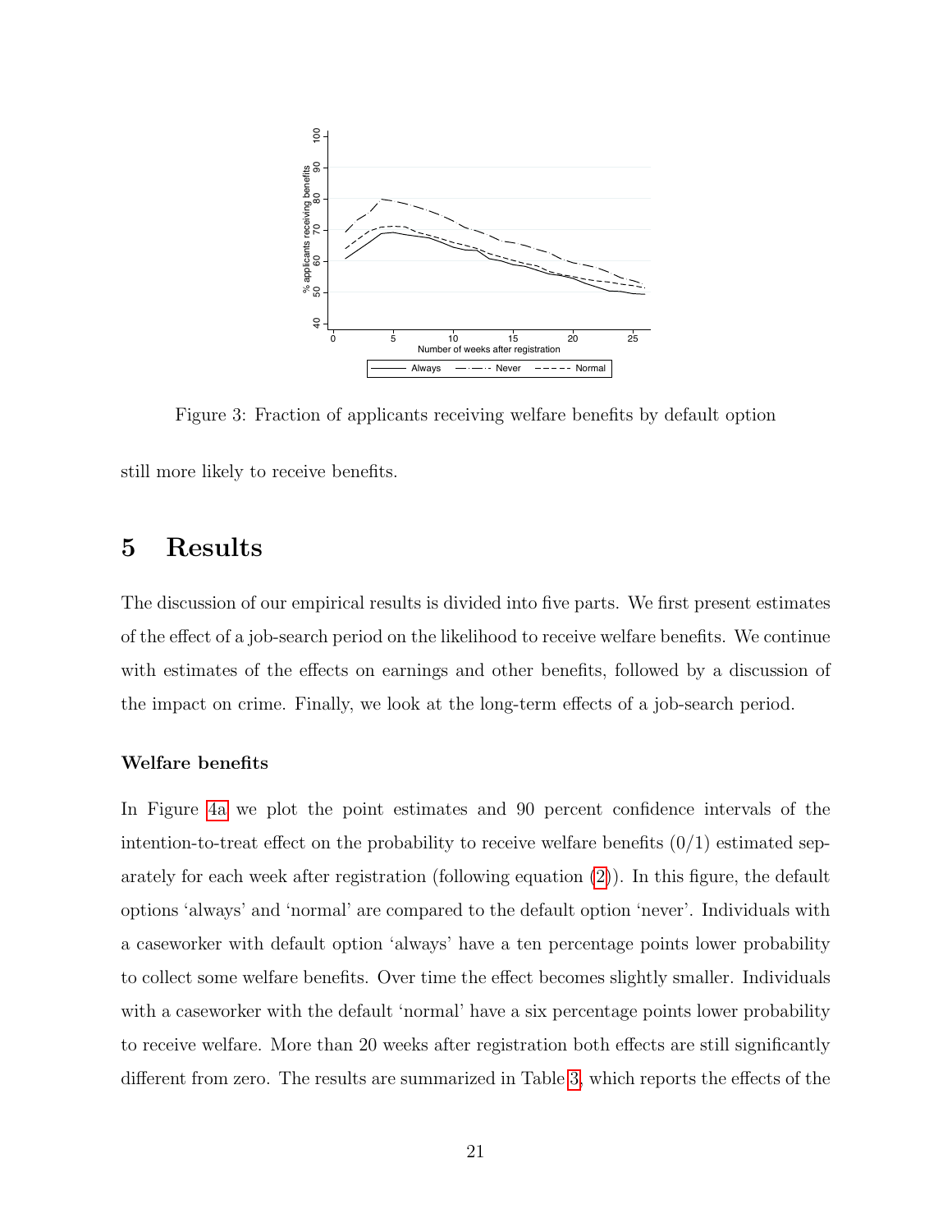Figure 3: Fraction of applicants receiving welfare benefits by default option

still more likely to receive benefits.

# 5 Results

The discussion of our empirical results is divided into five parts. We first present estimates of the effect of a job-search period on the likelihood to receive welfare benefits. We continue with estimates of the effects on earnings and other benefits, followed by a discussion of the impact on crime. Finally, we look at the long-term effects of a job-search period.

**Welfare benefits**

In Figure 4a we plot the point estimates and 90 percent confidence intervals of the intention-to-treat effect on the probability to receive welfare benefits (0/1) estimated separately for each week after registration (following equation (2)). In this figure, the default options 'always' and 'normal' are compared to the default option 'never'. Individuals with a caseworker with default option 'always' have a ten percentage points lower probability to collect some welfare benefits. Over time the effect becomes slightly smaller. Individuals with a caseworker with the default 'normal' have a six percentage points lower probability to receive welfare. More than 20 weeks after registration both effects are still significantly different from zero. The results are summarized in Table 3, which reports the effects of the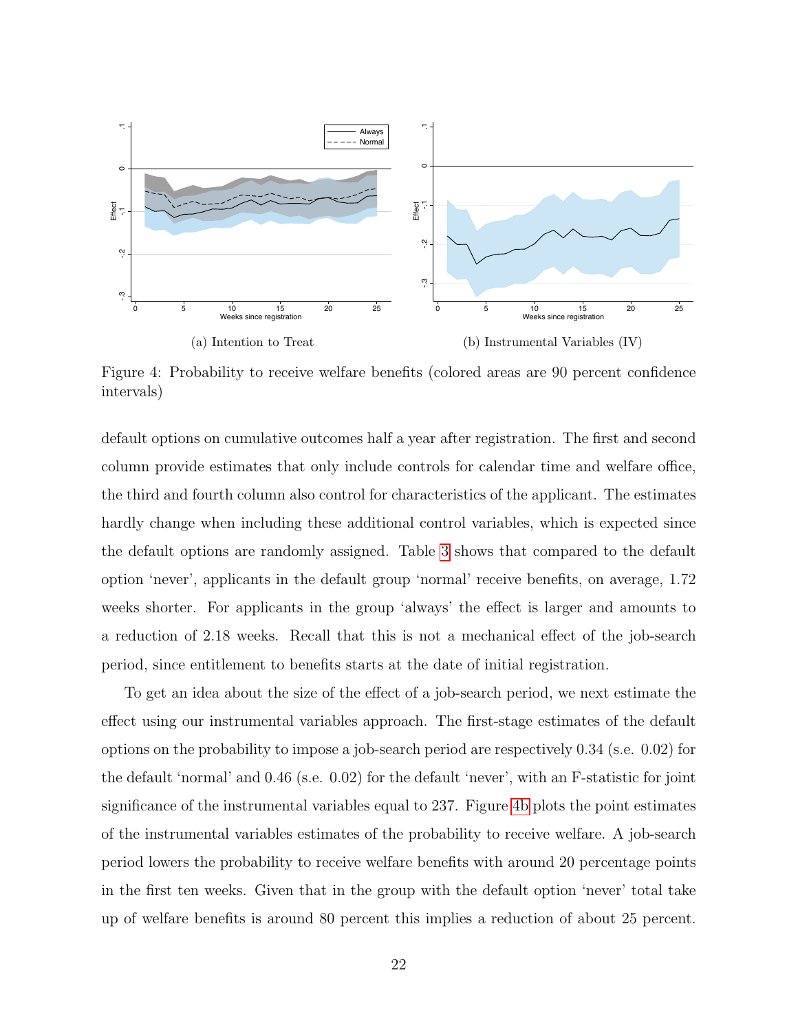(a) Intention to Treat

(b) Instrumental Variables (IV)

Figure 4: Probability to receive welfare benefits (colored areas are 90 percent confidence intervals)

default options on cumulative outcomes half a year after registration. The first and second column provide estimates that only include controls for calendar time and welfare office, the third and fourth column also control for characteristics of the applicant. The estimates hardly change when including these additional control variables, which is expected since the default options are randomly assigned. Table 3 shows that compared to the default option 'never', applicants in the default group 'normal' receive benefits, on average, 1.72 weeks shorter. For applicants in the group 'always' the effect is larger and amounts to a reduction of 2.18 weeks. Recall that this is not a mechanical effect of the job-search period, since entitlement to benefits starts at the date of initial registration.

To get an idea about the size of the effect of a job-search period, we next estimate the effect using our instrumental variables approach. The first-stage estimates of the default options on the probability to impose a job-search period are respectively 0.34 (s.e. 0.02) for the default 'normal' and 0.46 (s.e. 0.02) for the default 'never', with an F-statistic for joint significance of the instrumental variables equal to 237. Figure 4b plots the point estimates of the instrumental variables estimates of the probability to receive welfare. A job-search period lowers the probability to receive welfare benefits with around 20 percentage points in the first ten weeks. Given that in the group with the default option 'never' total take up of welfare benefits is around 80 percent this implies a reduction of about 25 percent.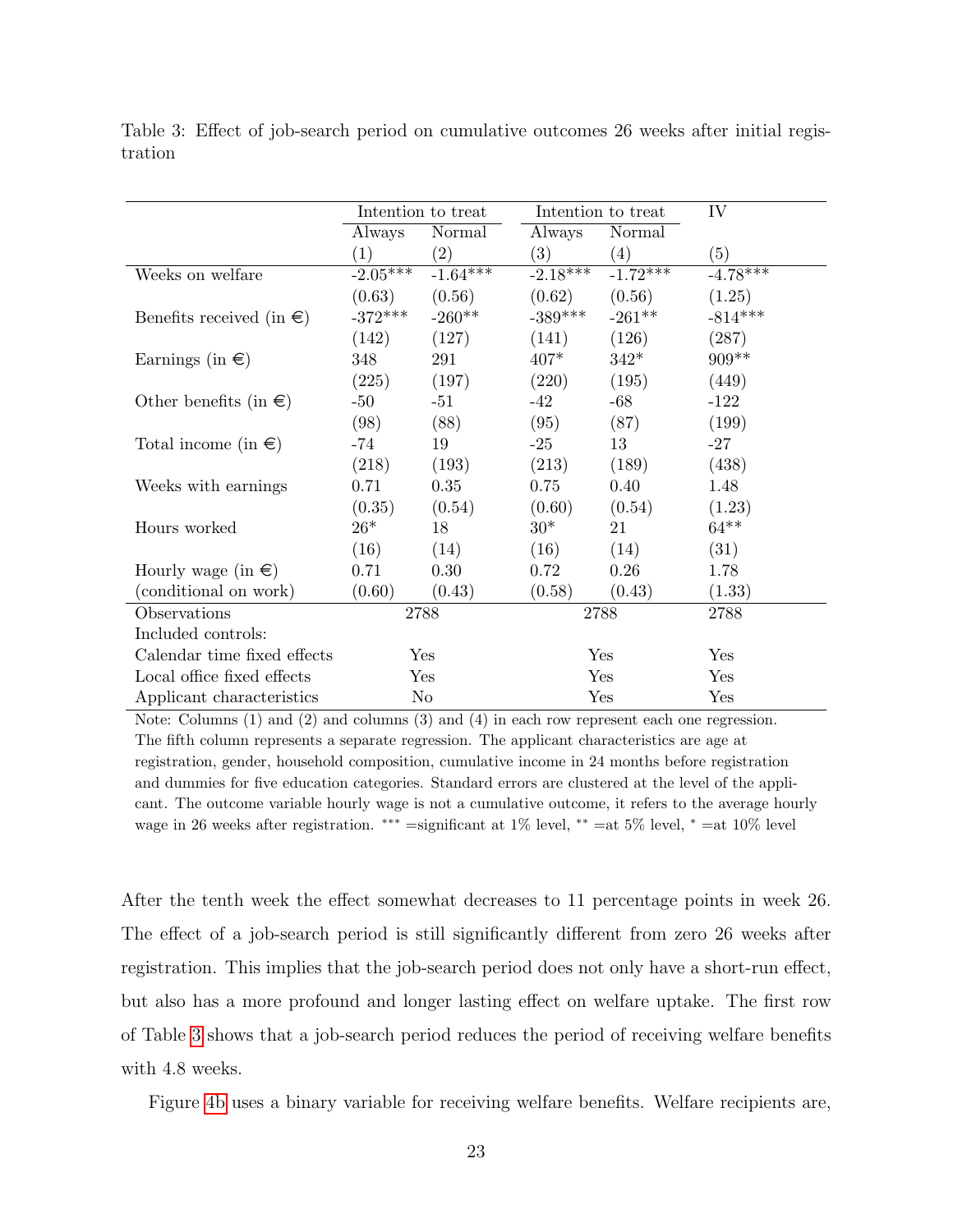Table 3: Effect of job-search period on cumulative outcomes 26 weeks after initial registration

| | Intention to treat | | Intention to treat | | IV |
|---|---|---|---|---|---|
| | Always | Normal | Always | Normal | |
| | (1) | (2) | (3) | (4) | (5) |
| Weeks on welfare | -2.05*** | -1.64*** | -2.18*** | -1.72*** | -4.78*** |
| | (0.63) | (0.56) | (0.62) | (0.56) | (1.25) |
| Benefits received (in €) | -372*** | -260** | -389*** | -261** | -814*** |
| | (142) | (127) | (141) | (126) | (287) |
| Earnings (in €) | 348 | 291 | 407* | 342* | 909** |
| | (225) | (197) | (220) | (195) | (449) |
| Other benefits (in €) | -50 | -51 | -42 | -68 | -122 |
| | (98) | (88) | (95) | (87) | (199) |
| Total income (in €) | -74 | 19 | -25 | 13 | -27 |
| | (218) | (193) | (213) | (189) | (438) |
| Weeks with earnings | 0.71 | 0.35 | 0.75 | 0.40 | 1.48 |
| | (0.35) | (0.54) | (0.60) | (0.54) | (1.23) |
| Hours worked | 26* | 18 | 30* | 21 | 64** |
| | (16) | (14) | (16) | (14) | (31) |
| Hourly wage (in €) | 0.71 | 0.30 | 0.72 | 0.26 | 1.78 |
| (conditional on work) | (0.60) | (0.43) | (0.58) | (0.43) | (1.33) |
| Observations | 2788 | | 2788 | | 2788 |
| Included controls: | | | | | |
| Calendar time fixed effects | Yes | | Yes | | Yes |
| Local office fixed effects | Yes | | Yes | | Yes |
| Applicant characteristics | No | | Yes | | Yes |

Note: Columns (1) and (2) and columns (3) and (4) in each row represent each one regression. The fifth column represents a separate regression. The applicant characteristics are age at registration, gender, household composition, cumulative income in 24 months before registration and dummies for five education categories. Standard errors are clustered at the level of the applicant. The outcome variable hourly wage is not a cumulative outcome, it refers to the average hourly wage in 26 weeks after registration. *** =significant at 1% level, ** =at 5% level, * =at 10% level

After the tenth week the effect somewhat decreases to 11 percentage points in week 26. The effect of a job-search period is still significantly different from zero 26 weeks after registration. This implies that the job-search period does not only have a short-run effect, but also has a more profound and longer lasting effect on welfare uptake. The first row of Table 3 shows that a job-search period reduces the period of receiving welfare benefits with 4.8 weeks.

Figure 4b uses a binary variable for receiving welfare benefits. Welfare recipients are,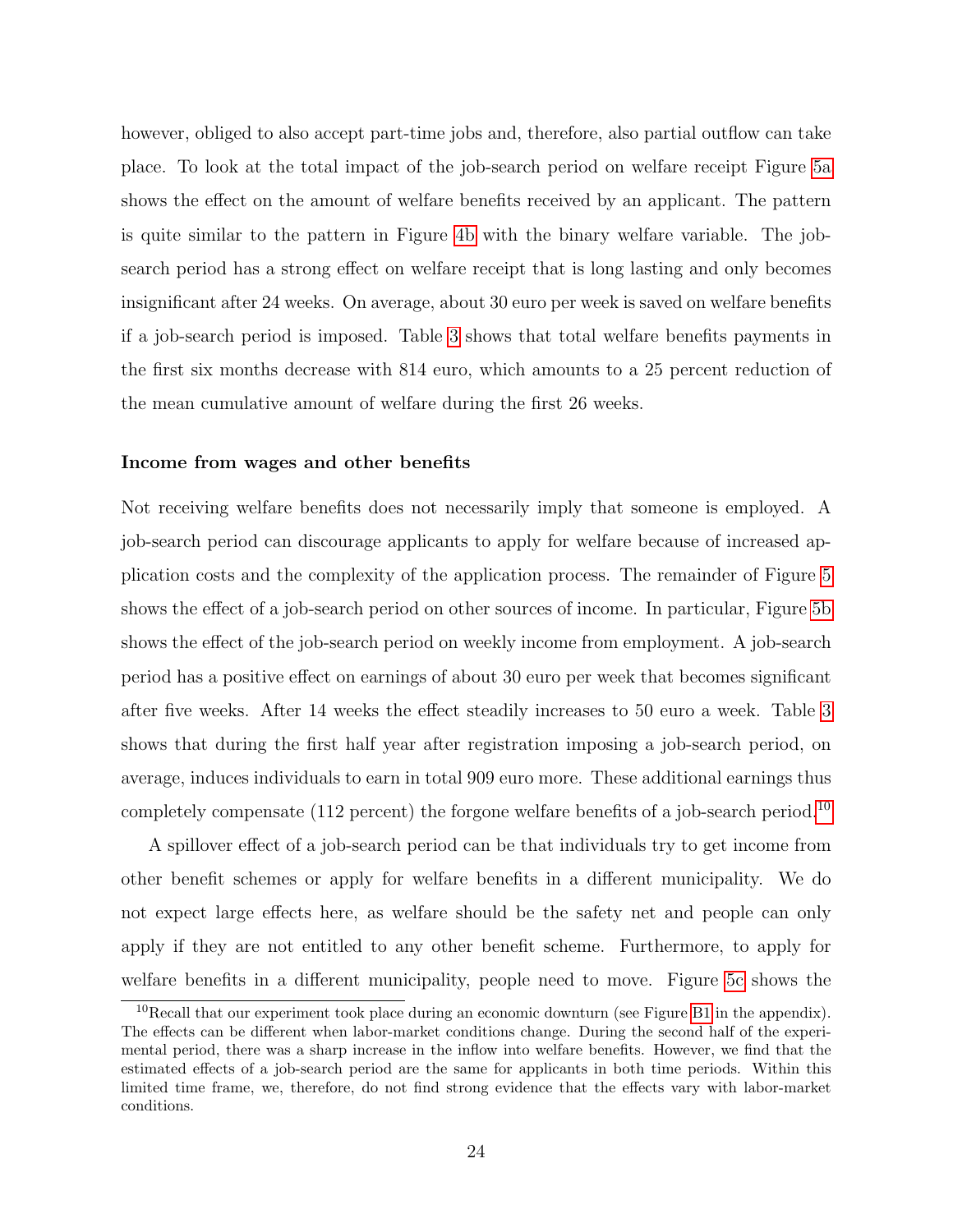however, obliged to also accept part-time jobs and, therefore, also partial outflow can take place. To look at the total impact of the job-search period on welfare receipt Figure 5a shows the effect on the amount of welfare benefits received by an applicant. The pattern is quite similar to the pattern in Figure 4b with the binary welfare variable. The job-search period has a strong effect on welfare receipt that is long lasting and only becomes insignificant after 24 weeks. On average, about 30 euro per week is saved on welfare benefits if a job-search period is imposed. Table 3 shows that total welfare benefits payments in the first six months decrease with 814 euro, which amounts to a 25 percent reduction of the mean cumulative amount of welfare during the first 26 weeks.

#### Income from wages and other benefits

Not receiving welfare benefits does not necessarily imply that someone is employed. A job-search period can discourage applicants to apply for welfare because of increased application costs and the complexity of the application process. The remainder of Figure 5 shows the effect of a job-search period on other sources of income. In particular, Figure 5b shows the effect of the job-search period on weekly income from employment. A job-search period has a positive effect on earnings of about 30 euro per week that becomes significant after five weeks. After 14 weeks the effect steadily increases to 50 euro a week. Table 3 shows that during the first half year after registration imposing a job-search period, on average, induces individuals to earn in total 909 euro more. These additional earnings thus completely compensate (112 percent) the forgone welfare benefits of a job-search period.[10]

A spillover effect of a job-search period can be that individuals try to get income from other benefit schemes or apply for welfare benefits in a different municipality. We do not expect large effects here, as welfare should be the safety net and people can only apply if they are not entitled to any other benefit scheme. Furthermore, to apply for welfare benefits in a different municipality, people need to move. Figure 5c shows the

[10] Recall that our experiment took place during an economic downturn (see Figure B1 in the appendix). The effects can be different when labor-market conditions change. During the second half of the experimental period, there was a sharp increase in the inflow into welfare benefits. However, we find that the estimated effects of a job-search period are the same for applicants in both time periods. Within this limited time frame, we, therefore, do not find strong evidence that the effects vary with labor-market conditions.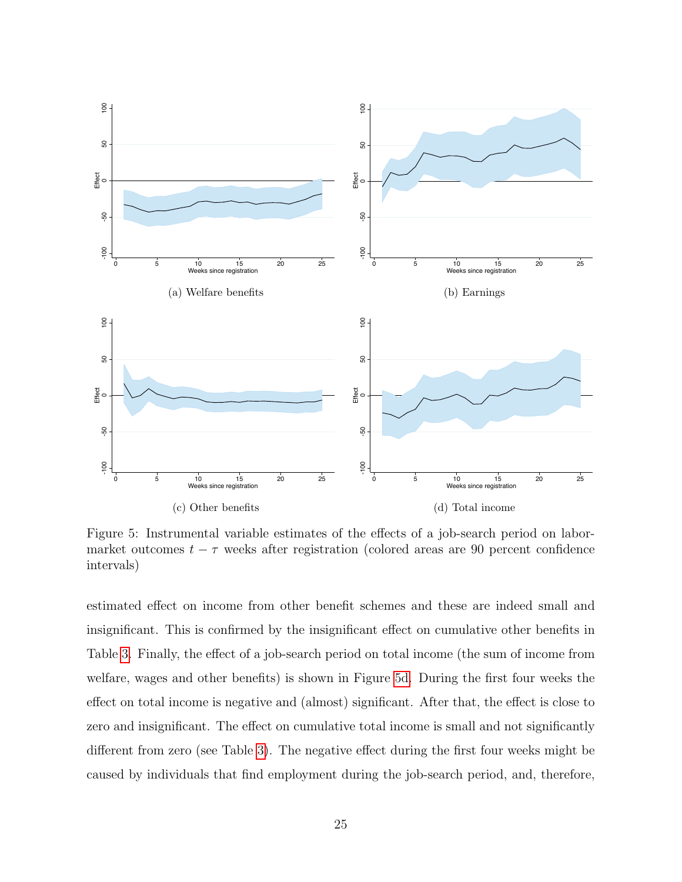(a) Welfare benefits

(b) Earnings

(c) Other benefits

(d) Total income

Figure 5: Instrumental variable estimates of the effects of a job-search period on labor-market outcomes $t - \tau$ weeks after registration (colored areas are 90 percent confidence intervals)

estimated effect on income from other benefit schemes and these are indeed small and insignificant. This is confirmed by the insignificant effect on cumulative other benefits in Table 3. Finally, the effect of a job-search period on total income (the sum of income from welfare, wages and other benefits) is shown in Figure 5d. During the first four weeks the effect on total income is negative and (almost) significant. After that, the effect is close to zero and insignificant. The effect on cumulative total income is small and not significantly different from zero (see Table 3). The negative effect during the first four weeks might be caused by individuals that find employment during the job-search period, and, therefore,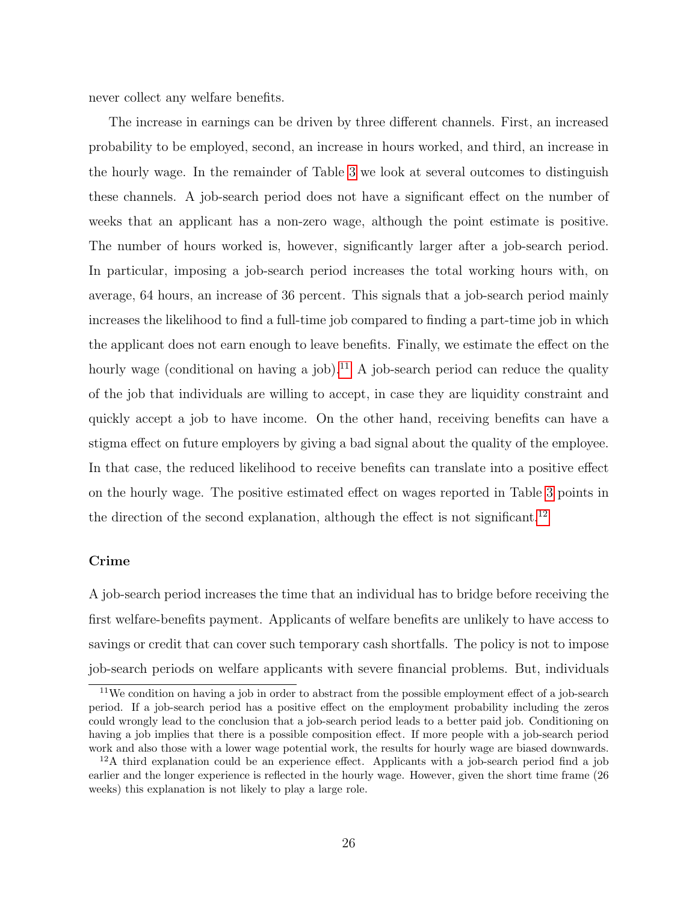never collect any welfare benefits.

The increase in earnings can be driven by three different channels. First, an increased probability to be employed, second, an increase in hours worked, and third, an increase in the hourly wage. In the remainder of Table 3 we look at several outcomes to distinguish these channels. A job-search period does not have a significant effect on the number of weeks that an applicant has a non-zero wage, although the point estimate is positive. The number of hours worked is, however, significantly larger after a job-search period. In particular, imposing a job-search period increases the total working hours with, on average, 64 hours, an increase of 36 percent. This signals that a job-search period mainly increases the likelihood to find a full-time job compared to finding a part-time job in which the applicant does not earn enough to leave benefits. Finally, we estimate the effect on the hourly wage (conditional on having a job).[11] A job-search period can reduce the quality of the job that individuals are willing to accept, in case they are liquidity constraint and quickly accept a job to have income. On the other hand, receiving benefits can have a stigma effect on future employers by giving a bad signal about the quality of the employee. In that case, the reduced likelihood to receive benefits can translate into a positive effect on the hourly wage. The positive estimated effect on wages reported in Table 3 points in the direction of the second explanation, although the effect is not significant.[12]

**Crime**

A job-search period increases the time that an individual has to bridge before receiving the first welfare-benefits payment. Applicants of welfare benefits are unlikely to have access to savings or credit that can cover such temporary cash shortfalls. The policy is not to impose job-search periods on welfare applicants with severe financial problems. But, individuals

[11] We condition on having a job in order to abstract from the possible employment effect of a job-search period. If a job-search period has a positive effect on the employment probability including the zeros could wrongly lead to the conclusion that a job-search period leads to a better paid job. Conditioning on having a job implies that there is a possible composition effect. If more people with a job-search period work and also those with a lower wage potential work, the results for hourly wage are biased downwards.

[12] A third explanation could be an experience effect. Applicants with a job-search period find a job earlier and the longer experience is reflected in the hourly wage. However, given the short time frame (26 weeks) this explanation is not likely to play a large role.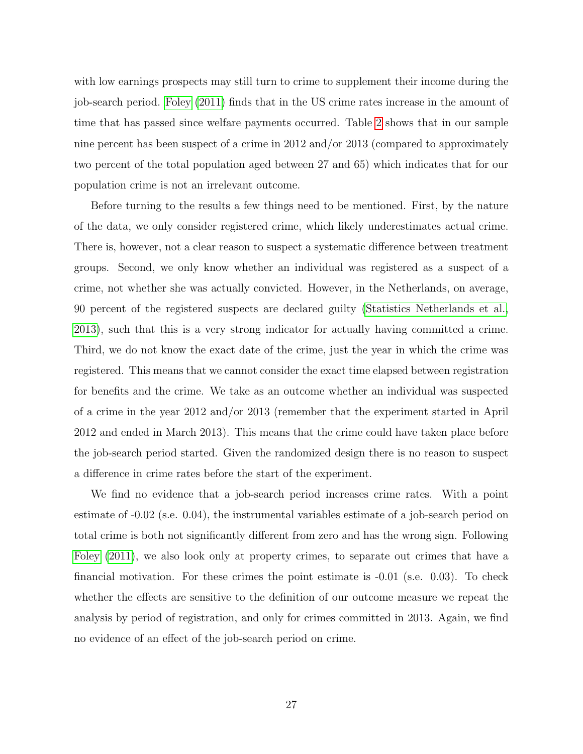with low earnings prospects may still turn to crime to supplement their income during the job-search period. Foley (2011) finds that in the US crime rates increase in the amount of time that has passed since welfare payments occurred. Table 2 shows that in our sample nine percent has been suspect of a crime in 2012 and/or 2013 (compared to approximately two percent of the total population aged between 27 and 65) which indicates that for our population crime is not an irrelevant outcome.

Before turning to the results a few things need to be mentioned. First, by the nature of the data, we only consider registered crime, which likely underestimates actual crime. There is, however, not a clear reason to suspect a systematic difference between treatment groups. Second, we only know whether an individual was registered as a suspect of a crime, not whether she was actually convicted. However, in the Netherlands, on average, 90 percent of the registered suspects are declared guilty (Statistics Netherlands et al., 2013), such that this is a very strong indicator for actually having committed a crime. Third, we do not know the exact date of the crime, just the year in which the crime was registered. This means that we cannot consider the exact time elapsed between registration for benefits and the crime. We take as an outcome whether an individual was suspected of a crime in the year 2012 and/or 2013 (remember that the experiment started in April 2012 and ended in March 2013). This means that the crime could have taken place before the job-search period started. Given the randomized design there is no reason to suspect a difference in crime rates before the start of the experiment.

We find no evidence that a job-search period increases crime rates. With a point estimate of -0.02 (s.e. 0.04), the instrumental variables estimate of a job-search period on total crime is both not significantly different from zero and has the wrong sign. Following Foley (2011), we also look only at property crimes, to separate out crimes that have a financial motivation. For these crimes the point estimate is -0.01 (s.e. 0.03). To check whether the effects are sensitive to the definition of our outcome measure we repeat the analysis by period of registration, and only for crimes committed in 2013. Again, we find no evidence of an effect of the job-search period on crime.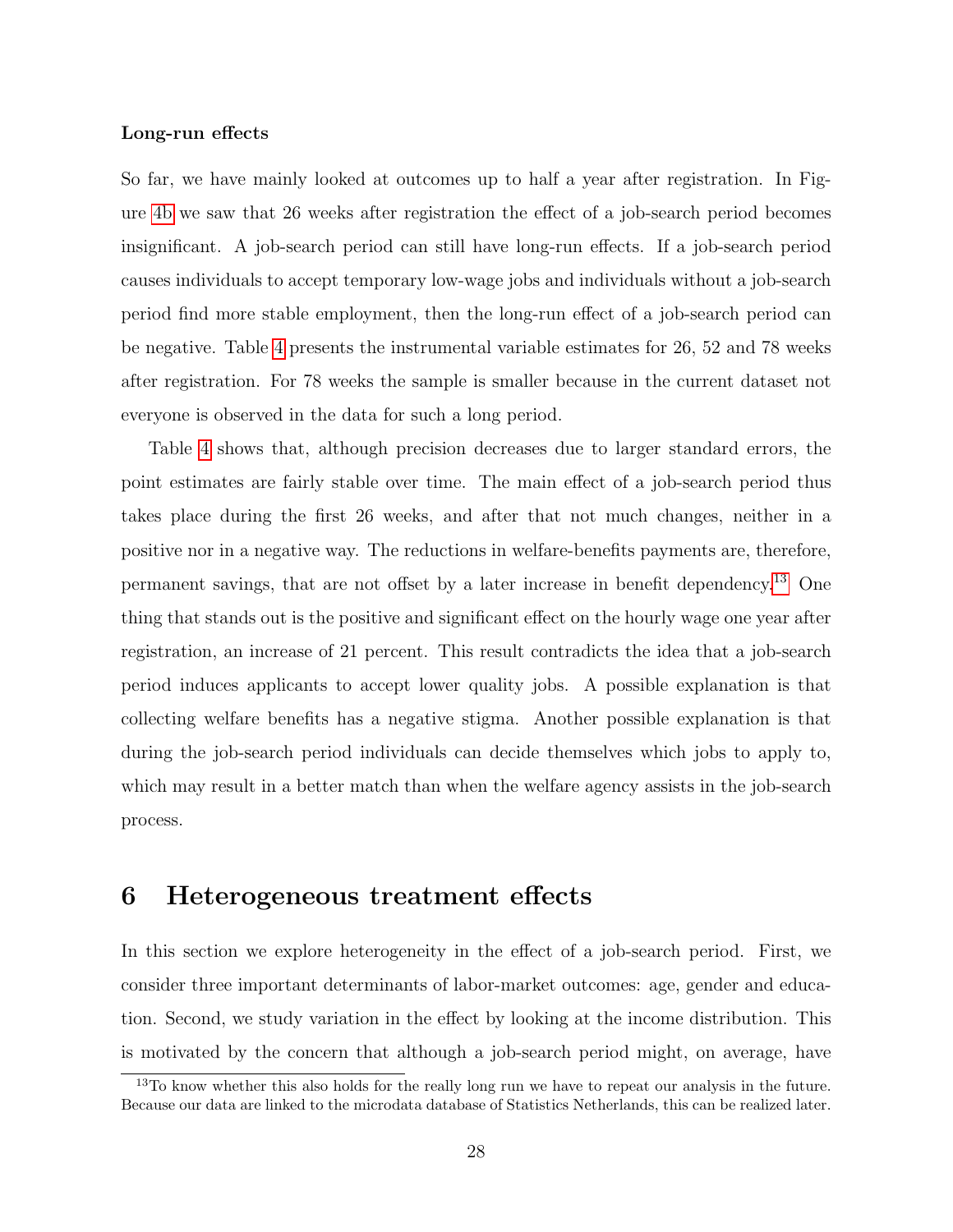**Long-run effects**

So far, we have mainly looked at outcomes up to half a year after registration. In Figure 4b we saw that 26 weeks after registration the effect of a job-search period becomes insignificant. A job-search period can still have long-run effects. If a job-search period causes individuals to accept temporary low-wage jobs and individuals without a job-search period find more stable employment, then the long-run effect of a job-search period can be negative. Table 4 presents the instrumental variable estimates for 26, 52 and 78 weeks after registration. For 78 weeks the sample is smaller because in the current dataset not everyone is observed in the data for such a long period.

Table 4 shows that, although precision decreases due to larger standard errors, the point estimates are fairly stable over time. The main effect of a job-search period thus takes place during the first 26 weeks, and after that not much changes, neither in a positive nor in a negative way. The reductions in welfare-benefits payments are, therefore, permanent savings, that are not offset by a later increase in benefit dependency.[13] One thing that stands out is the positive and significant effect on the hourly wage one year after registration, an increase of 21 percent. This result contradicts the idea that a job-search period induces applicants to accept lower quality jobs. A possible explanation is that collecting welfare benefits has a negative stigma. Another possible explanation is that during the job-search period individuals can decide themselves which jobs to apply to, which may result in a better match than when the welfare agency assists in the job-search process.

# 6 Heterogeneous treatment effects

In this section we explore heterogeneity in the effect of a job-search period. First, we consider three important determinants of labor-market outcomes: age, gender and education. Second, we study variation in the effect by looking at the income distribution. This is motivated by the concern that although a job-search period might, on average, have

[13] To know whether this also holds for the really long run we have to repeat our analysis in the future. Because our data are linked to the microdata database of Statistics Netherlands, this can be realized later.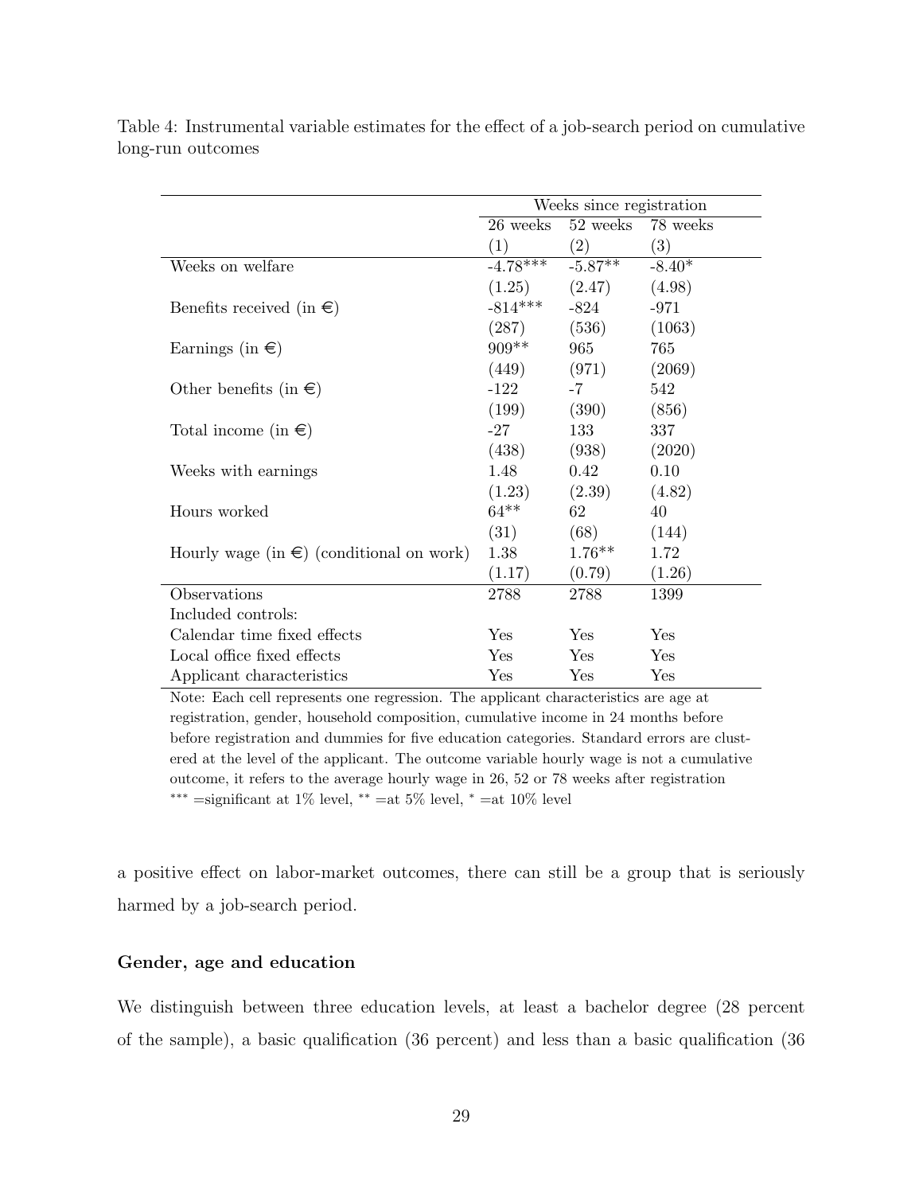Table 4: Instrumental variable estimates for the effect of a job-search period on cumulative long-run outcomes

| | Weeks since registration | | |
|---|---|---|---|
| | 26 weeks | 52 weeks | 78 weeks |
| | (1) | (2) | (3) |
| Weeks on welfare | -4.78*** | -5.87** | -8.40* |
| | (1.25) | (2.47) | (4.98) |
| Benefits received (in €) | -814*** | -824 | -971 |
| | (287) | (536) | (1063) |
| Earnings (in €) | 909** | 965 | 765 |
| | (449) | (971) | (2069) |
| Other benefits (in €) | -122 | -7 | 542 |
| | (199) | (390) | (856) |
| Total income (in €) | -27 | 133 | 337 |
| | (438) | (938) | (2020) |
| Weeks with earnings | 1.48 | 0.42 | 0.10 |
| | (1.23) | (2.39) | (4.82) |
| Hours worked | 64** | 62 | 40 |
| | (31) | (68) | (144) |
| Hourly wage (in €) (conditional on work) | 1.38 | 1.76** | 1.72 |
| | (1.17) | (0.79) | (1.26) |
| Observations | 2788 | 2788 | 1399 |
| Included controls: | | | |
| Calendar time fixed effects | Yes | Yes | Yes |
| Local office fixed effects | Yes | Yes | Yes |
| Applicant characteristics | Yes | Yes | Yes |

Note: Each cell represents one regression. The applicant characteristics are age at registration, gender, household composition, cumulative income in 24 months before before registration and dummies for five education categories. Standard errors are clustered at the level of the applicant. The outcome variable hourly wage is not a cumulative outcome, it refers to the average hourly wage in 26, 52 or 78 weeks after registration
*** =significant at 1% level, ** =at 5% level, * =at 10% level

a positive effect on labor-market outcomes, there can still be a group that is seriously harmed by a job-search period.

**Gender, age and education**

We distinguish between three education levels, at least a bachelor degree (28 percent of the sample), a basic qualification (36 percent) and less than a basic qualification (36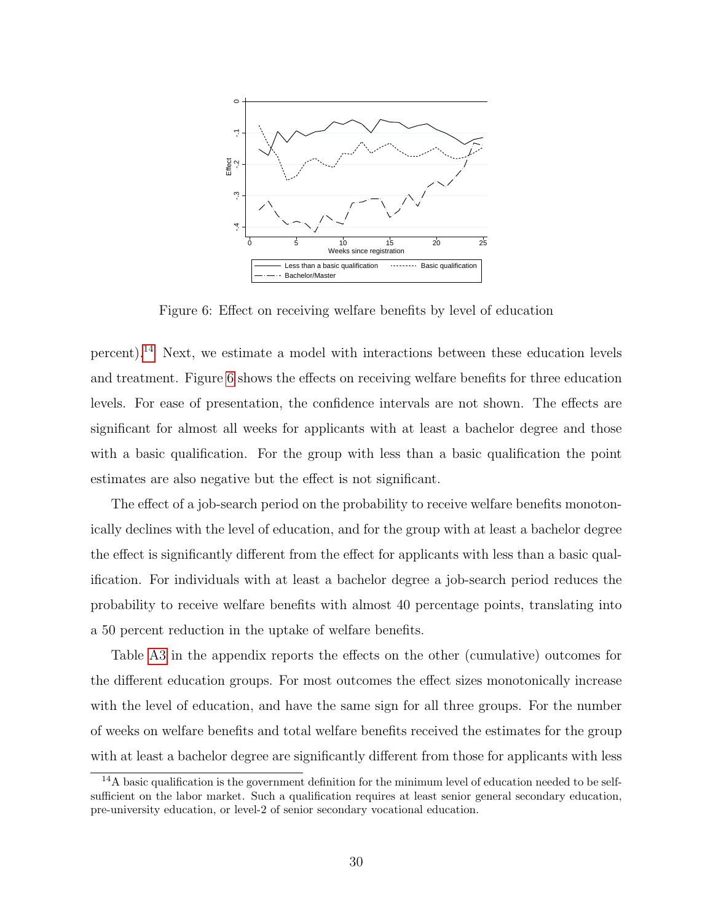Figure 6: Effect on receiving welfare benefits by level of education

percent).[14] Next, we estimate a model with interactions between these education levels and treatment. Figure 6 shows the effects on receiving welfare benefits for three education levels. For ease of presentation, the confidence intervals are not shown. The effects are significant for almost all weeks for applicants with at least a bachelor degree and those with a basic qualification. For the group with less than a basic qualification the point estimates are also negative but the effect is not significant.

The effect of a job-search period on the probability to receive welfare benefits monotonically declines with the level of education, and for the group with at least a bachelor degree the effect is significantly different from the effect for applicants with less than a basic qualification. For individuals with at least a bachelor degree a job-search period reduces the probability to receive welfare benefits with almost 40 percentage points, translating into a 50 percent reduction in the uptake of welfare benefits.

Table A3 in the appendix reports the effects on the other (cumulative) outcomes for the different education groups. For most outcomes the effect sizes monotonically increase with the level of education, and have the same sign for all three groups. For the number of weeks on welfare benefits and total welfare benefits received the estimates for the group with at least a bachelor degree are significantly different from those for applicants with less

[14] A basic qualification is the government definition for the minimum level of education needed to be self-sufficient on the labor market. Such a qualification requires at least senior general secondary education, pre-university education, or level-2 of senior secondary vocational education.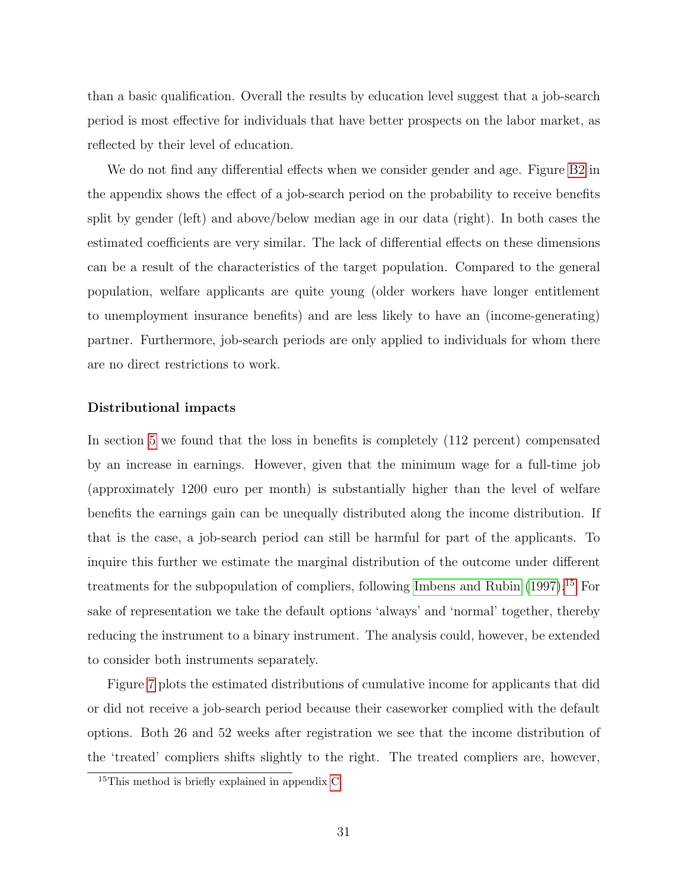than a basic qualification. Overall the results by education level suggest that a job-search period is most effective for individuals that have better prospects on the labor market, as reflected by their level of education.

We do not find any differential effects when we consider gender and age. Figure B2 in the appendix shows the effect of a job-search period on the probability to receive benefits split by gender (left) and above/below median age in our data (right). In both cases the estimated coefficients are very similar. The lack of differential effects on these dimensions can be a result of the characteristics of the target population. Compared to the general population, welfare applicants are quite young (older workers have longer entitlement to unemployment insurance benefits) and are less likely to have an (income-generating) partner. Furthermore, job-search periods are only applied to individuals for whom there are no direct restrictions to work.

#### Distributional impacts

In section 5 we found that the loss in benefits is completely (112 percent) compensated by an increase in earnings. However, given that the minimum wage for a full-time job (approximately 1200 euro per month) is substantially higher than the level of welfare benefits the earnings gain can be unequally distributed along the income distribution. If that is the case, a job-search period can still be harmful for part of the applicants. To inquire this further we estimate the marginal distribution of the outcome under different treatments for the subpopulation of compliers, following Imbens and Rubin (1997).[15] For sake of representation we take the default options 'always' and 'normal' together, thereby reducing the instrument to a binary instrument. The analysis could, however, be extended to consider both instruments separately.

Figure 7 plots the estimated distributions of cumulative income for applicants that did or did not receive a job-search period because their caseworker complied with the default options. Both 26 and 52 weeks after registration we see that the income distribution of the 'treated' compliers shifts slightly to the right. The treated compliers are, however,

[15] This method is briefly explained in appendix C.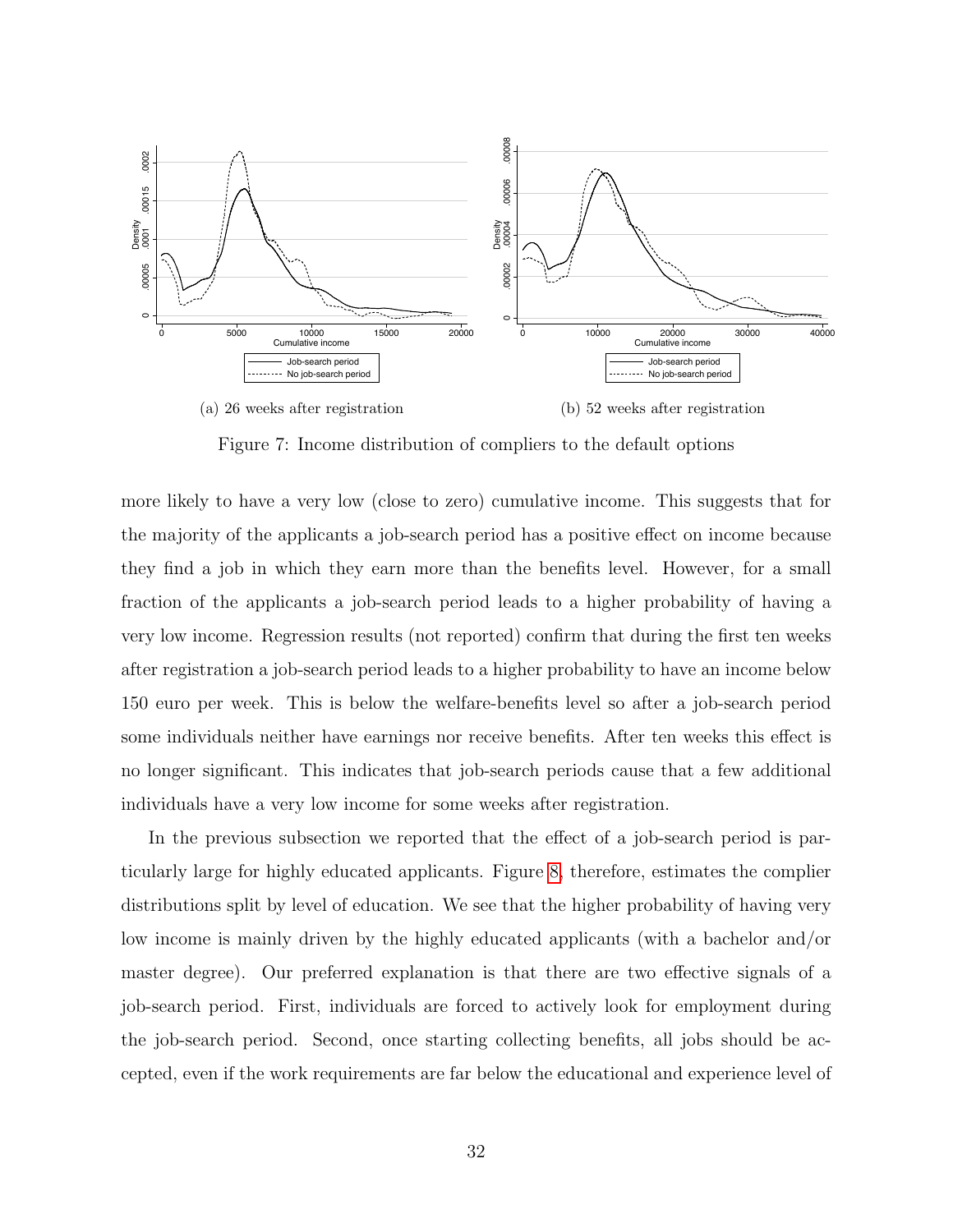(a) 26 weeks after registration

(b) 52 weeks after registration

Figure 7: Income distribution of compliers to the default options

more likely to have a very low (close to zero) cumulative income. This suggests that for the majority of the applicants a job-search period has a positive effect on income because they find a job in which they earn more than the benefits level. However, for a small fraction of the applicants a job-search period leads to a higher probability of having a very low income. Regression results (not reported) confirm that during the first ten weeks after registration a job-search period leads to a higher probability to have an income below 150 euro per week. This is below the welfare-benefits level so after a job-search period some individuals neither have earnings nor receive benefits. After ten weeks this effect is no longer significant. This indicates that job-search periods cause that a few additional individuals have a very low income for some weeks after registration.

In the previous subsection we reported that the effect of a job-search period is particularly large for highly educated applicants. Figure 8, therefore, estimates the complier distributions split by level of education. We see that the higher probability of having very low income is mainly driven by the highly educated applicants (with a bachelor and/or master degree). Our preferred explanation is that there are two effective signals of a job-search period. First, individuals are forced to actively look for employment during the job-search period. Second, once starting collecting benefits, all jobs should be accepted, even if the work requirements are far below the educational and experience level of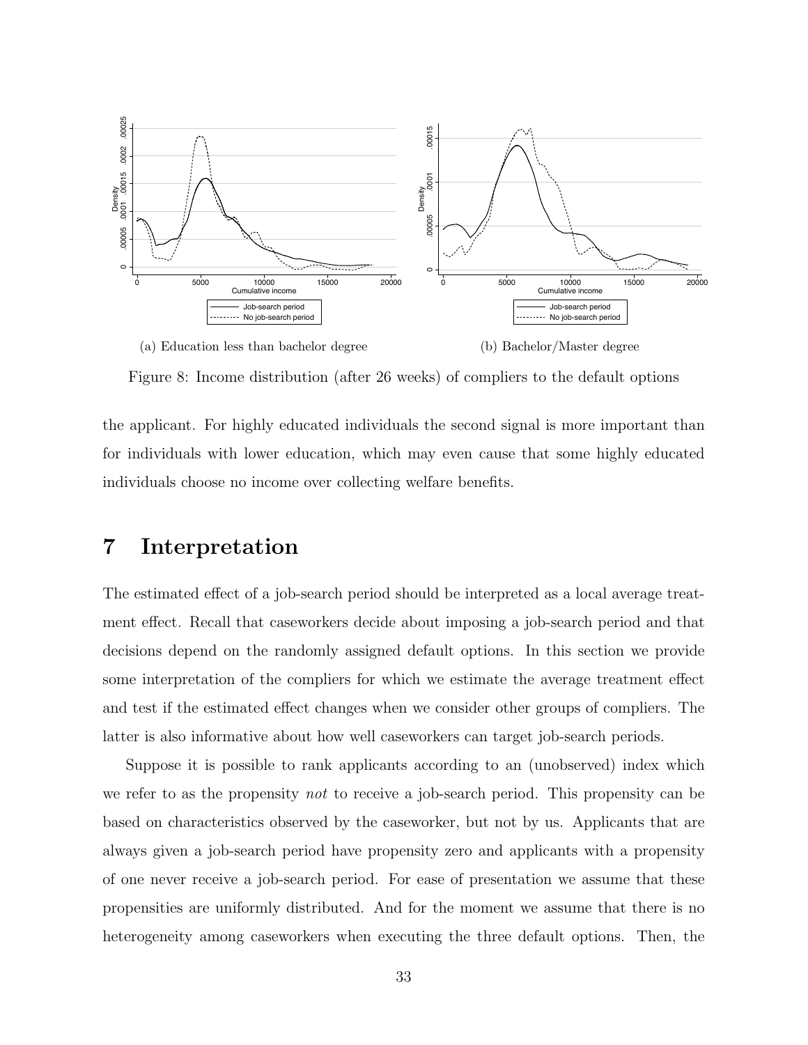(a) Education less than bachelor degree

(b) Bachelor/Master degree

Figure 8: Income distribution (after 26 weeks) of compliers to the default options

the applicant. For highly educated individuals the second signal is more important than for individuals with lower education, which may even cause that some highly educated individuals choose no income over collecting welfare benefits.

# 7 Interpretation

The estimated effect of a job-search period should be interpreted as a local average treatment effect. Recall that caseworkers decide about imposing a job-search period and that decisions depend on the randomly assigned default options. In this section we provide some interpretation of the compliers for which we estimate the average treatment effect and test if the estimated effect changes when we consider other groups of compliers. The latter is also informative about how well caseworkers can target job-search periods.

Suppose it is possible to rank applicants according to an (unobserved) index which we refer to as the propensity *not* to receive a job-search period. This propensity can be based on characteristics observed by the caseworker, but not by us. Applicants that are always given a job-search period have propensity zero and applicants with a propensity of one never receive a job-search period. For ease of presentation we assume that these propensities are uniformly distributed. And for the moment we assume that there is no heterogeneity among caseworkers when executing the three default options. Then, the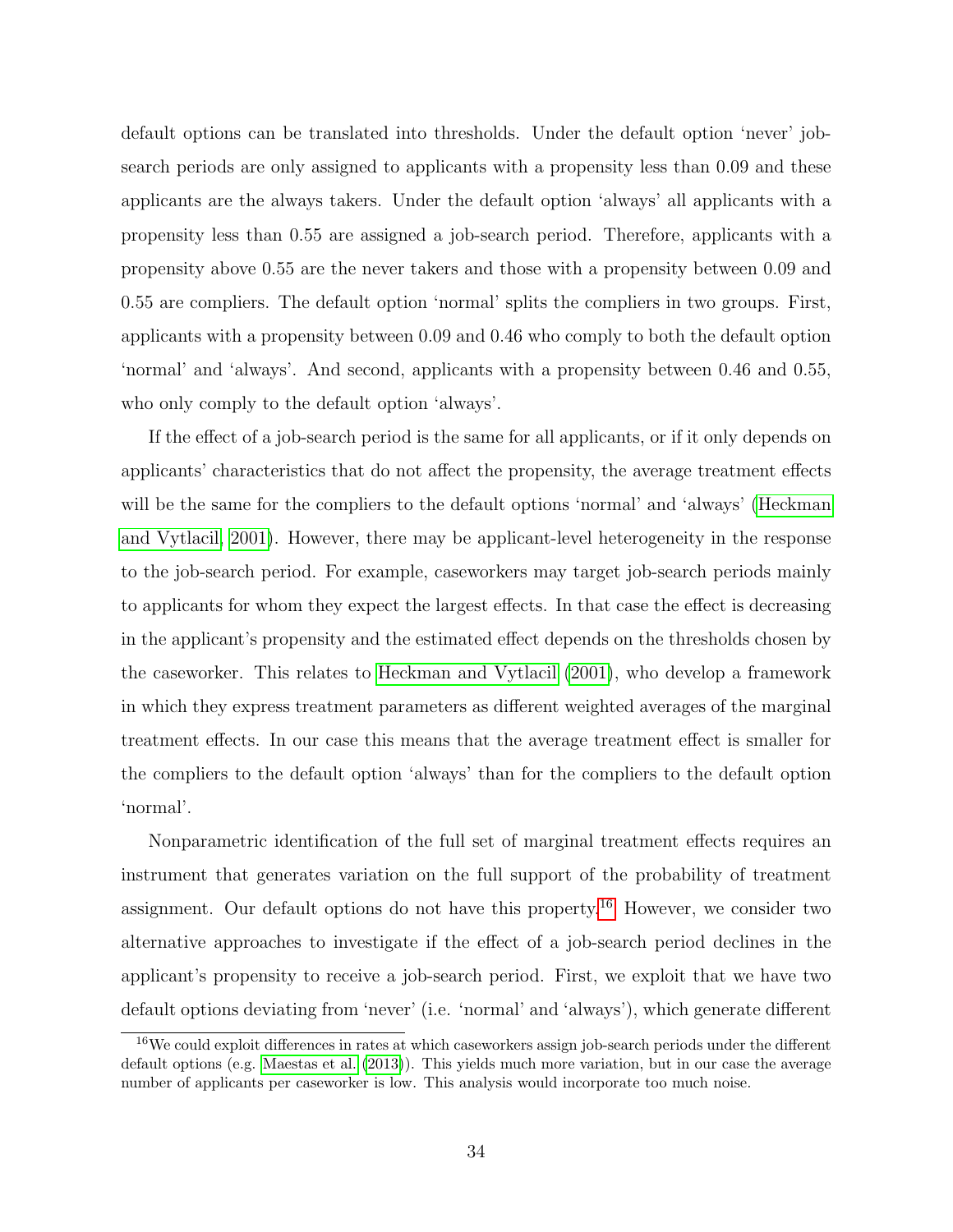default options can be translated into thresholds. Under the default option 'never' job-search periods are only assigned to applicants with a propensity less than 0.09 and these applicants are the always takers. Under the default option 'always' all applicants with a propensity less than 0.55 are assigned a job-search period. Therefore, applicants with a propensity above 0.55 are the never takers and those with a propensity between 0.09 and 0.55 are compliers. The default option 'normal' splits the compliers in two groups. First, applicants with a propensity between 0.09 and 0.46 who comply to both the default option 'normal' and 'always'. And second, applicants with a propensity between 0.46 and 0.55, who only comply to the default option 'always'.

If the effect of a job-search period is the same for all applicants, or if it only depends on applicants' characteristics that do not affect the propensity, the average treatment effects will be the same for the compliers to the default options 'normal' and 'always' (Heckman and Vytlacil, 2001). However, there may be applicant-level heterogeneity in the response to the job-search period. For example, caseworkers may target job-search periods mainly to applicants for whom they expect the largest effects. In that case the effect is decreasing in the applicant's propensity and the estimated effect depends on the thresholds chosen by the caseworker. This relates to Heckman and Vytlacil (2001), who develop a framework in which they express treatment parameters as different weighted averages of the marginal treatment effects. In our case this means that the average treatment effect is smaller for the compliers to the default option 'always' than for the compliers to the default option 'normal'.

Nonparametric identification of the full set of marginal treatment effects requires an instrument that generates variation on the full support of the probability of treatment assignment. Our default options do not have this property.[16] However, we consider two alternative approaches to investigate if the effect of a job-search period declines in the applicant's propensity to receive a job-search period. First, we exploit that we have two default options deviating from 'never' (i.e. 'normal' and 'always'), which generate different

[16] We could exploit differences in rates at which caseworkers assign job-search periods under the different default options (e.g. Maestas et al. (2013)). This yields much more variation, but in our case the average number of applicants per caseworker is low. This analysis would incorporate too much noise.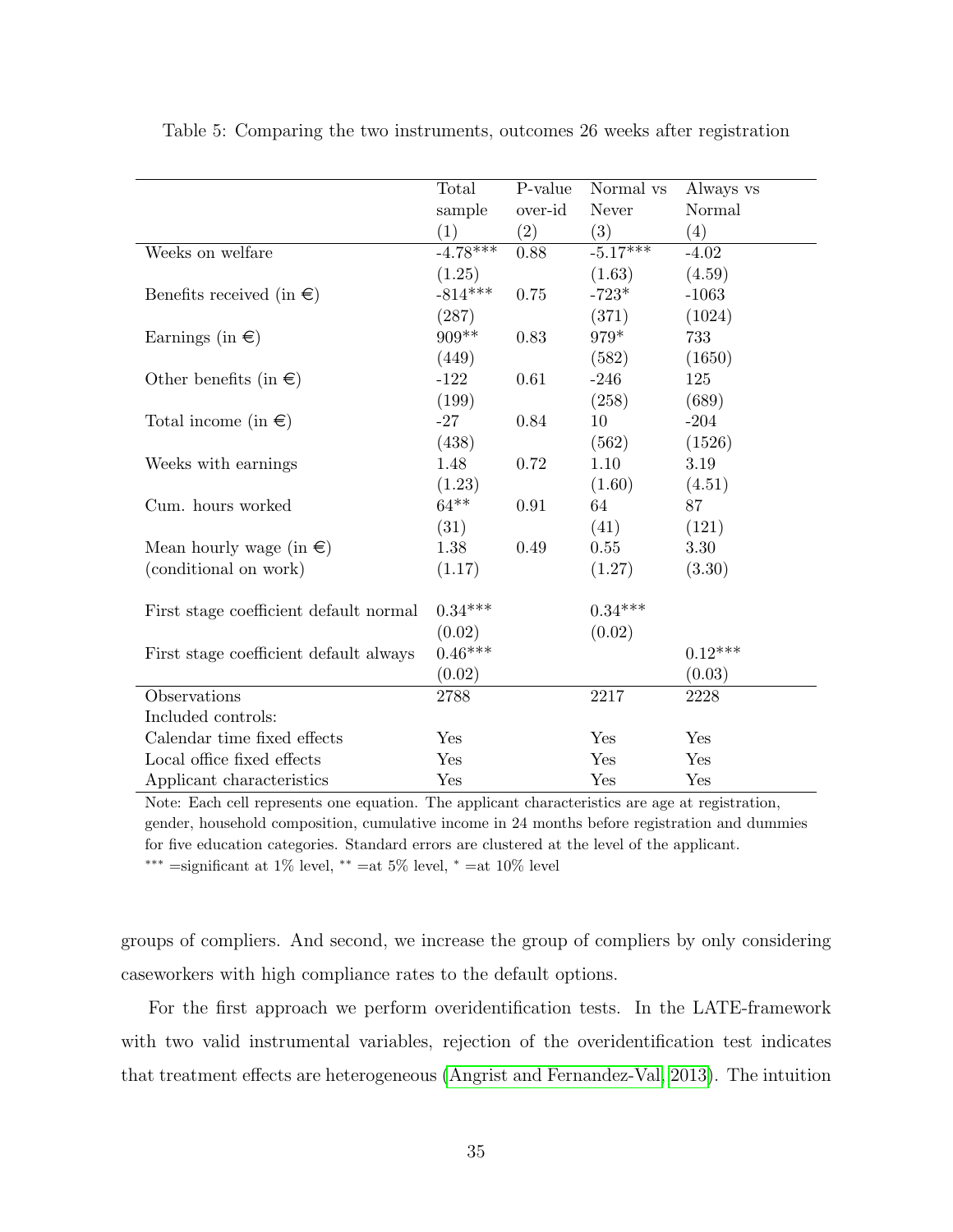Table 5: Comparing the two instruments, outcomes 26 weeks after registration

| | Total sample (1) | P-value over-id (2) | Normal vs Never (3) | Always vs Normal (4) |
|---|---|---|---|---|
| Weeks on welfare | -4.78*** | 0.88 | -5.17*** | -4.02 |
| | (1.25) | | (1.63) | (4.59) |
| Benefits received (in €) | -814*** | 0.75 | -723* | -1063 |
| | (287) | | (371) | (1024) |
| Earnings (in €) | 909** | 0.83 | 979* | 733 |
| | (449) | | (582) | (1650) |
| Other benefits (in €) | -122 | 0.61 | -246 | 125 |
| | (199) | | (258) | (689) |
| Total income (in €) | -27 | 0.84 | 10 | -204 |
| | (438) | | (562) | (1526) |
| Weeks with earnings | 1.48 | 0.72 | 1.10 | 3.19 |
| | (1.23) | | (1.60) | (4.51) |
| Cum. hours worked | 64** | 0.91 | 64 | 87 |
| | (31) | | (41) | (121) |
| Mean hourly wage (in €) | 1.38 | 0.49 | 0.55 | 3.30 |
| (conditional on work) | (1.17) | | (1.27) | (3.30) |
| First stage coefficient default normal | 0.34*** | | 0.34*** | |
| | (0.02) | | (0.02) | |
| First stage coefficient default always | 0.46*** | | | 0.12*** |
| | (0.02) | | | (0.03) |
| Observations | 2788 | | 2217 | 2228 |
| Included controls: | | | | |
| Calendar time fixed effects | Yes | | Yes | Yes |
| Local office fixed effects | Yes | | Yes | Yes |
| Applicant characteristics | Yes | | Yes | Yes |

Note: Each cell represents one equation. The applicant characteristics are age at registration, gender, household composition, cumulative income in 24 months before registration and dummies for five education categories. Standard errors are clustered at the level of the applicant.
*** =significant at 1% level, ** =at 5% level, * =at 10% level

groups of compliers. And second, we increase the group of compliers by only considering caseworkers with high compliance rates to the default options.

For the first approach we perform overidentification tests. In the LATE-framework with two valid instrumental variables, rejection of the overidentification test indicates that treatment effects are heterogeneous (Angrist and Fernandez-Val, 2013). The intuition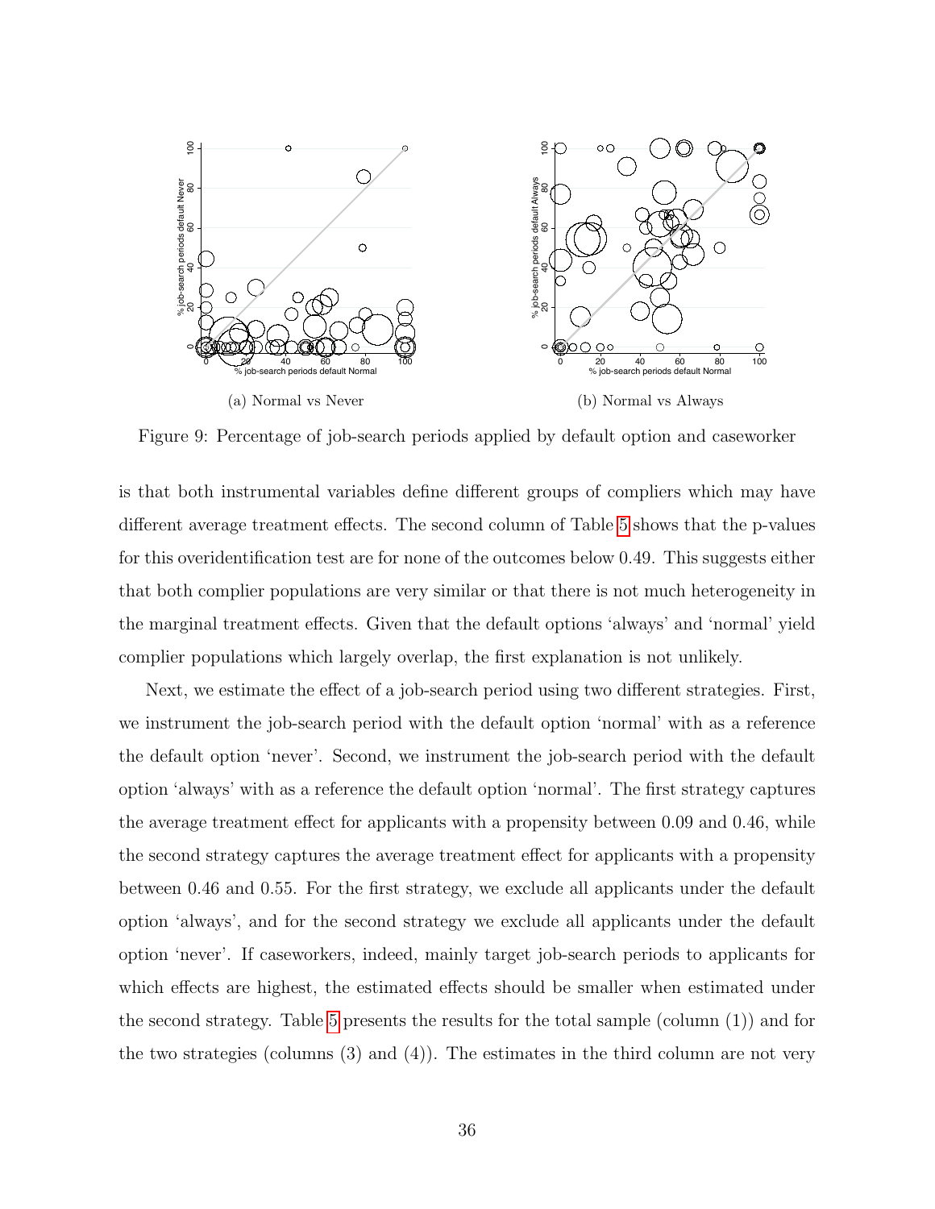(a) Normal vs Never

(b) Normal vs Always

Figure 9: Percentage of job-search periods applied by default option and caseworker

is that both instrumental variables define different groups of compliers which may have different average treatment effects. The second column of Table 5 shows that the p-values for this overidentification test are for none of the outcomes below 0.49. This suggests either that both complier populations are very similar or that there is not much heterogeneity in the marginal treatment effects. Given that the default options 'always' and 'normal' yield complier populations which largely overlap, the first explanation is not unlikely.

Next, we estimate the effect of a job-search period using two different strategies. First, we instrument the job-search period with the default option 'normal' with as a reference the default option 'never'. Second, we instrument the job-search period with the default option 'always' with as a reference the default option 'normal'. The first strategy captures the average treatment effect for applicants with a propensity between 0.09 and 0.46, while the second strategy captures the average treatment effect for applicants with a propensity between 0.46 and 0.55. For the first strategy, we exclude all applicants under the default option 'always', and for the second strategy we exclude all applicants under the default option 'never'. If caseworkers, indeed, mainly target job-search periods to applicants for which effects are highest, the estimated effects should be smaller when estimated under the second strategy. Table 5 presents the results for the total sample (column (1)) and for the two strategies (columns (3) and (4)). The estimates in the third column are not very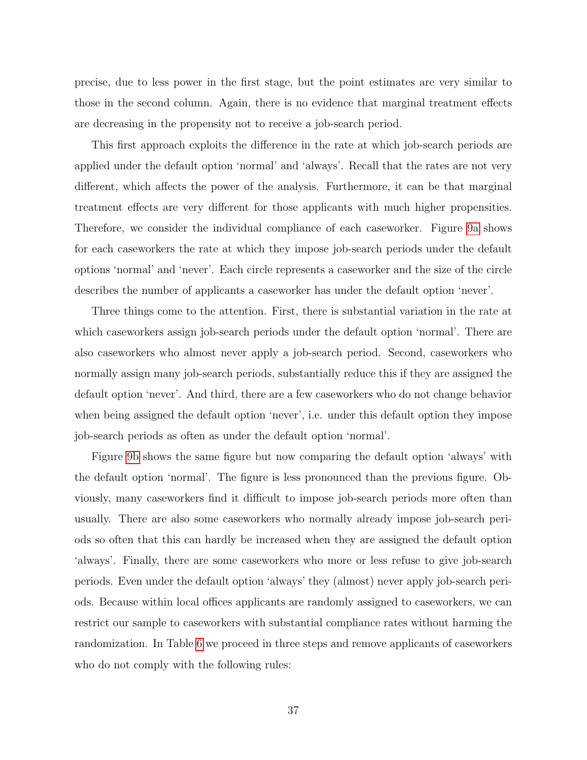precise, due to less power in the first stage, but the point estimates are very similar to those in the second column. Again, there is no evidence that marginal treatment effects are decreasing in the propensity not to receive a job-search period.

This first approach exploits the difference in the rate at which job-search periods are applied under the default option 'normal' and 'always'. Recall that the rates are not very different, which affects the power of the analysis. Furthermore, it can be that marginal treatment effects are very different for those applicants with much higher propensities. Therefore, we consider the individual compliance of each caseworker. Figure 9a shows for each caseworkers the rate at which they impose job-search periods under the default options 'normal' and 'never'. Each circle represents a caseworker and the size of the circle describes the number of applicants a caseworker has under the default option 'never'.

Three things come to the attention. First, there is substantial variation in the rate at which caseworkers assign job-search periods under the default option 'normal'. There are also caseworkers who almost never apply a job-search period. Second, caseworkers who normally assign many job-search periods, substantially reduce this if they are assigned the default option 'never'. And third, there are a few caseworkers who do not change behavior when being assigned the default option 'never', i.e. under this default option they impose job-search periods as often as under the default option 'normal'.

Figure 9b shows the same figure but now comparing the default option 'always' with the default option 'normal'. The figure is less pronounced than the previous figure. Obviously, many caseworkers find it difficult to impose job-search periods more often than usually. There are also some caseworkers who normally already impose job-search periods so often that this can hardly be increased when they are assigned the default option 'always'. Finally, there are some caseworkers who more or less refuse to give job-search periods. Even under the default option 'always' they (almost) never apply job-search periods. Because within local offices applicants are randomly assigned to caseworkers, we can restrict our sample to caseworkers with substantial compliance rates without harming the randomization. In Table 6 we proceed in three steps and remove applicants of caseworkers who do not comply with the following rules: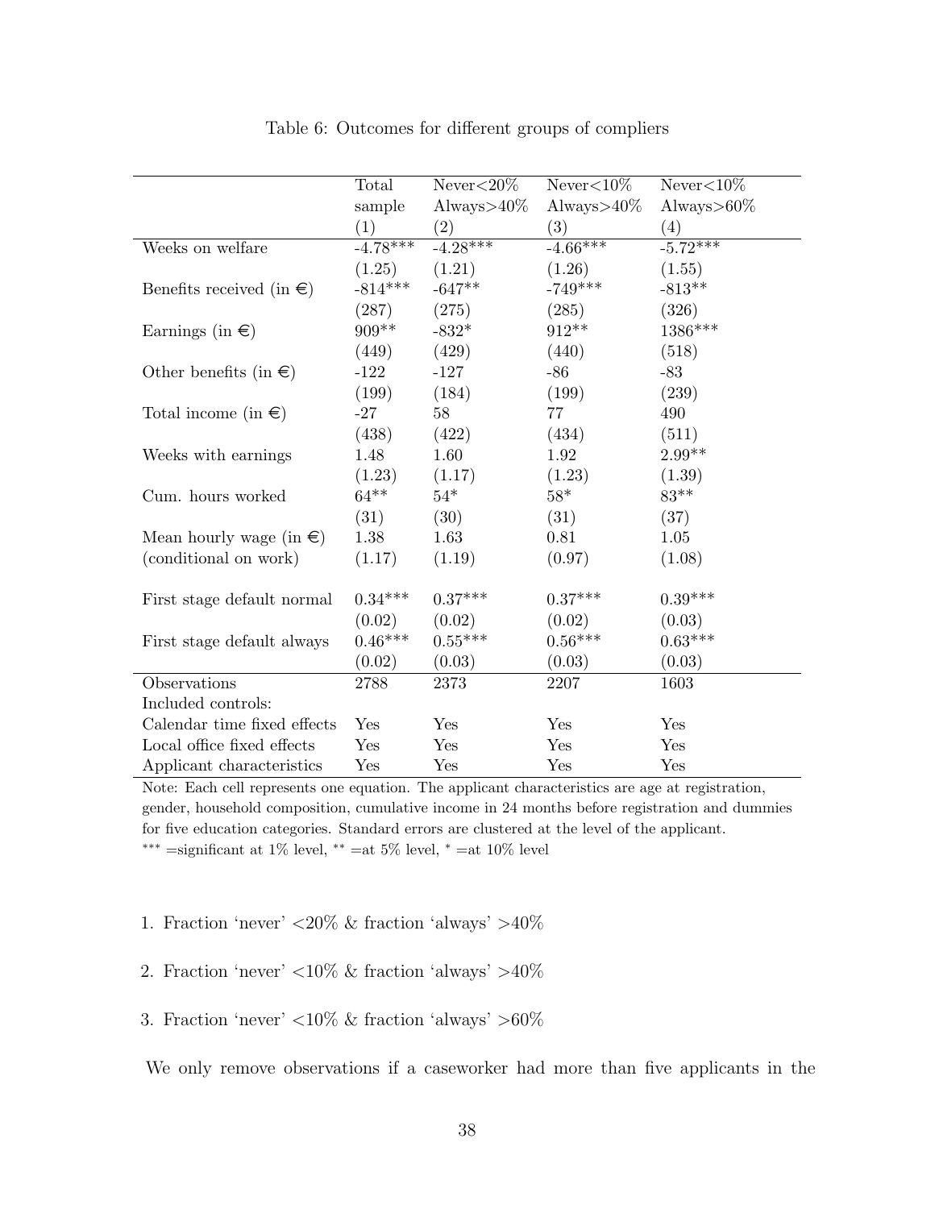Table 6: Outcomes for different groups of compliers

| | Total sample (1) | Never<20% Always>40% (2) | Never<10% Always>40% (3) | Never<10% Always>60% (4) |
|---|---|---|---|---|
| Weeks on welfare | -4.78*** | -4.28*** | -4.66*** | -5.72*** |
| | (1.25) | (1.21) | (1.26) | (1.55) |
| Benefits received (in €) | -814*** | -647** | -749*** | -813** |
| | (287) | (275) | (285) | (326) |
| Earnings (in €) | 909** | -832* | 912** | 1386*** |
| | (449) | (429) | (440) | (518) |
| Other benefits (in €) | -122 | -127 | -86 | -83 |
| | (199) | (184) | (199) | (239) |
| Total income (in €) | -27 | 58 | 77 | 490 |
| | (438) | (422) | (434) | (511) |
| Weeks with earnings | 1.48 | 1.60 | 1.92 | 2.99** |
| | (1.23) | (1.17) | (1.23) | (1.39) |
| Cum. hours worked | 64** | 54* | 58* | 83** |
| | (31) | (30) | (31) | (37) |
| Mean hourly wage (in €) | 1.38 | 1.63 | 0.81 | 1.05 |
| (conditional on work) | (1.17) | (1.19) | (0.97) | (1.08) |
| First stage default normal | 0.34*** | 0.37*** | 0.37*** | 0.39*** |
| | (0.02) | (0.02) | (0.02) | (0.03) |
| First stage default always | 0.46*** | 0.55*** | 0.56*** | 0.63*** |
| | (0.02) | (0.03) | (0.03) | (0.03) |
| Observations | 2788 | 2373 | 2207 | 1603 |
| Included controls: | | | | |
| Calendar time fixed effects | Yes | Yes | Yes | Yes |
| Local office fixed effects | Yes | Yes | Yes | Yes |
| Applicant characteristics | Yes | Yes | Yes | Yes |

Note: Each cell represents one equation. The applicant characteristics are age at registration, gender, household composition, cumulative income in 24 months before registration and dummies for five education categories. Standard errors are clustered at the level of the applicant.
*** =significant at 1% level, ** =at 5% level, * =at 10% level

1. Fraction 'never' <20% & fraction 'always' >40%

2. Fraction 'never' <10% & fraction 'always' >40%

3. Fraction 'never' <10% & fraction 'always' >60%

We only remove observations if a caseworker had more than five applicants in the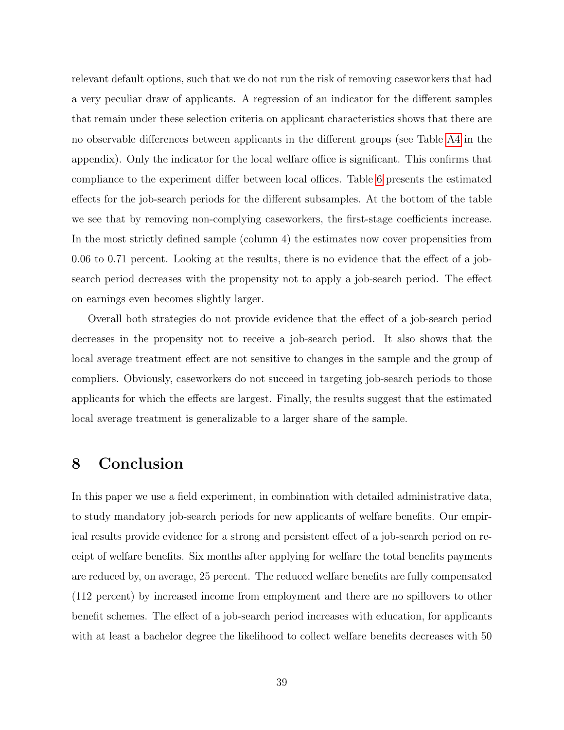relevant default options, such that we do not run the risk of removing caseworkers that had a very peculiar draw of applicants. A regression of an indicator for the different samples that remain under these selection criteria on applicant characteristics shows that there are no observable differences between applicants in the different groups (see Table A4 in the appendix). Only the indicator for the local welfare office is significant. This confirms that compliance to the experiment differ between local offices. Table 6 presents the estimated effects for the job-search periods for the different subsamples. At the bottom of the table we see that by removing non-complying caseworkers, the first-stage coefficients increase. In the most strictly defined sample (column 4) the estimates now cover propensities from 0.06 to 0.71 percent. Looking at the results, there is no evidence that the effect of a job-search period decreases with the propensity not to apply a job-search period. The effect on earnings even becomes slightly larger.

Overall both strategies do not provide evidence that the effect of a job-search period decreases in the propensity not to receive a job-search period. It also shows that the local average treatment effect are not sensitive to changes in the sample and the group of compliers. Obviously, caseworkers do not succeed in targeting job-search periods to those applicants for which the effects are largest. Finally, the results suggest that the estimated local average treatment is generalizable to a larger share of the sample.

# 8 Conclusion

In this paper we use a field experiment, in combination with detailed administrative data, to study mandatory job-search periods for new applicants of welfare benefits. Our empirical results provide evidence for a strong and persistent effect of a job-search period on receipt of welfare benefits. Six months after applying for welfare the total benefits payments are reduced by, on average, 25 percent. The reduced welfare benefits are fully compensated (112 percent) by increased income from employment and there are no spillovers to other benefit schemes. The effect of a job-search period increases with education, for applicants with at least a bachelor degree the likelihood to collect welfare benefits decreases with 50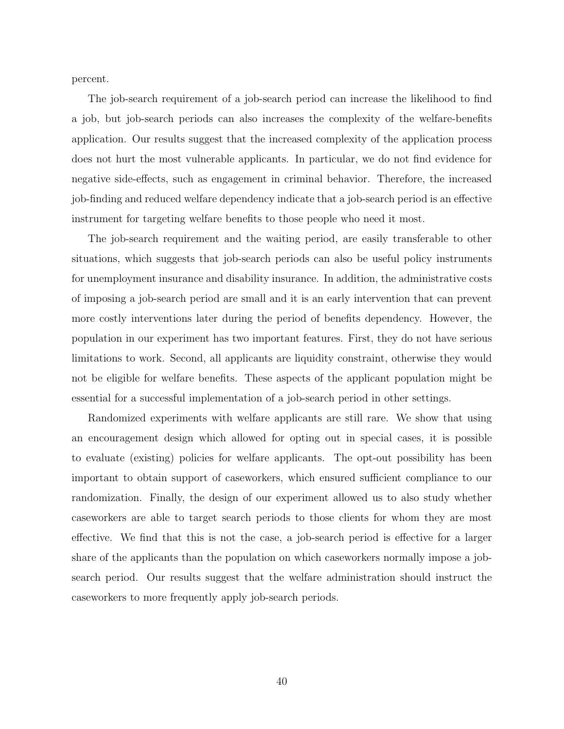percent.

The job-search requirement of a job-search period can increase the likelihood to find a job, but job-search periods can also increases the complexity of the welfare-benefits application. Our results suggest that the increased complexity of the application process does not hurt the most vulnerable applicants. In particular, we do not find evidence for negative side-effects, such as engagement in criminal behavior. Therefore, the increased job-finding and reduced welfare dependency indicate that a job-search period is an effective instrument for targeting welfare benefits to those people who need it most.

The job-search requirement and the waiting period, are easily transferable to other situations, which suggests that job-search periods can also be useful policy instruments for unemployment insurance and disability insurance. In addition, the administrative costs of imposing a job-search period are small and it is an early intervention that can prevent more costly interventions later during the period of benefits dependency. However, the population in our experiment has two important features. First, they do not have serious limitations to work. Second, all applicants are liquidity constraint, otherwise they would not be eligible for welfare benefits. These aspects of the applicant population might be essential for a successful implementation of a job-search period in other settings.

Randomized experiments with welfare applicants are still rare. We show that using an encouragement design which allowed for opting out in special cases, it is possible to evaluate (existing) policies for welfare applicants. The opt-out possibility has been important to obtain support of caseworkers, which ensured sufficient compliance to our randomization. Finally, the design of our experiment allowed us to also study whether caseworkers are able to target search periods to those clients for whom they are most effective. We find that this is not the case, a job-search period is effective for a larger share of the applicants than the population on which caseworkers normally impose a job-search period. Our results suggest that the welfare administration should instruct the caseworkers to more frequently apply job-search periods.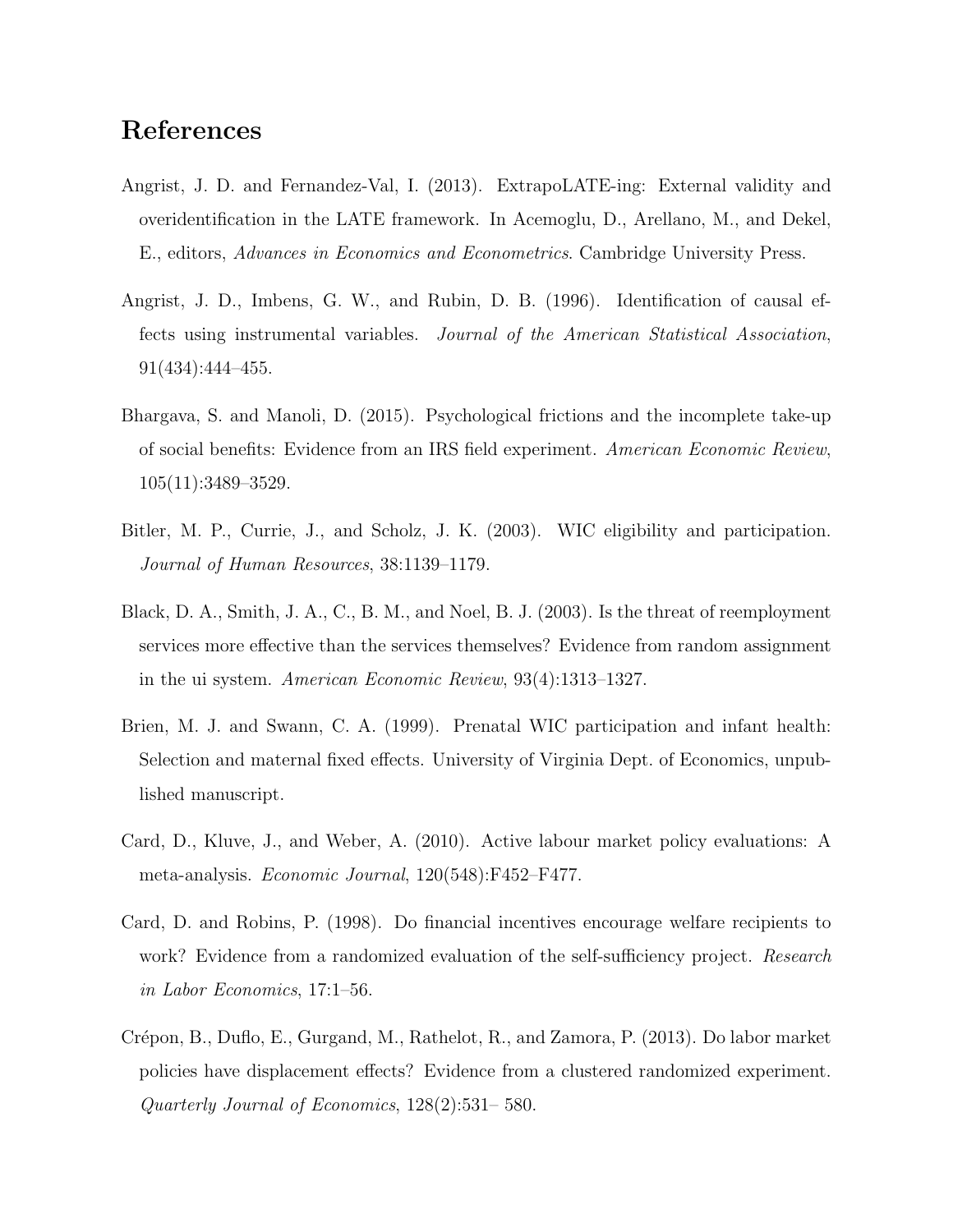# References

Angrist, J. D. and Fernandez-Val, I. (2013). ExtrapoLATE-ing: External validity and overidentification in the LATE framework. In Acemoglu, D., Arellano, M., and Dekel, E., editors, *Advances in Economics and Econometrics*. Cambridge University Press.

Angrist, J. D., Imbens, G. W., and Rubin, D. B. (1996). Identification of causal effects using instrumental variables. *Journal of the American Statistical Association*, 91(434):444–455.

Bhargava, S. and Manoli, D. (2015). Psychological frictions and the incomplete take-up of social benefits: Evidence from an IRS field experiment. *American Economic Review*, 105(11):3489–3529.

Bitler, M. P., Currie, J., and Scholz, J. K. (2003). WIC eligibility and participation. *Journal of Human Resources*, 38:1139–1179.

Black, D. A., Smith, J. A., C., B. M., and Noel, B. J. (2003). Is the threat of reemployment services more effective than the services themselves? Evidence from random assignment in the ui system. *American Economic Review*, 93(4):1313–1327.

Brien, M. J. and Swann, C. A. (1999). Prenatal WIC participation and infant health: Selection and maternal fixed effects. University of Virginia Dept. of Economics, unpublished manuscript.

Card, D., Kluve, J., and Weber, A. (2010). Active labour market policy evaluations: A meta-analysis. *Economic Journal*, 120(548):F452–F477.

Card, D. and Robins, P. (1998). Do financial incentives encourage welfare recipients to work? Evidence from a randomized evaluation of the self-sufficiency project. *Research in Labor Economics*, 17:1–56.

Crépon, B., Duflo, E., Gurgand, M., Rathelot, R., and Zamora, P. (2013). Do labor market policies have displacement effects? Evidence from a clustered randomized experiment. *Quarterly Journal of Economics*, 128(2):531– 580.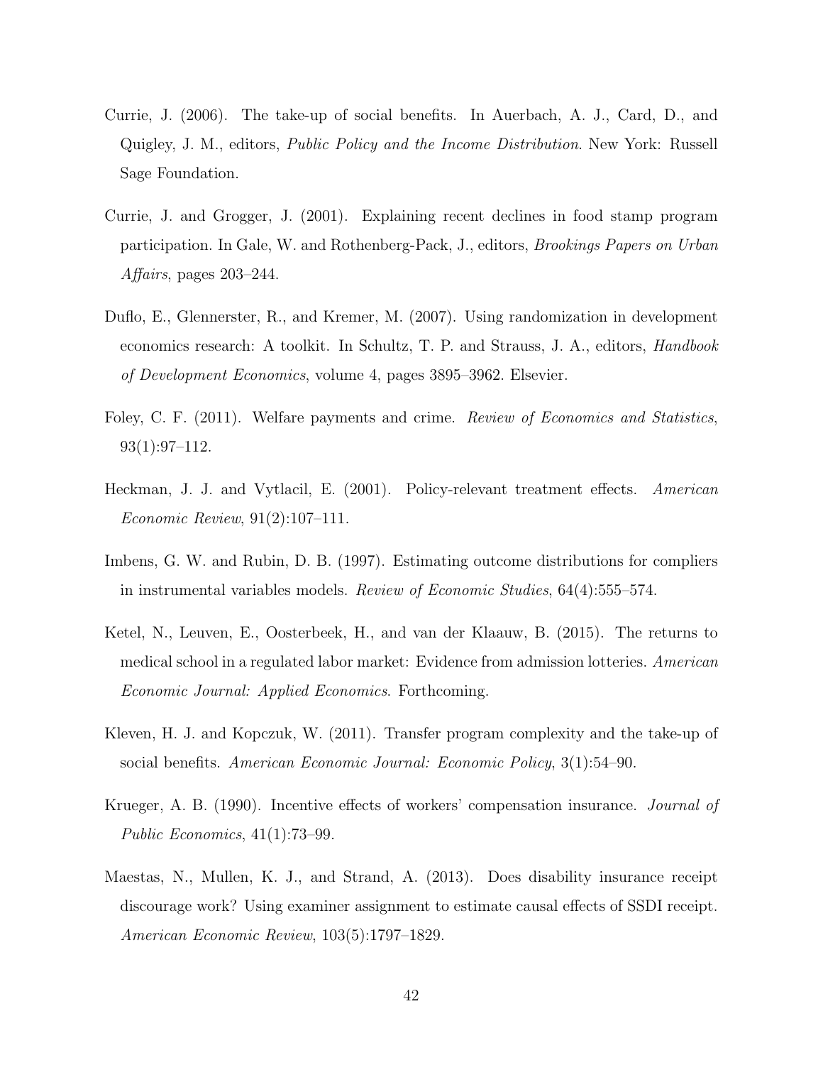Currie, J. (2006). The take-up of social benefits. In Auerbach, A. J., Card, D., and Quigley, J. M., editors, *Public Policy and the Income Distribution*. New York: Russell Sage Foundation.

Currie, J. and Grogger, J. (2001). Explaining recent declines in food stamp program participation. In Gale, W. and Rothenberg-Pack, J., editors, *Brookings Papers on Urban Affairs*, pages 203–244.

Duflo, E., Glennerster, R., and Kremer, M. (2007). Using randomization in development economics research: A toolkit. In Schultz, T. P. and Strauss, J. A., editors, *Handbook of Development Economics*, volume 4, pages 3895–3962. Elsevier.

Foley, C. F. (2011). Welfare payments and crime. *Review of Economics and Statistics*, 93(1):97–112.

Heckman, J. J. and Vytlacil, E. (2001). Policy-relevant treatment effects. *American Economic Review*, 91(2):107–111.

Imbens, G. W. and Rubin, D. B. (1997). Estimating outcome distributions for compliers in instrumental variables models. *Review of Economic Studies*, 64(4):555–574.

Ketel, N., Leuven, E., Oosterbeek, H., and van der Klaauw, B. (2015). The returns to medical school in a regulated labor market: Evidence from admission lotteries. *American Economic Journal: Applied Economics*. Forthcoming.

Kleven, H. J. and Kopczuk, W. (2011). Transfer program complexity and the take-up of social benefits. *American Economic Journal: Economic Policy*, 3(1):54–90.

Krueger, A. B. (1990). Incentive effects of workers' compensation insurance. *Journal of Public Economics*, 41(1):73–99.

Maestas, N., Mullen, K. J., and Strand, A. (2013). Does disability insurance receipt discourage work? Using examiner assignment to estimate causal effects of SSDI receipt. *American Economic Review*, 103(5):1797–1829.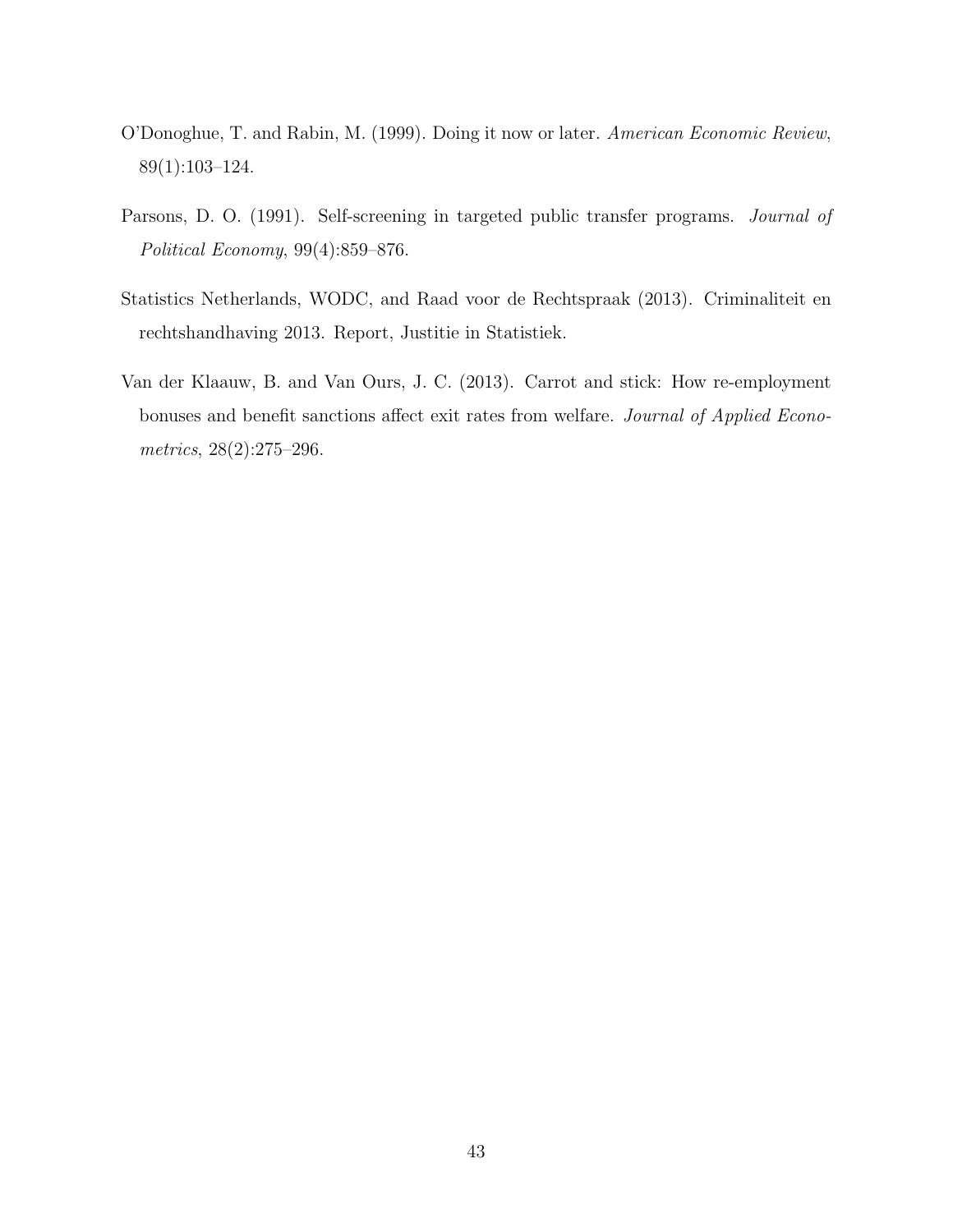O'Donoghue, T. and Rabin, M. (1999). Doing it now or later. *American Economic Review*, 89(1):103–124.

Parsons, D. O. (1991). Self-screening in targeted public transfer programs. *Journal of Political Economy*, 99(4):859–876.

Statistics Netherlands, WODC, and Raad voor de Rechtspraak (2013). Criminaliteit en rechtshandhaving 2013. Report, Justitie in Statistiek.

Van der Klaauw, B. and Van Ours, J. C. (2013). Carrot and stick: How re-employment bonuses and benefit sanctions affect exit rates from welfare. *Journal of Applied Econometrics*, 28(2):275–296.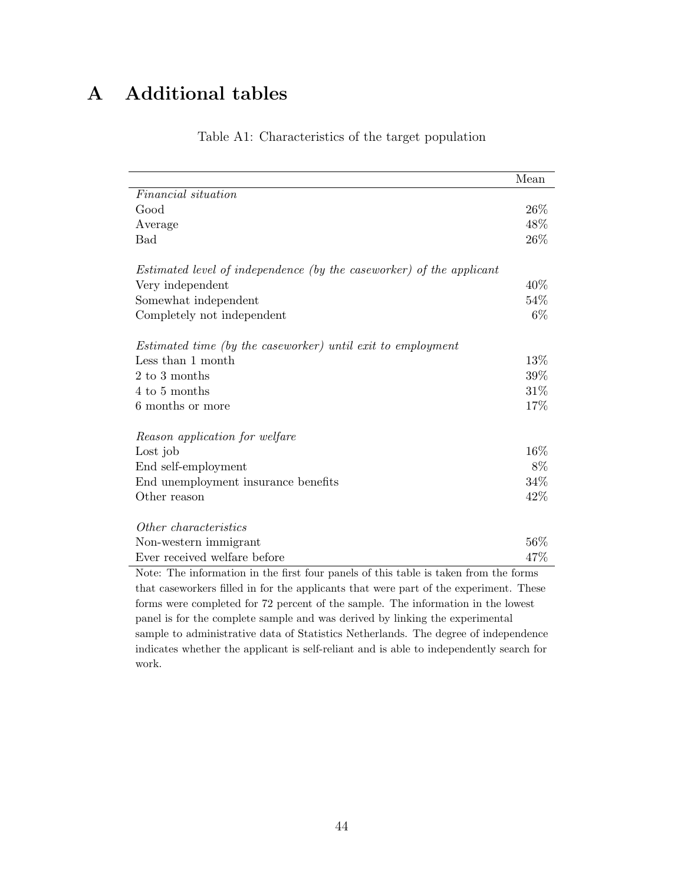# A Additional tables

Table A1: Characteristics of the target population

| | Mean |
|---|---|
| *Financial situation* | |
| Good | 26% |
| Average | 48% |
| Bad | 26% |
| | |
| *Estimated level of independence (by the caseworker) of the applicant* | |
| Very independent | 40% |
| Somewhat independent | 54% |
| Completely not independent | 6% |
| | |
| *Estimated time (by the caseworker) until exit to employment* | |
| Less than 1 month | 13% |
| 2 to 3 months | 39% |
| 4 to 5 months | 31% |
| 6 months or more | 17% |
| | |
| *Reason application for welfare* | |
| Lost job | 16% |
| End self-employment | 8% |
| End unemployment insurance benefits | 34% |
| Other reason | 42% |
| | |
| *Other characteristics* | |
| Non-western immigrant | 56% |
| Ever received welfare before | 47% |

Note: The information in the first four panels of this table is taken from the forms that caseworkers filled in for the applicants that were part of the experiment. These forms were completed for 72 percent of the sample. The information in the lowest panel is for the complete sample and was derived by linking the experimental sample to administrative data of Statistics Netherlands. The degree of independence indicates whether the applicant is self-reliant and is able to independently search for work.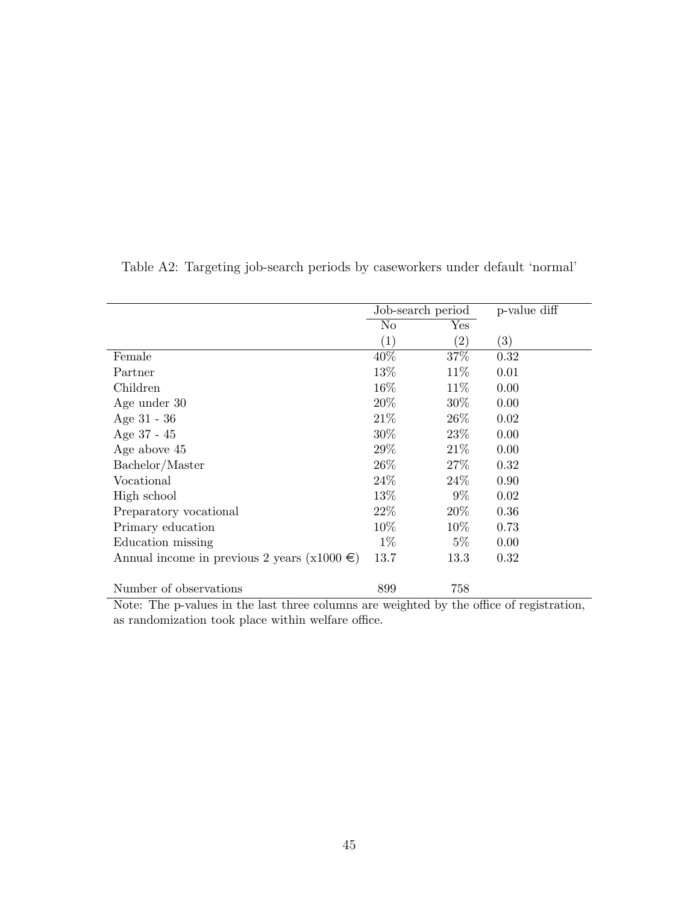Table A2: Targeting job-search periods by caseworkers under default 'normal'

| | Job-search period | | p-value diff |
|---|---|---|---|
| | No | Yes | |
| | (1) | (2) | (3) |
| Female | 40% | 37% | 0.32 |
| Partner | 13% | 11% | 0.01 |
| Children | 16% | 11% | 0.00 |
| Age under 30 | 20% | 30% | 0.00 |
| Age 31 - 36 | 21% | 26% | 0.02 |
| Age 37 - 45 | 30% | 23% | 0.00 |
| Age above 45 | 29% | 21% | 0.00 |
| Bachelor/Master | 26% | 27% | 0.32 |
| Vocational | 24% | 24% | 0.90 |
| High school | 13% | 9% | 0.02 |
| Preparatory vocational | 22% | 20% | 0.36 |
| Primary education | 10% | 10% | 0.73 |
| Education missing | 1% | 5% | 0.00 |
| Annual income in previous 2 years (x1000 €) | 13.7 | 13.3 | 0.32 |
| | | | |
| Number of observations | 899 | 758 | |

Note: The p-values in the last three columns are weighted by the office of registration, as randomization took place within welfare office.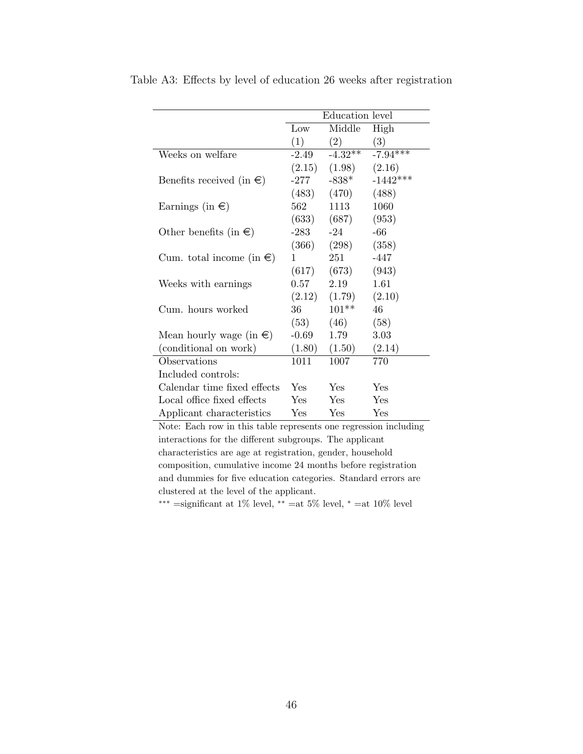Table A3: Effects by level of education 26 weeks after registration

| | Education level | | |
|---|---|---|---|
| | Low | Middle | High |
| | (1) | (2) | (3) |
| Weeks on welfare | -2.49 | -4.32** | -7.94*** |
| | (2.15) | (1.98) | (2.16) |
| Benefits received (in €) | -277 | -838* | -1442*** |
| | (483) | (470) | (488) |
| Earnings (in €) | 562 | 1113 | 1060 |
| | (633) | (687) | (953) |
| Other benefits (in €) | -283 | -24 | -66 |
| | (366) | (298) | (358) |
| Cum. total income (in €) | 1 | 251 | -447 |
| | (617) | (673) | (943) |
| Weeks with earnings | 0.57 | 2.19 | 1.61 |
| | (2.12) | (1.79) | (2.10) |
| Cum. hours worked | 36 | 101** | 46 |
| | (53) | (46) | (58) |
| Mean hourly wage (in €) | -0.69 | 1.79 | 3.03 |
| (conditional on work) | (1.80) | (1.50) | (2.14) |
| Observations | 1011 | 1007 | 770 |
| Included controls: | | | |
| Calendar time fixed effects | Yes | Yes | Yes |
| Local office fixed effects | Yes | Yes | Yes |
| Applicant characteristics | Yes | Yes | Yes |

Note: Each row in this table represents one regression including interactions for the different subgroups. The applicant characteristics are age at registration, gender, household composition, cumulative income 24 months before registration and dummies for five education categories. Standard errors are clustered at the level of the applicant.

*** =significant at 1% level, ** =at 5% level, * =at 10% level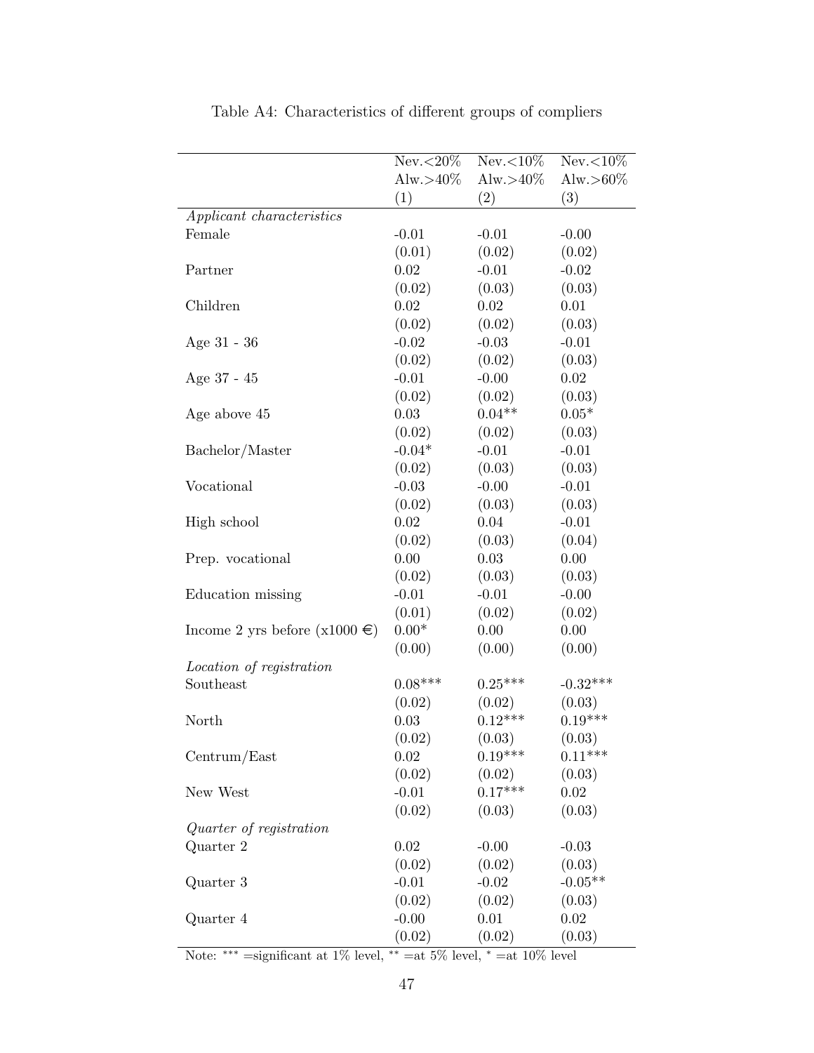Table A4: Characteristics of different groups of compliers

| | Nev.<20% Alw.>40% (1) | Nev.<10% Alw.>40% (2) | Nev.<10% Alw.>60% (3) |
|---|---|---|---|
| *Applicant characteristics* | | | |
| Female | -0.01 | -0.01 | -0.00 |
| | (0.01) | (0.02) | (0.02) |
| Partner | 0.02 | -0.01 | -0.02 |
| | (0.02) | (0.03) | (0.03) |
| Children | 0.02 | 0.02 | 0.01 |
| | (0.02) | (0.02) | (0.03) |
| Age 31 - 36 | -0.02 | -0.03 | -0.01 |
| | (0.02) | (0.02) | (0.03) |
| Age 37 - 45 | -0.01 | -0.00 | 0.02 |
| | (0.02) | (0.02) | (0.03) |
| Age above 45 | 0.03 | 0.04** | 0.05* |
| | (0.02) | (0.02) | (0.03) |
| Bachelor/Master | -0.04* | -0.01 | -0.01 |
| | (0.02) | (0.03) | (0.03) |
| Vocational | -0.03 | -0.00 | -0.01 |
| | (0.02) | (0.03) | (0.03) |
| High school | 0.02 | 0.04 | -0.01 |
| | (0.02) | (0.03) | (0.04) |
| Prep. vocational | 0.00 | 0.03 | 0.00 |
| | (0.02) | (0.03) | (0.03) |
| Education missing | -0.01 | -0.01 | -0.00 |
| | (0.01) | (0.02) | (0.02) |
| Income 2 yrs before (x1000 €) | 0.00* | 0.00 | 0.00 |
| | (0.00) | (0.00) | (0.00) |
| *Location of registration* | | | |
| Southeast | 0.08*** | 0.25*** | -0.32*** |
| | (0.02) | (0.02) | (0.03) |
| North | 0.03 | 0.12*** | 0.19*** |
| | (0.02) | (0.03) | (0.03) |
| Centrum/East | 0.02 | 0.19*** | 0.11*** |
| | (0.02) | (0.02) | (0.03) |
| New West | -0.01 | 0.17*** | 0.02 |
| | (0.02) | (0.03) | (0.03) |
| *Quarter of registration* | | | |
| Quarter 2 | 0.02 | -0.00 | -0.03 |
| | (0.02) | (0.02) | (0.03) |
| Quarter 3 | -0.01 | -0.02 | -0.05** |
| | (0.02) | (0.02) | (0.03) |
| Quarter 4 | -0.00 | 0.01 | 0.02 |
| | (0.02) | (0.02) | (0.03) |

Note: *** =significant at 1% level, ** =at 5% level, * =at 10% level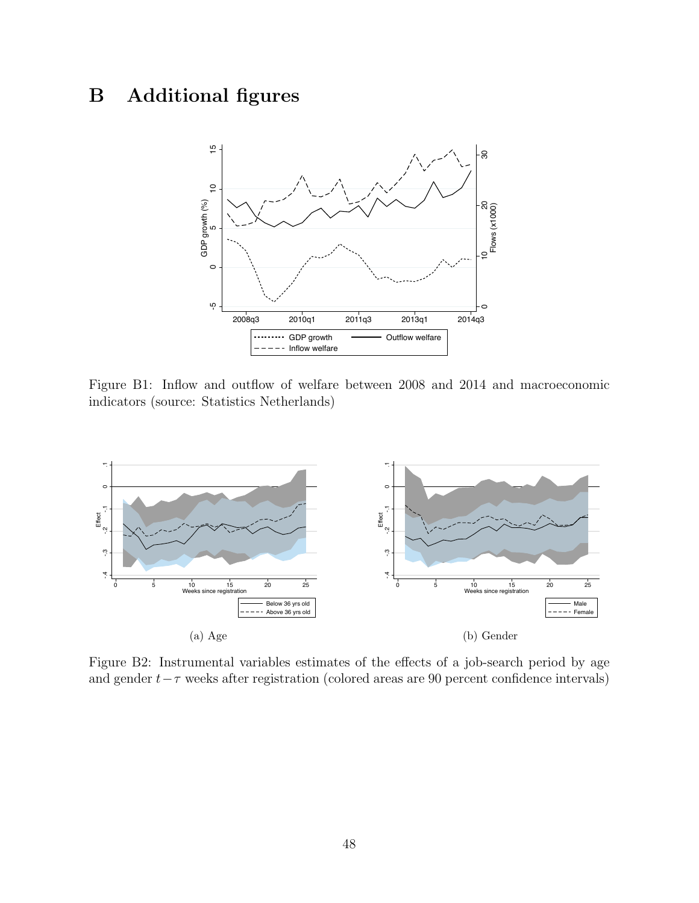# B Additional figures

Figure B1: Inflow and outflow of welfare between 2008 and 2014 and macroeconomic indicators (source: Statistics Netherlands)

(a) Age

(b) Gender

Figure B2: Instrumental variables estimates of the effects of a job-search period by age and gender $t-\tau$ weeks after registration (colored areas are 90 percent confidence intervals)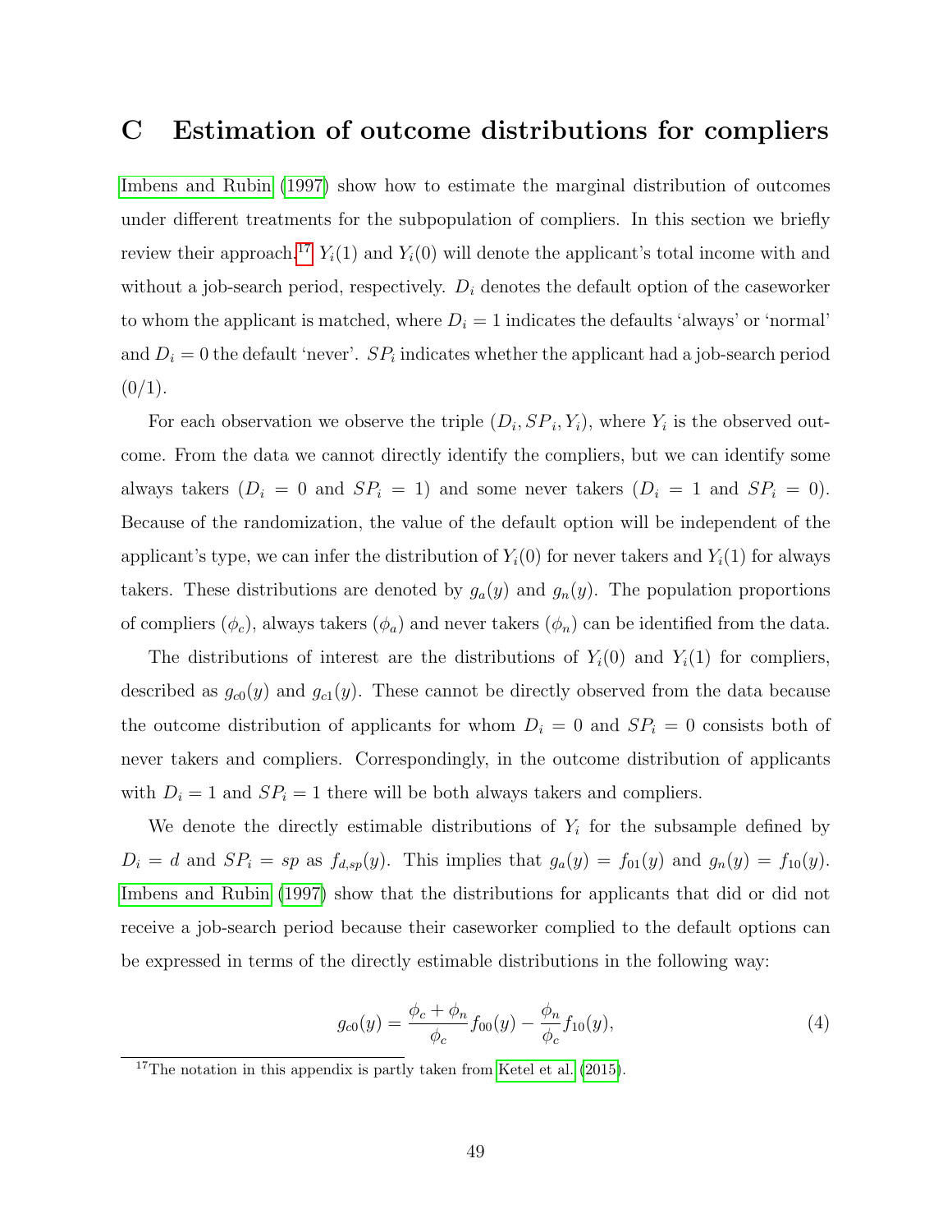# C Estimation of outcome distributions for compliers

Imbens and Rubin (1997) show how to estimate the marginal distribution of outcomes under different treatments for the subpopulation of compliers. In this section we briefly review their approach.[17] $Y_i(1)$ and $Y_i(0)$ will denote the applicant's total income with and without a job-search period, respectively. $D_i$ denotes the default option of the caseworker to whom the applicant is matched, where $D_i = 1$ indicates the defaults 'always' or 'normal' and $D_i = 0$ the default 'never'. $SP_i$ indicates whether the applicant had a job-search period (0/1).

For each observation we observe the triple $(D_i, SP_i, Y_i)$, where $Y_i$ is the observed outcome. From the data we cannot directly identify the compliers, but we can identify some always takers ($D_i = 0$ and $SP_i = 1$) and some never takers ($D_i = 1$ and $SP_i = 0$). Because of the randomization, the value of the default option will be independent of the applicant's type, we can infer the distribution of $Y_i(0)$ for never takers and $Y_i(1)$ for always takers. These distributions are denoted by $g_a(y)$ and $g_n(y)$. The population proportions of compliers ($\phi_c$), always takers ($\phi_a$) and never takers ($\phi_n$) can be identified from the data.

The distributions of interest are the distributions of $Y_i(0)$ and $Y_i(1)$ for compliers, described as $g_{c0}(y)$ and $g_{c1}(y)$. These cannot be directly observed from the data because the outcome distribution of applicants for whom $D_i = 0$ and $SP_i = 0$ consists both of never takers and compliers. Correspondingly, in the outcome distribution of applicants with $D_i = 1$ and $SP_i = 1$ there will be both always takers and compliers.

We denote the directly estimable distributions of $Y_i$ for the subsample defined by $D_i = d$ and $SP_i = sp$ as $f_{d,sp}(y)$. This implies that $g_a(y) = f_{01}(y)$ and $g_n(y) = f_{10}(y)$. Imbens and Rubin (1997) show that the distributions for applicants that did or did not receive a job-search period because their caseworker complied to the default options can be expressed in terms of the directly estimable distributions in the following way:

$$g_{c0}(y) = \frac{\phi_c + \phi_n}{\phi_c} f_{00}(y) - \frac{\phi_n}{\phi_c} f_{10}(y), \tag{4}$$

[17] The notation in this appendix is partly taken from Ketel et al. (2015).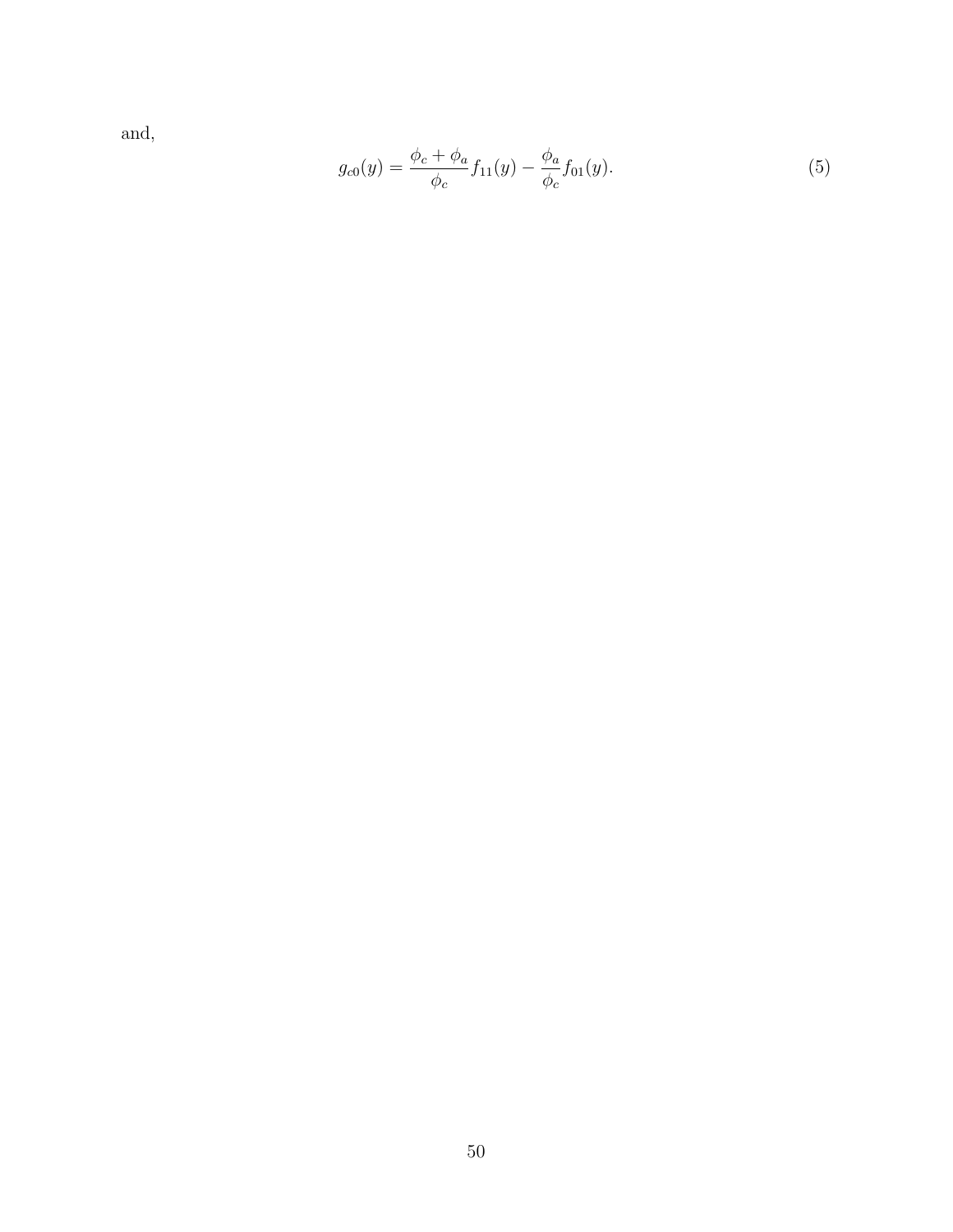and,

$$g_{c0}(y) = \frac{\phi_c + \phi_a}{\phi_c} f_{11}(y) - \frac{\phi_a}{\phi_c} f_{01}(y). \tag{5}$$